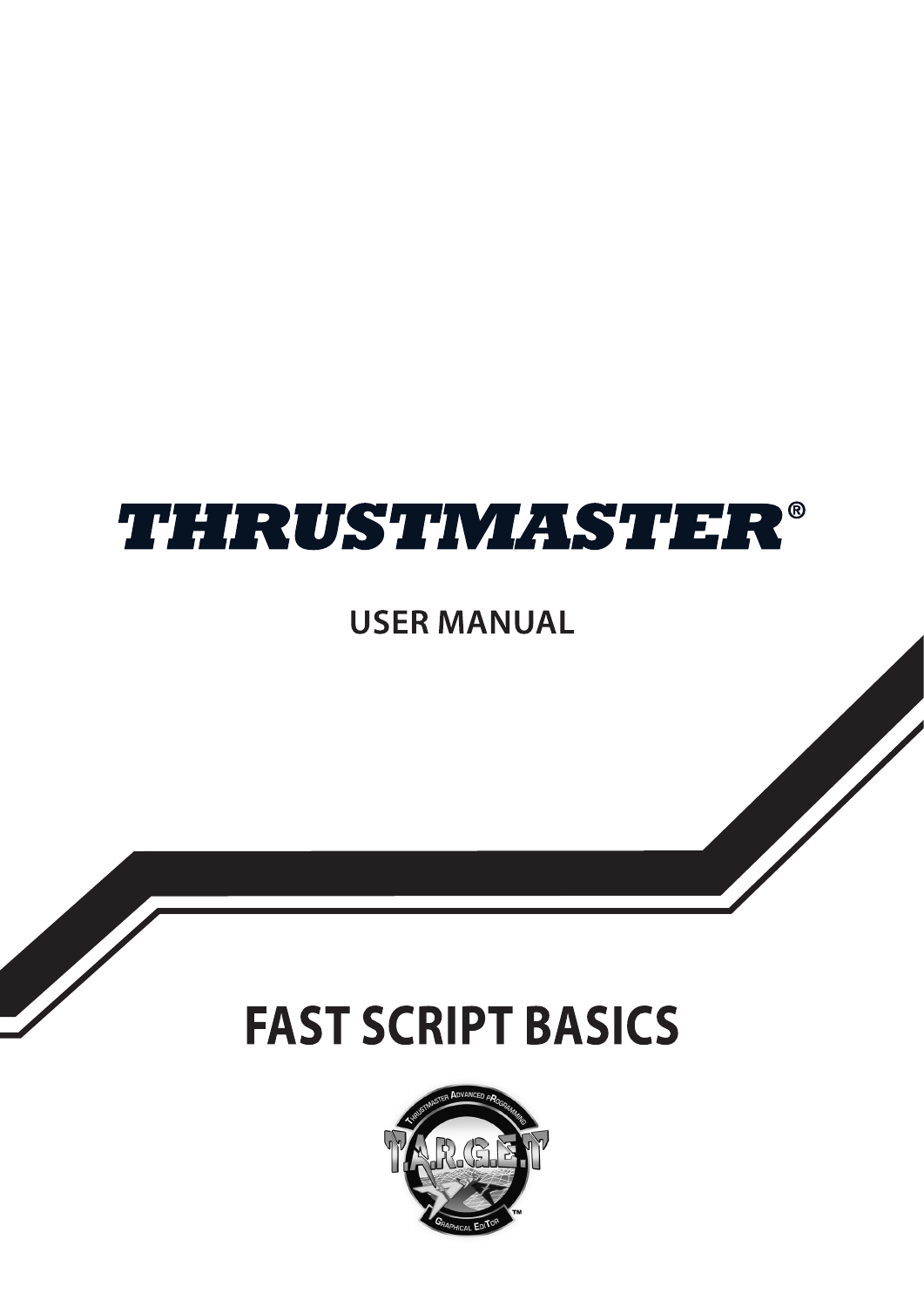# THRUSTMASTER®

USER MANUAL

# FAST SCRIPT BASICS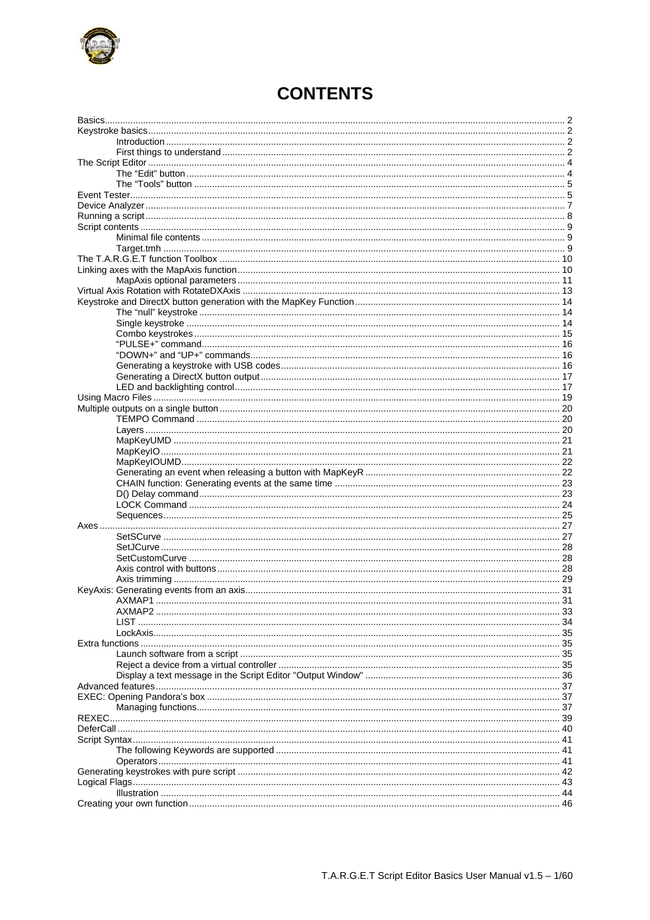# CONTENTS

- Basics ... 2
- Keystroke basics ... 2
  - Introduction ... 2
  - First things to understand ... 2
- The Script Editor ... 4
  - The “Edit” button ... 4
  - The “Tools” button ... 5
- Event Tester ... 5
- Device Analyzer ... 7
- Running a script ... 8
- Script contents ... 9
  - Minimal file contents ... 9
  - Target.tmh ... 9
- The T.A.R.G.E.T function Toolbox ... 10
- Linking axes with the MapAxis function ... 10
  - MapAxis optional parameters ... 11
- Virtual Axis Rotation with RotateDXAxis ... 13
- Keystroke and DirectX button generation with the MapKey Function ... 14
  - The “null” keystroke ... 14
  - Single keystroke ... 14
  - Combo keystrokes ... 15
  - “PULSE+” command ... 16
  - “DOWN+” and “UP+” commands ... 16
  - Generating a keystroke with USB codes ... 16
  - Generating a DirectX button output ... 17
  - LED and backlighting control ... 17
- Using Macro Files ... 19
- Multiple outputs on a single button ... 20
  - TEMPO Command ... 20
  - Layers ... 20
  - MapKeyUMD ... 21
  - MapKeyIO ... 21
  - MapKeyIOUMD ... 22
  - Generating an event when releasing a button with MapKeyR ... 22
  - CHAIN function: Generating events at the same time ... 23
  - D() Delay command ... 23
  - LOCK Command ... 24
  - Sequences ... 25
- Axes ... 27
  - SetSCurve ... 27
  - SetJCurve ... 28
  - SetCustomCurve ... 28
  - Axis control with buttons ... 28
  - Axis trimming ... 29
- KeyAxis: Generating events from an axis ... 31
  - AXMAP1 ... 31
  - AXMAP2 ... 33
  - LIST ... 34
  - LockAxis ... 35
- Extra functions ... 35
  - Launch software from a script ... 35
  - Reject a device from a virtual controller ... 35
  - Display a text message in the Script Editor "Output Window" ... 36
- Advanced features ... 37
- EXEC: Opening Pandora’s box ... 37
  - Managing functions ... 37
- REXEC ... 39
- DeferCall ... 40
- Script Syntax ... 41
  - The following Keywords are supported ... 41
  - Operators ... 41
- Generating keystrokes with pure script ... 42
- Logical Flags ... 43
  - Illustration ... 44
- Creating your own function ... 46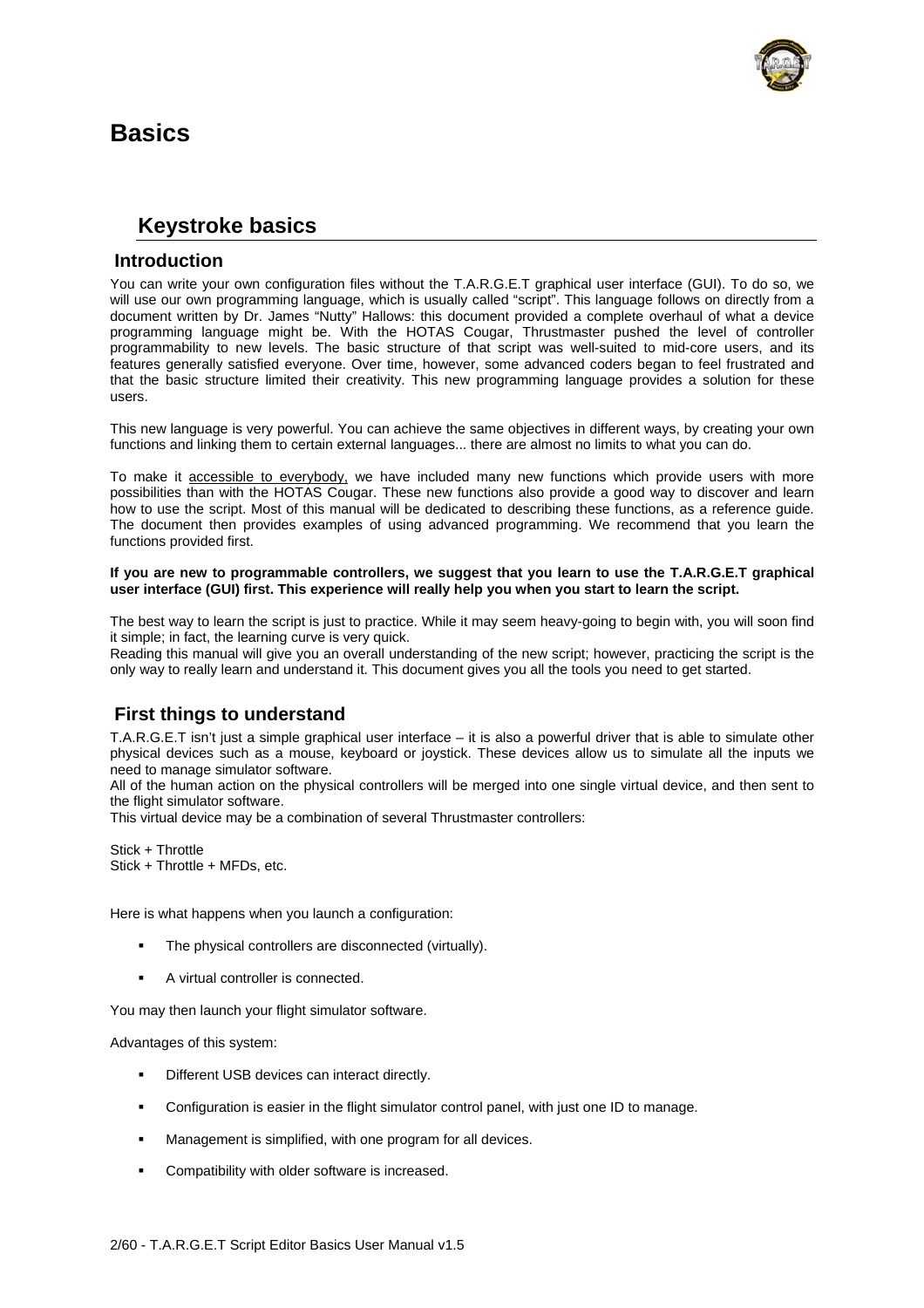# Basics

## Keystroke basics

### Introduction

You can write your own configuration files without the T.A.R.G.E.T graphical user interface (GUI). To do so, we will use our own programming language, which is usually called "script". This language follows on directly from a document written by Dr. James "Nutty" Hallows: this document provided a complete overhaul of what a device programming language might be. With the HOTAS Cougar, Thrustmaster pushed the level of controller programmability to new levels. The basic structure of that script was well-suited to mid-core users, and its features generally satisfied everyone. Over time, however, some advanced coders began to feel frustrated and that the basic structure limited their creativity. This new programming language provides a solution for these users.

This new language is very powerful. You can achieve the same objectives in different ways, by creating your own functions and linking them to certain external languages... there are almost no limits to what you can do.

To make it accessible to everybody, we have included many new functions which provide users with more possibilities than with the HOTAS Cougar. These new functions also provide a good way to discover and learn how to use the script. Most of this manual will be dedicated to describing these functions, as a reference guide. The document then provides examples of using advanced programming. We recommend that you learn the functions provided first.

**If you are new to programmable controllers, we suggest that you learn to use the T.A.R.G.E.T graphical user interface (GUI) first. This experience will really help you when you start to learn the script.**

The best way to learn the script is just to practice. While it may seem heavy-going to begin with, you will soon find it simple; in fact, the learning curve is very quick.
Reading this manual will give you an overall understanding of the new script; however, practicing the script is the only way to really learn and understand it. This document gives you all the tools you need to get started.

### First things to understand

T.A.R.G.E.T isn't just a simple graphical user interface – it is also a powerful driver that is able to simulate other physical devices such as a mouse, keyboard or joystick. These devices allow us to simulate all the inputs we need to manage simulator software.
All of the human action on the physical controllers will be merged into one single virtual device, and then sent to the flight simulator software.
This virtual device may be a combination of several Thrustmaster controllers:

Stick + Throttle
Stick + Throttle + MFDs, etc.

Here is what happens when you launch a configuration:

- The physical controllers are disconnected (virtually).
- A virtual controller is connected.

You may then launch your flight simulator software.

Advantages of this system:

- Different USB devices can interact directly.
- Configuration is easier in the flight simulator control panel, with just one ID to manage.
- Management is simplified, with one program for all devices.
- Compatibility with older software is increased.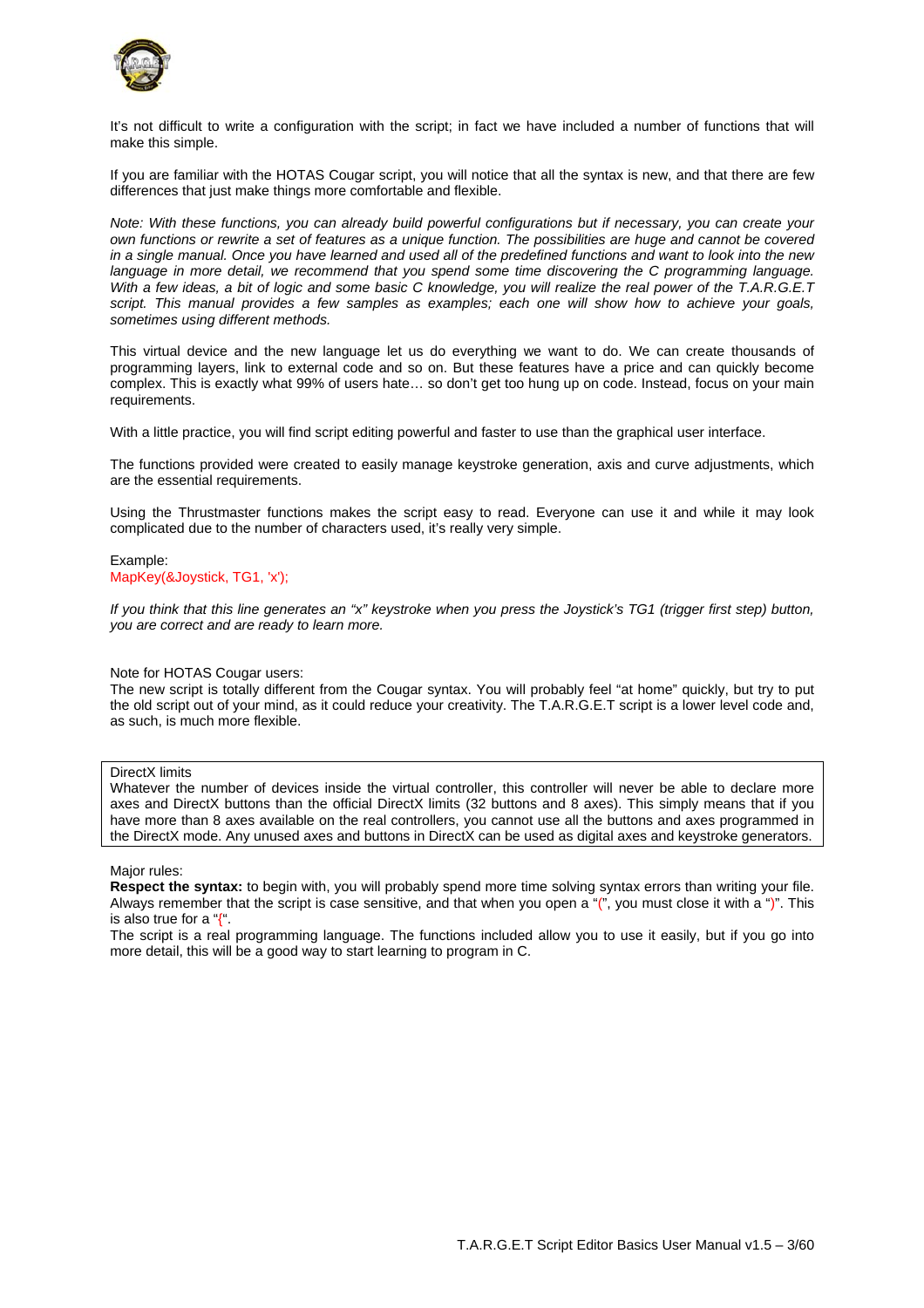It's not difficult to write a configuration with the script; in fact we have included a number of functions that will make this simple.

If you are familiar with the HOTAS Cougar script, you will notice that all the syntax is new, and that there are few differences that just make things more comfortable and flexible.

*Note: With these functions, you can already build powerful configurations but if necessary, you can create your own functions or rewrite a set of features as a unique function. The possibilities are huge and cannot be covered in a single manual. Once you have learned and used all of the predefined functions and want to look into the new language in more detail, we recommend that you spend some time discovering the C programming language. With a few ideas, a bit of logic and some basic C knowledge, you will realize the real power of the T.A.R.G.E.T script. This manual provides a few samples as examples; each one will show how to achieve your goals, sometimes using different methods.*

This virtual device and the new language let us do everything we want to do. We can create thousands of programming layers, link to external code and so on. But these features have a price and can quickly become complex. This is exactly what 99% of users hate… so don't get too hung up on code. Instead, focus on your main requirements.

With a little practice, you will find script editing powerful and faster to use than the graphical user interface.

The functions provided were created to easily manage keystroke generation, axis and curve adjustments, which are the essential requirements.

Using the Thrustmaster functions makes the script easy to read. Everyone can use it and while it may look complicated due to the number of characters used, it's really very simple.

Example:

```
MapKey(&Joystick, TG1, 'x');
```

*If you think that this line generates an "x" keystroke when you press the Joystick's TG1 (trigger first step) button, you are correct and are ready to learn more.*

Note for HOTAS Cougar users:
The new script is totally different from the Cougar syntax. You will probably feel "at home" quickly, but try to put the old script out of your mind, as it could reduce your creativity. The T.A.R.G.E.T script is a lower level code and, as such, is much more flexible.

DirectX limits
Whatever the number of devices inside the virtual controller, this controller will never be able to declare more axes and DirectX buttons than the official DirectX limits (32 buttons and 8 axes). This simply means that if you have more than 8 axes available on the real controllers, you cannot use all the buttons and axes programmed in the DirectX mode. Any unused axes and buttons in DirectX can be used as digital axes and keystroke generators.

Major rules:
**Respect the syntax:** to begin with, you will probably spend more time solving syntax errors than writing your file. Always remember that the script is case sensitive, and that when you open a "(", you must close it with a ")". This is also true for a "{".
The script is a real programming language. The functions included allow you to use it easily, but if you go into more detail, this will be a good way to start learning to program in C.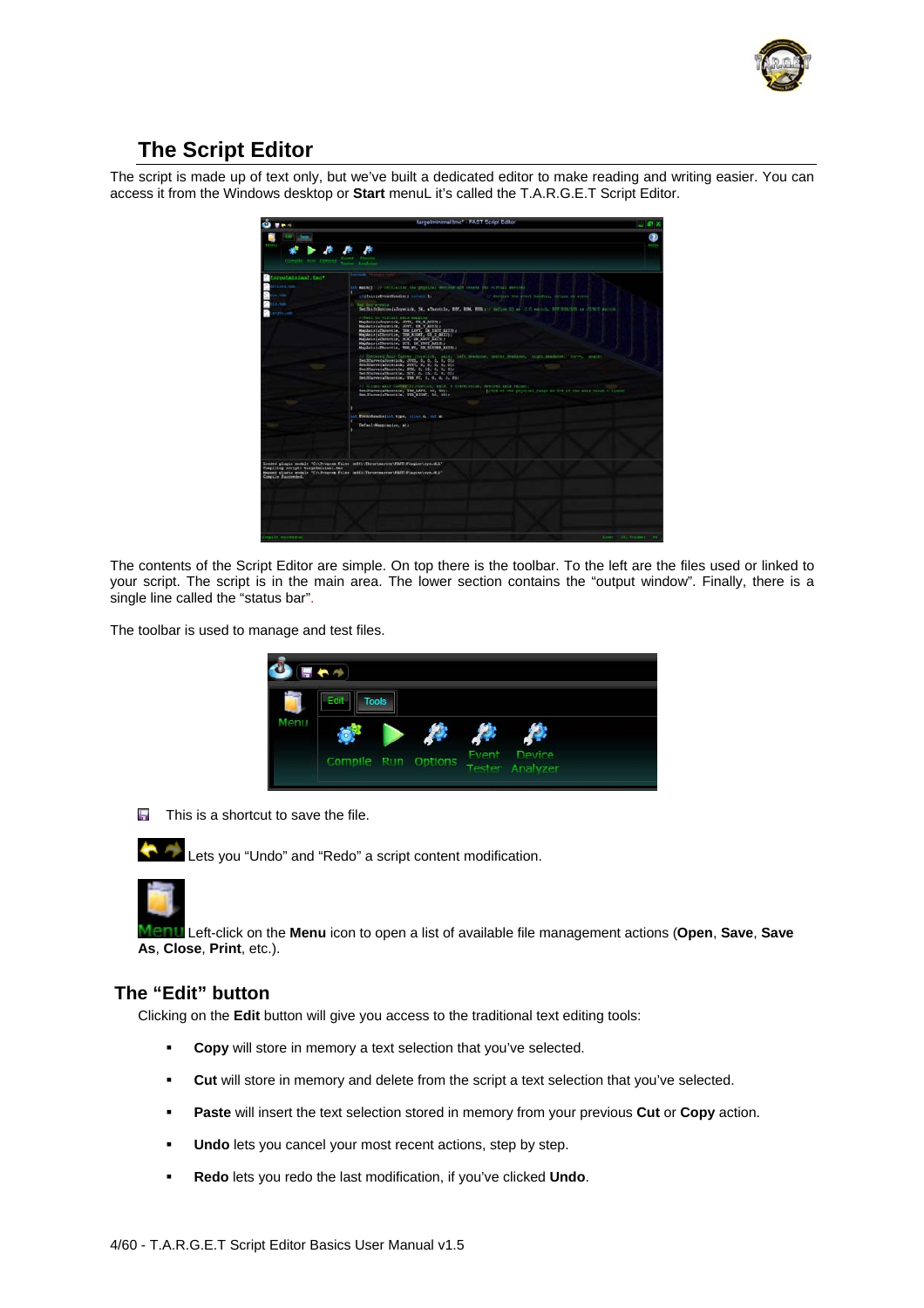## The Script Editor

The script is made up of text only, but we've built a dedicated editor to make reading and writing easier. You can access it from the Windows desktop or **Start** menuL it's called the T.A.R.G.E.T Script Editor.

The contents of the Script Editor are simple. On top there is the toolbar. To the left are the files used or linked to your script. The script is in the main area. The lower section contains the "output window". Finally, there is a single line called the "status bar".

The toolbar is used to manage and test files.

This is a shortcut to save the file.

Lets you "Undo" and "Redo" a script content modification.

Left-click on the **Menu** icon to open a list of available file management actions (**Open**, **Save**, **Save As**, **Close**, **Print**, etc.).

## The "Edit" button

Clicking on the **Edit** button will give you access to the traditional text editing tools:

- **Copy** will store in memory a text selection that you've selected.
- **Cut** will store in memory and delete from the script a text selection that you've selected.
- **Paste** will insert the text selection stored in memory from your previous **Cut** or **Copy** action.
- **Undo** lets you cancel your most recent actions, step by step.
- **Redo** lets you redo the last modification, if you've clicked **Undo**.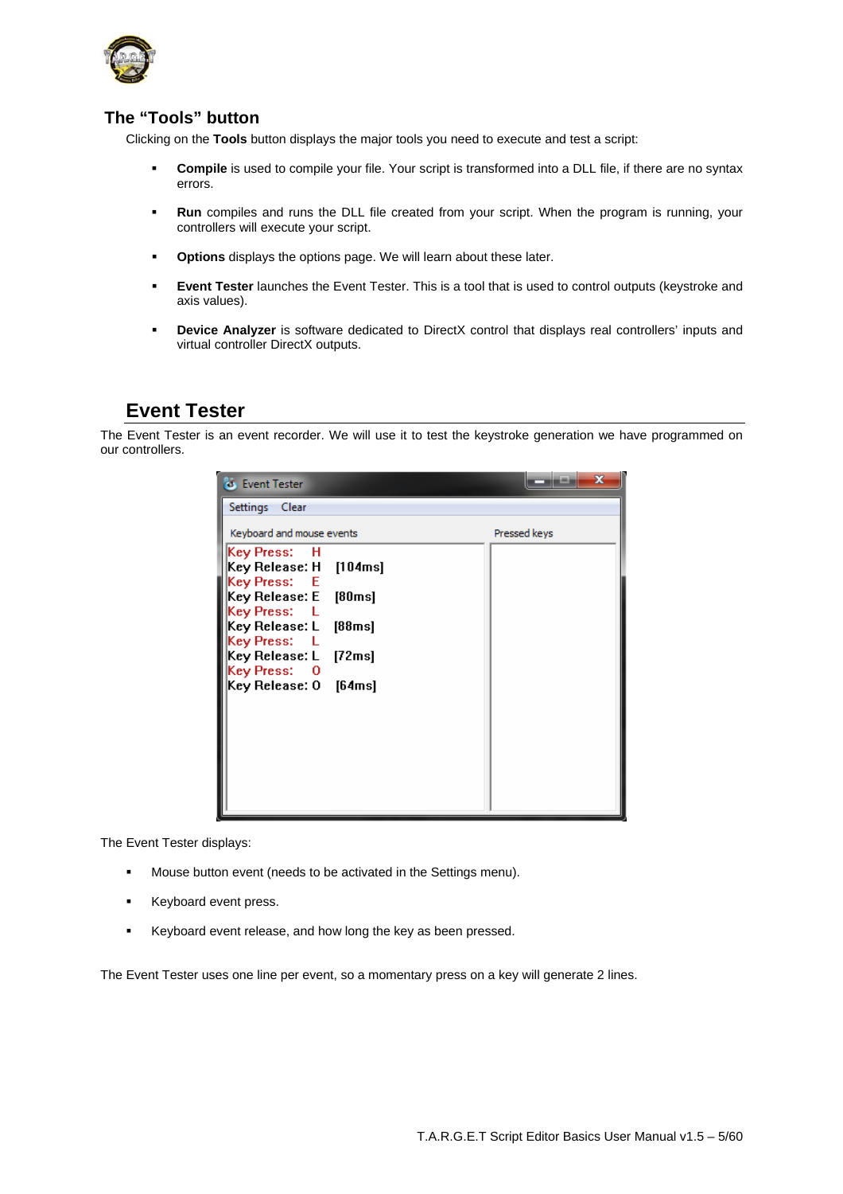## The “Tools” button

Clicking on the **Tools** button displays the major tools you need to execute and test a script:

- **Compile** is used to compile your file. Your script is transformed into a DLL file, if there are no syntax errors.
- **Run** compiles and runs the DLL file created from your script. When the program is running, your controllers will execute your script.
- **Options** displays the options page. We will learn about these later.
- **Event Tester** launches the Event Tester. This is a tool that is used to control outputs (keystroke and axis values).
- **Device Analyzer** is software dedicated to DirectX control that displays real controllers' inputs and virtual controller DirectX outputs.

# Event Tester

The Event Tester is an event recorder. We will use it to test the keystroke generation we have programmed on our controllers.

The Event Tester displays:

- Mouse button event (needs to be activated in the Settings menu).
- Keyboard event press.
- Keyboard event release, and how long the key as been pressed.

The Event Tester uses one line per event, so a momentary press on a key will generate 2 lines.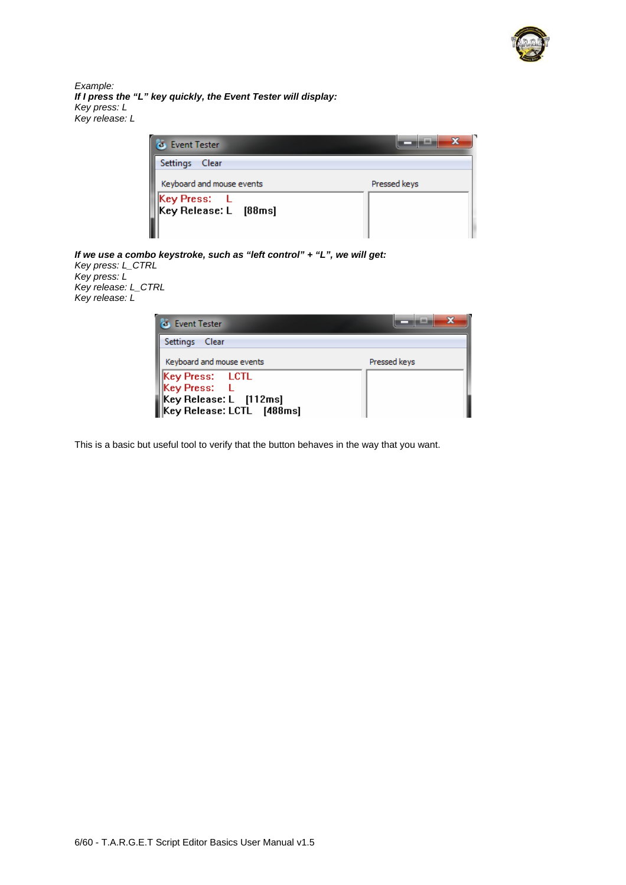*Example:*
***If I press the "L" key quickly, the Event Tester will display:***
*Key press: L*
*Key release: L*

***If we use a combo keystroke, such as "left control" + "L", we will get:***
*Key press: L_CTRL*
*Key press: L*
*Key release: L_CTRL*
*Key release: L*

This is a basic but useful tool to verify that the button behaves in the way that you want.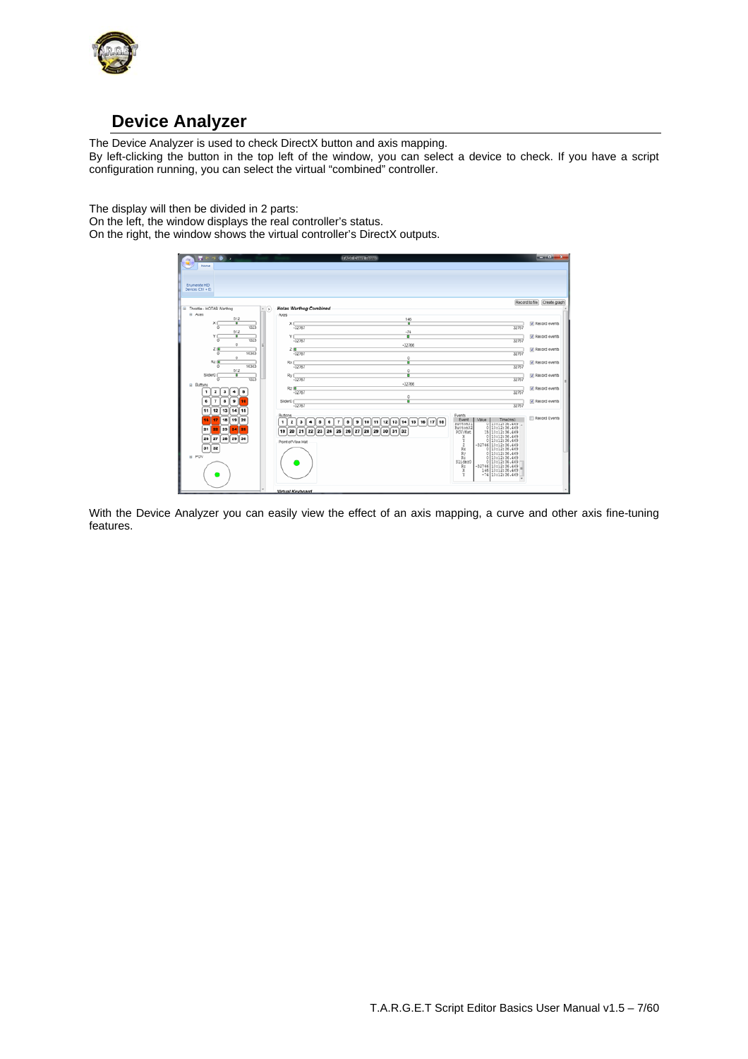## Device Analyzer

The Device Analyzer is used to check DirectX button and axis mapping.
By left-clicking the button in the top left of the window, you can select a device to check. If you have a script configuration running, you can select the virtual "combined" controller.

The display will then be divided in 2 parts:
On the left, the window displays the real controller's status.
On the right, the window shows the virtual controller's DirectX outputs.

With the Device Analyzer you can easily view the effect of an axis mapping, a curve and other axis fine-tuning features.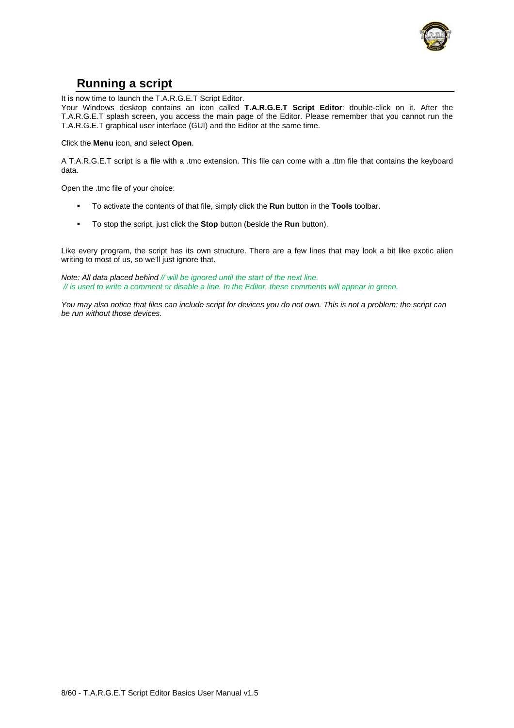## Running a script

It is now time to launch the T.A.R.G.E.T Script Editor.
Your Windows desktop contains an icon called **T.A.R.G.E.T Script Editor**: double-click on it. After the T.A.R.G.E.T splash screen, you access the main page of the Editor. Please remember that you cannot run the T.A.R.G.E.T graphical user interface (GUI) and the Editor at the same time.

Click the **Menu** icon, and select **Open**.

A T.A.R.G.E.T script is a file with a .tmc extension. This file can come with a .ttm file that contains the keyboard data.

Open the .tmc file of your choice:

- To activate the contents of that file, simply click the **Run** button in the **Tools** toolbar.
- To stop the script, just click the **Stop** button (beside the **Run** button).

Like every program, the script has its own structure. There are a few lines that may look a bit like exotic alien writing to most of us, so we'll just ignore that.

*Note: All data placed behind // will be ignored until the start of the next line.*
*// is used to write a comment or disable a line. In the Editor, these comments will appear in green.*

*You may also notice that files can include script for devices you do not own. This is not a problem: the script can be run without those devices.*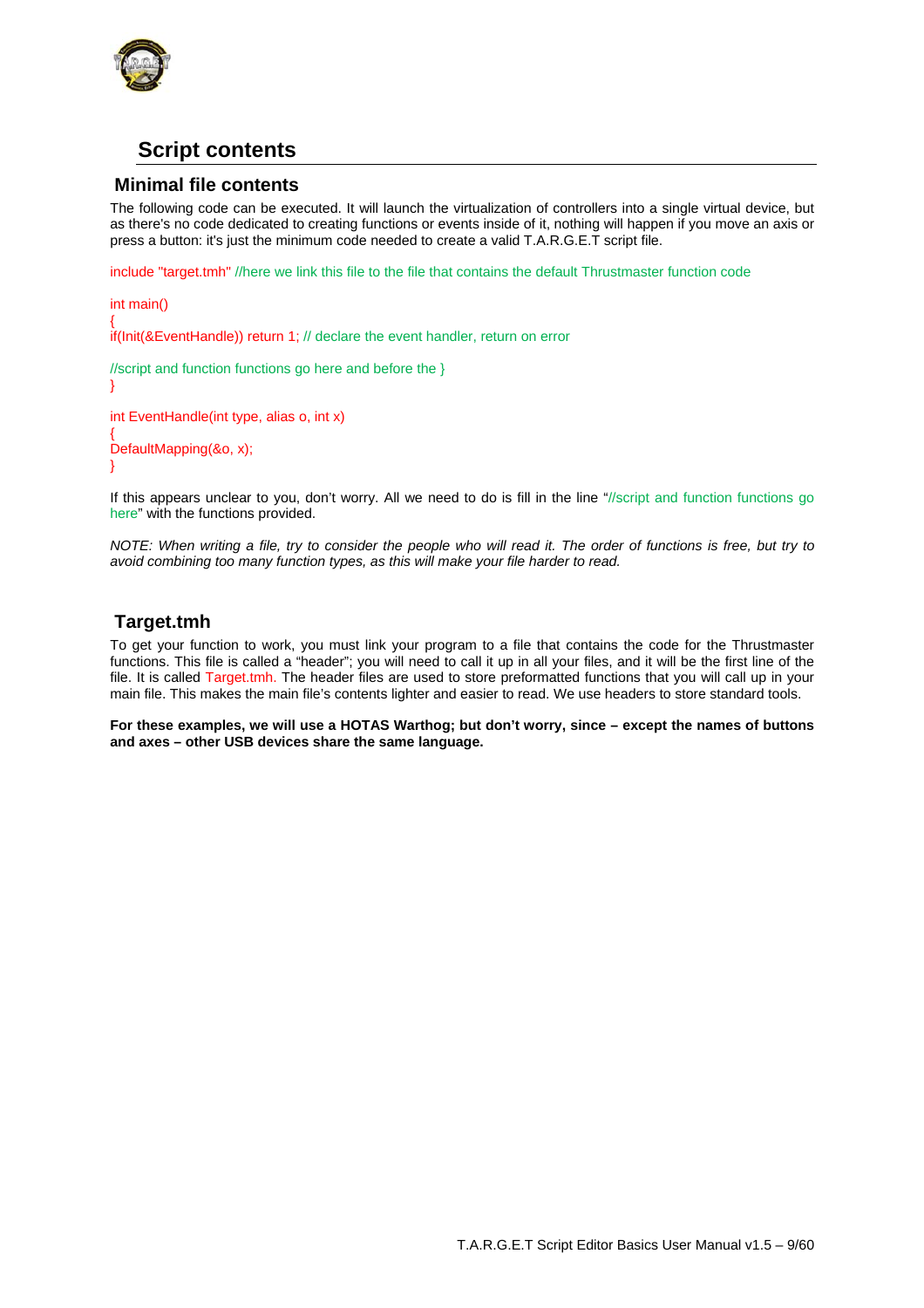## Script contents

### Minimal file contents

The following code can be executed. It will launch the virtualization of controllers into a single virtual device, but as there's no code dedicated to creating functions or events inside of it, nothing will happen if you move an axis or press a button: it's just the minimum code needed to create a valid T.A.R.G.E.T script file.

```
include "target.tmh" //here we link this file to the file that contains the default Thrustmaster function code

int main()
{
if(Init(&EventHandle)) return 1; // declare the event handler, return on error

//script and function functions go here and before the }
}

int EventHandle(int type, alias o, int x)
{
DefaultMapping(&o, x);
}
```

If this appears unclear to you, don't worry. All we need to do is fill in the line "//script and function functions go here" with the functions provided.

*NOTE: When writing a file, try to consider the people who will read it. The order of functions is free, but try to avoid combining too many function types, as this will make your file harder to read.*

### Target.tmh

To get your function to work, you must link your program to a file that contains the code for the Thrustmaster functions. This file is called a "header"; you will need to call it up in all your files, and it will be the first line of the file. It is called Target.tmh. The header files are used to store preformatted functions that you will call up in your main file. This makes the main file's contents lighter and easier to read. We use headers to store standard tools.

**For these examples, we will use a HOTAS Warthog; but don't worry, since – except the names of buttons and axes – other USB devices share the same language.**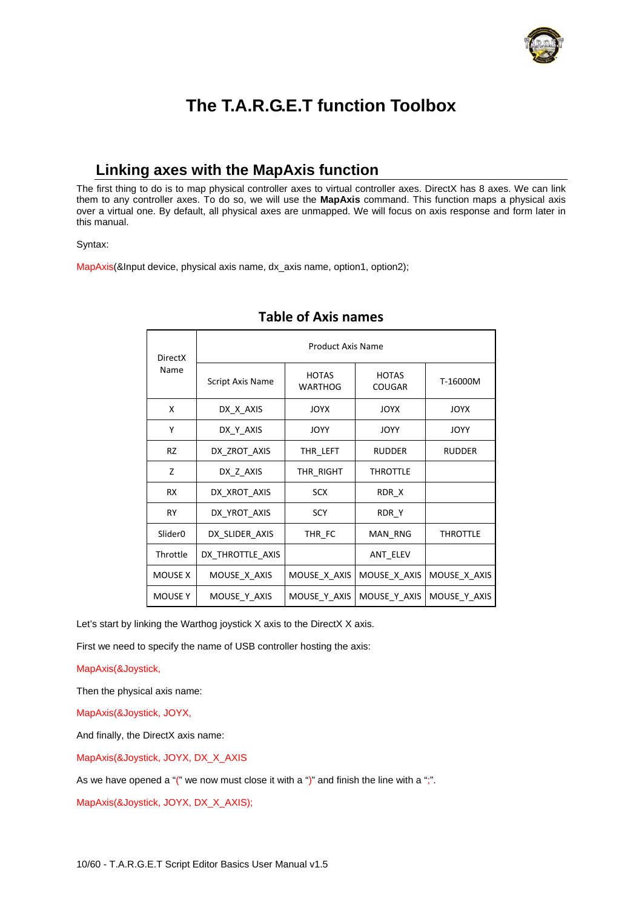# The T.A.R.G.E.T function Toolbox

## Linking axes with the MapAxis function

The first thing to do is to map physical controller axes to virtual controller axes. DirectX has 8 axes. We can link them to any controller axes. To do so, we will use the **MapAxis** command. This function maps a physical axis over a virtual one. By default, all physical axes are unmapped. We will focus on axis response and form later in this manual.

Syntax:

MapAxis(&Input device, physical axis name, dx_axis name, option1, option2);

### Table of Axis names

| DirectX Name | Product Axis Name | | | |
|---|---|---|---|---|
| | Script Axis Name | HOTAS WARTHOG | HOTAS COUGAR | T-16000M |
| X | DX_X_AXIS | JOYX | JOYX | JOYX |
| Y | DX_Y_AXIS | JOYY | JOYY | JOYY |
| RZ | DX_ZROT_AXIS | THR_LEFT | RUDDER | RUDDER |
| Z | DX_Z_AXIS | THR_RIGHT | THROTTLE | |
| RX | DX_XROT_AXIS | SCX | RDR_X | |
| RY | DX_YROT_AXIS | SCY | RDR_Y | |
| Slider0 | DX_SLIDER_AXIS | THR_FC | MAN_RNG | THROTTLE |
| Throttle | DX_THROTTLE_AXIS | | ANT_ELEV | |
| MOUSE X | MOUSE_X_AXIS | MOUSE_X_AXIS | MOUSE_X_AXIS | MOUSE_X_AXIS |
| MOUSE Y | MOUSE_Y_AXIS | MOUSE_Y_AXIS | MOUSE_Y_AXIS | MOUSE_Y_AXIS |

Let's start by linking the Warthog joystick X axis to the DirectX X axis.

First we need to specify the name of USB controller hosting the axis:

MapAxis(&Joystick,

Then the physical axis name:

MapAxis(&Joystick, JOYX,

And finally, the DirectX axis name:

MapAxis(&Joystick, JOYX, DX_X_AXIS

As we have opened a "(" we now must close it with a ")" and finish the line with a ";".

```
MapAxis(&Joystick, JOYX, DX_X_AXIS);
```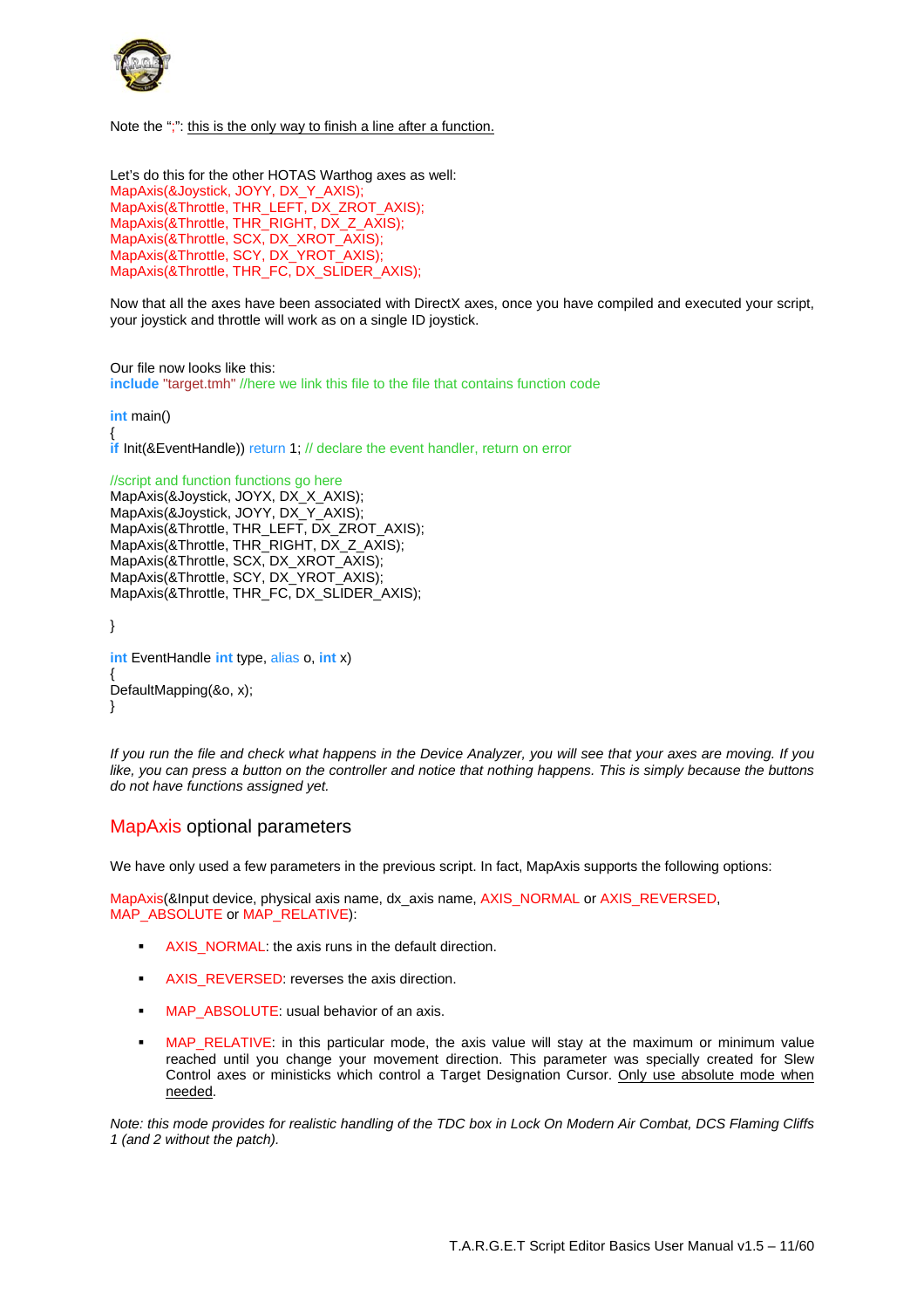Note the ";": this is the only way to finish a line after a function.

Let's do this for the other HOTAS Warthog axes as well:

```
MapAxis(&Joystick, JOYY, DX_Y_AXIS);
MapAxis(&Throttle, THR_LEFT, DX_ZROT_AXIS);
MapAxis(&Throttle, THR_RIGHT, DX_Z_AXIS);
MapAxis(&Throttle, SCX, DX_XROT_AXIS);
MapAxis(&Throttle, SCY, DX_YROT_AXIS);
MapAxis(&Throttle, THR_FC, DX_SLIDER_AXIS);
```

Now that all the axes have been associated with DirectX axes, once you have compiled and executed your script, your joystick and throttle will work as on a single ID joystick.

Our file now looks like this:

```
include "target.tmh" //here we link this file to the file that contains function code

int main()
{
if Init(&EventHandle)) return 1; // declare the event handler, return on error

//script and function functions go here
MapAxis(&Joystick, JOYX, DX_X_AXIS);
MapAxis(&Joystick, JOYY, DX_Y_AXIS);
MapAxis(&Throttle, THR_LEFT, DX_ZROT_AXIS);
MapAxis(&Throttle, THR_RIGHT, DX_Z_AXIS);
MapAxis(&Throttle, SCX, DX_XROT_AXIS);
MapAxis(&Throttle, SCY, DX_YROT_AXIS);
MapAxis(&Throttle, THR_FC, DX_SLIDER_AXIS);

}

int EventHandle int type, alias o, int x)
{
DefaultMapping(&o, x);
}
```

*If you run the file and check what happens in the Device Analyzer, you will see that your axes are moving. If you like, you can press a button on the controller and notice that nothing happens. This is simply because the buttons do not have functions assigned yet.*

## MapAxis optional parameters

We have only used a few parameters in the previous script. In fact, MapAxis supports the following options:

MapAxis(&Input device, physical axis name, dx_axis name, AXIS_NORMAL or AXIS_REVERSED, MAP_ABSOLUTE or MAP_RELATIVE):

- AXIS_NORMAL: the axis runs in the default direction.
- AXIS_REVERSED: reverses the axis direction.
- MAP_ABSOLUTE: usual behavior of an axis.
- MAP_RELATIVE: in this particular mode, the axis value will stay at the maximum or minimum value reached until you change your movement direction. This parameter was specially created for Slew Control axes or ministicks which control a Target Designation Cursor. Only use absolute mode when needed.

*Note: this mode provides for realistic handling of the TDC box in Lock On Modern Air Combat, DCS Flaming Cliffs 1 (and 2 without the patch).*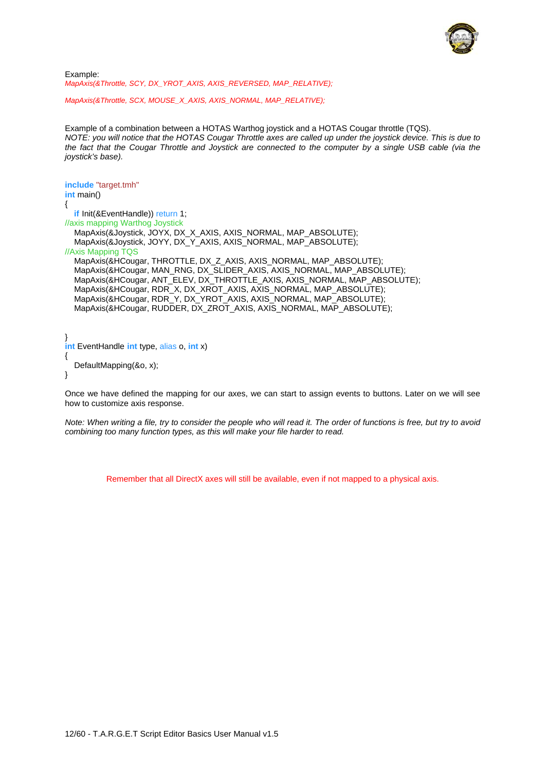Example:

*MapAxis(&Throttle, SCY, DX_YROT_AXIS, AXIS_REVERSED, MAP_RELATIVE);*

*MapAxis(&Throttle, SCX, MOUSE_X_AXIS, AXIS_NORMAL, MAP_RELATIVE);*

Example of a combination between a HOTAS Warthog joystick and a HOTAS Cougar throttle (TQS).
*NOTE: you will notice that the HOTAS Cougar Throttle axes are called up under the joystick device. This is due to the fact that the Cougar Throttle and Joystick are connected to the computer by a single USB cable (via the joystick's base).*

```
include "target.tmh"
int main()
{
   if Init(&EventHandle)) return 1;
//axis mapping Warthog Joystick
   MapAxis(&Joystick, JOYX, DX_X_AXIS, AXIS_NORMAL, MAP_ABSOLUTE);
   MapAxis(&Joystick, JOYY, DX_Y_AXIS, AXIS_NORMAL, MAP_ABSOLUTE);
//Axis Mapping TQS
   MapAxis(&HCougar, THROTTLE, DX_Z_AXIS, AXIS_NORMAL, MAP_ABSOLUTE);
   MapAxis(&HCougar, MAN_RNG, DX_SLIDER_AXIS, AXIS_NORMAL, MAP_ABSOLUTE);
   MapAxis(&HCougar, ANT_ELEV, DX_THROTTLE_AXIS, AXIS_NORMAL, MAP_ABSOLUTE);
   MapAxis(&HCougar, RDR_X, DX_XROT_AXIS, AXIS_NORMAL, MAP_ABSOLUTE);
   MapAxis(&HCougar, RDR_Y, DX_YROT_AXIS, AXIS_NORMAL, MAP_ABSOLUTE);
   MapAxis(&HCougar, RUDDER, DX_ZROT_AXIS, AXIS_NORMAL, MAP_ABSOLUTE);


}
int EventHandle int type, alias o, int x)
{
   DefaultMapping(&o, x);
}
```

Once we have defined the mapping for our axes, we can start to assign events to buttons. Later on we will see how to customize axis response.

*Note: When writing a file, try to consider the people who will read it. The order of functions is free, but try to avoid combining too many function types, as this will make your file harder to read.*

Remember that all DirectX axes will still be available, even if not mapped to a physical axis.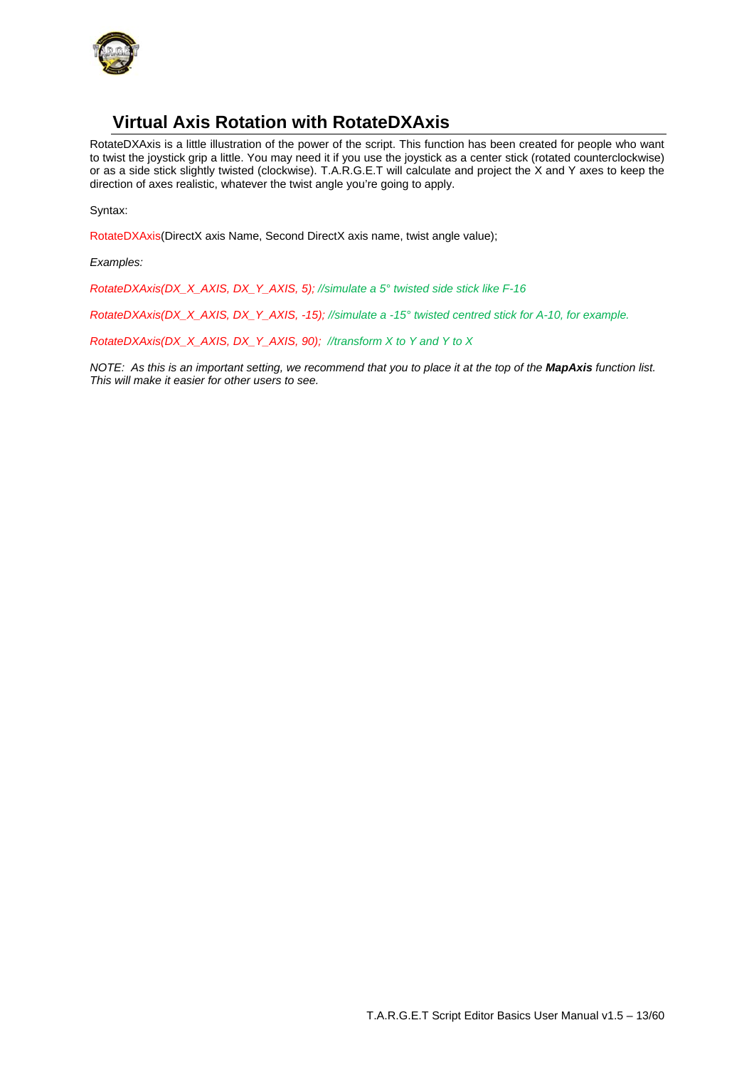## Virtual Axis Rotation with RotateDXAxis

RotateDXAxis is a little illustration of the power of the script. This function has been created for people who want to twist the joystick grip a little. You may need it if you use the joystick as a center stick (rotated counterclockwise) or as a side stick slightly twisted (clockwise). T.A.R.G.E.T will calculate and project the X and Y axes to keep the direction of axes realistic, whatever the twist angle you're going to apply.

Syntax:

```
RotateDXAxis(DirectX axis Name, Second DirectX axis name, twist angle value);
```

*Examples:*

```
RotateDXAxis(DX_X_AXIS, DX_Y_AXIS, 5); //simulate a 5° twisted side stick like F-16

RotateDXAxis(DX_X_AXIS, DX_Y_AXIS, -15); //simulate a -15° twisted centred stick for A-10, for example.

RotateDXAxis(DX_X_AXIS, DX_Y_AXIS, 90);  //transform X to Y and Y to X
```

*NOTE: As this is an important setting, we recommend that you to place it at the top of the **MapAxis** function list. This will make it easier for other users to see.*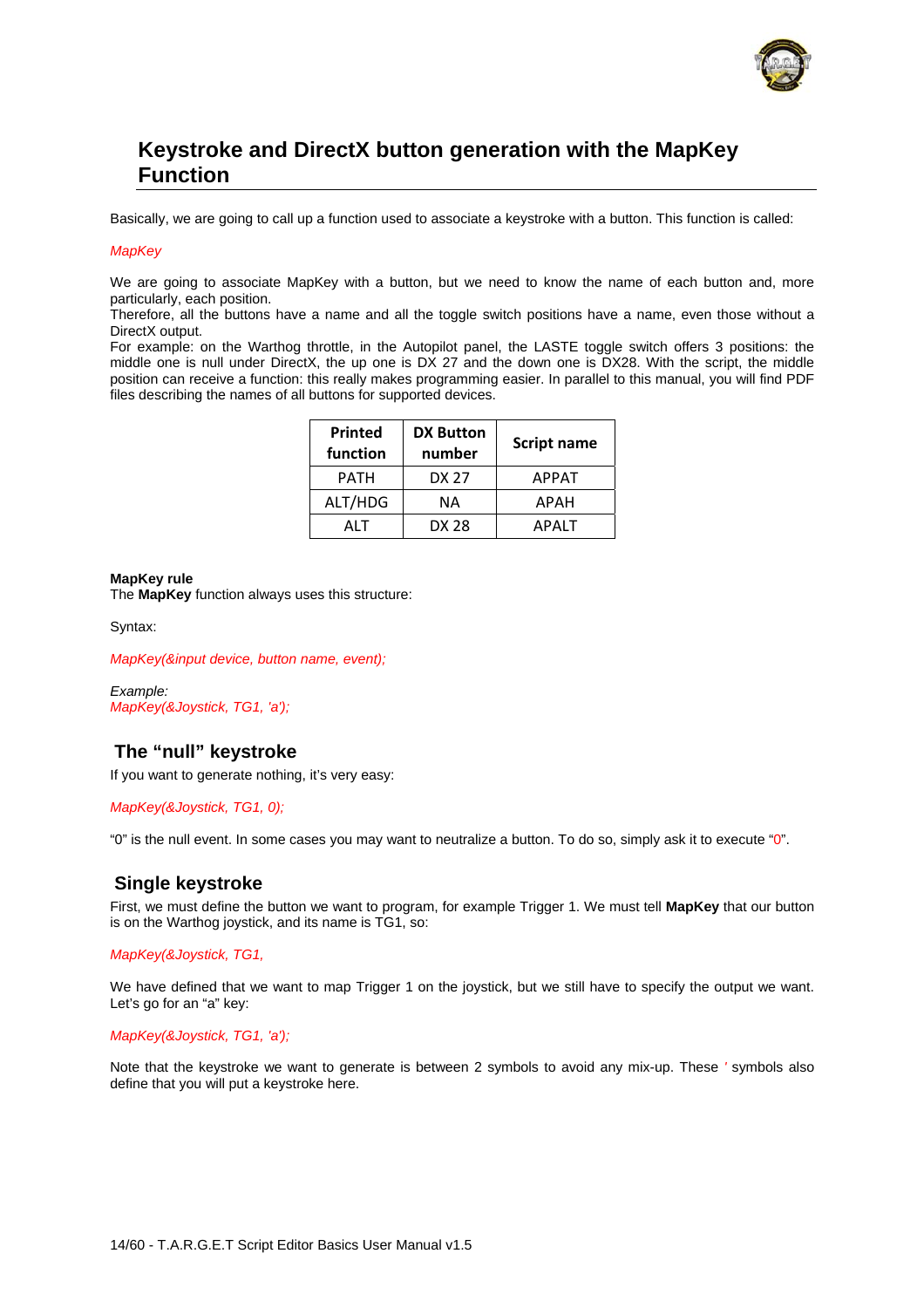# Keystroke and DirectX button generation with the MapKey Function

Basically, we are going to call up a function used to associate a keystroke with a button. This function is called:

*MapKey*

We are going to associate MapKey with a button, but we need to know the name of each button and, more particularly, each position.
Therefore, all the buttons have a name and all the toggle switch positions have a name, even those without a DirectX output.
For example: on the Warthog throttle, in the Autopilot panel, the LASTE toggle switch offers 3 positions: the middle one is null under DirectX, the up one is DX 27 and the down one is DX28. With the script, the middle position can receive a function: this really makes programming easier. In parallel to this manual, you will find PDF files describing the names of all buttons for supported devices.

| Printed function | DX Button number | Script name |
|---|---|---|
| PATH | DX 27 | APPAT |
| ALT/HDG | NA | APAH |
| ALT | DX 28 | APALT |

**MapKey rule**
The **MapKey** function always uses this structure:

Syntax:

*MapKey(&input device, button name, event);*

*Example:*
*MapKey(&Joystick, TG1, 'a');*

## The "null" keystroke

If you want to generate nothing, it's very easy:

*MapKey(&Joystick, TG1, 0);*

"0" is the null event. In some cases you may want to neutralize a button. To do so, simply ask it to execute "0".

## Single keystroke

First, we must define the button we want to program, for example Trigger 1. We must tell **MapKey** that our button is on the Warthog joystick, and its name is TG1, so:

*MapKey(&Joystick, TG1,*

We have defined that we want to map Trigger 1 on the joystick, but we still have to specify the output we want. Let's go for an "a" key:

*MapKey(&Joystick, TG1, 'a');*

Note that the keystroke we want to generate is between 2 symbols to avoid any mix-up. These ' symbols also define that you will put a keystroke here.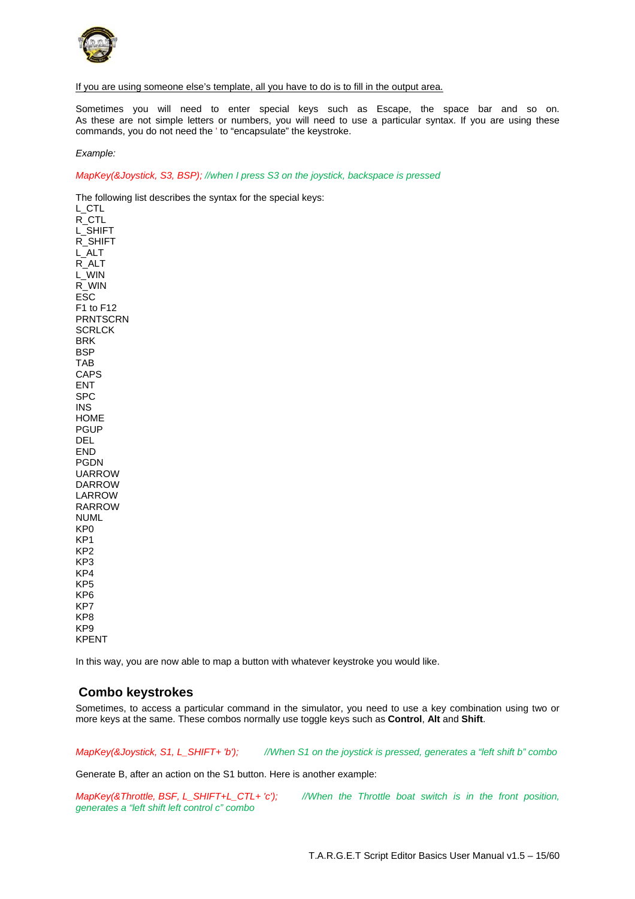<u>If you are using someone else's template, all you have to do is to fill in the output area.</u>

Sometimes you will need to enter special keys such as Escape, the space bar and so on. As these are not simple letters or numbers, you will need to use a particular syntax. If you are using these commands, you do not need the ' to "encapsulate" the keystroke.

*Example:*

*MapKey(&Joystick, S3, BSP); //when I press S3 on the joystick, backspace is pressed*

The following list describes the syntax for the special keys:

L_CTL
R_CTL
L_SHIFT
R_SHIFT
L_ALT
R_ALT
L_WIN
R_WIN
ESC
F1 to F12
PRNTSCRN
SCRLCK
BRK
BSP
TAB
CAPS
ENT
SPC
INS
HOME
PGUP
DEL
END
PGDN
UARROW
DARROW
LARROW
RARROW
NUML
KP0
KP1
KP2
KP3
KP4
KP5
KP6
KP7
KP8
KP9
KPENT

In this way, you are now able to map a button with whatever keystroke you would like.

## Combo keystrokes

Sometimes, to access a particular command in the simulator, you need to use a key combination using two or more keys at the same. These combos normally use toggle keys such as **Control**, **Alt** and **Shift**.

*MapKey(&Joystick, S1, L_SHIFT+ 'b'); //When S1 on the joystick is pressed, generates a "left shift b" combo*

Generate B, after an action on the S1 button. Here is another example:

*MapKey(&Throttle, BSF, L_SHIFT+L_CTL+ 'c'); //When the Throttle boat switch is in the front position, generates a "left shift left control c" combo*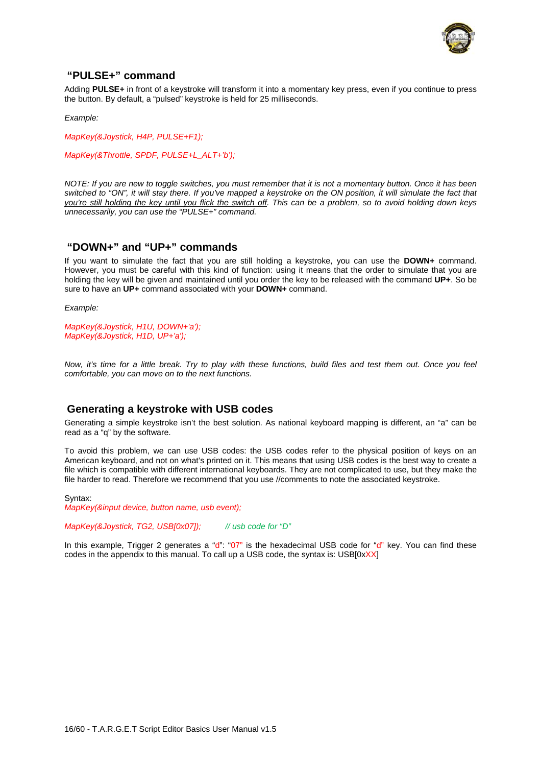## "PULSE+" command

Adding **PULSE+** in front of a keystroke will transform it into a momentary key press, even if you continue to press the button. By default, a "pulsed" keystroke is held for 25 milliseconds.

*Example:*

*MapKey(&Joystick, H4P, PULSE+F1);*

*MapKey(&Throttle, SPDF, PULSE+L_ALT+'b');*

*NOTE: If you are new to toggle switches, you must remember that it is not a momentary button. Once it has been switched to "ON", it will stay there. If you've mapped a keystroke on the ON position, it will simulate the fact that* <u>*you're still holding the key until you flick the switch off*</u>*. This can be a problem, so to avoid holding down keys unnecessarily, you can use the "PULSE+" command.*

## "DOWN+" and "UP+" commands

If you want to simulate the fact that you are still holding a keystroke, you can use the **DOWN+** command. However, you must be careful with this kind of function: using it means that the order to simulate that you are holding the key will be given and maintained until you order the key to be released with the command **UP+**. So be sure to have an **UP+** command associated with your **DOWN+** command.

*Example:*

*MapKey(&Joystick, H1U, DOWN+'a');*
*MapKey(&Joystick, H1D, UP+'a');*

*Now, it's time for a little break. Try to play with these functions, build files and test them out. Once you feel comfortable, you can move on to the next functions.*

## Generating a keystroke with USB codes

Generating a simple keystroke isn't the best solution. As national keyboard mapping is different, an "a" can be read as a "q" by the software.

To avoid this problem, we can use USB codes: the USB codes refer to the physical position of keys on an American keyboard, and not on what's printed on it. This means that using USB codes is the best way to create a file which is compatible with different international keyboards. They are not complicated to use, but they make the file harder to read. Therefore we recommend that you use //comments to note the associated keystroke.

Syntax:
*MapKey(&input device, button name, usb event);*

*MapKey(&Joystick, TG2, USB[0x07]);* *// usb code for "D"*

In this example, Trigger 2 generates a "d": "07" is the hexadecimal USB code for "d" key. You can find these codes in the appendix to this manual. To call up a USB code, the syntax is: USB[0xXX]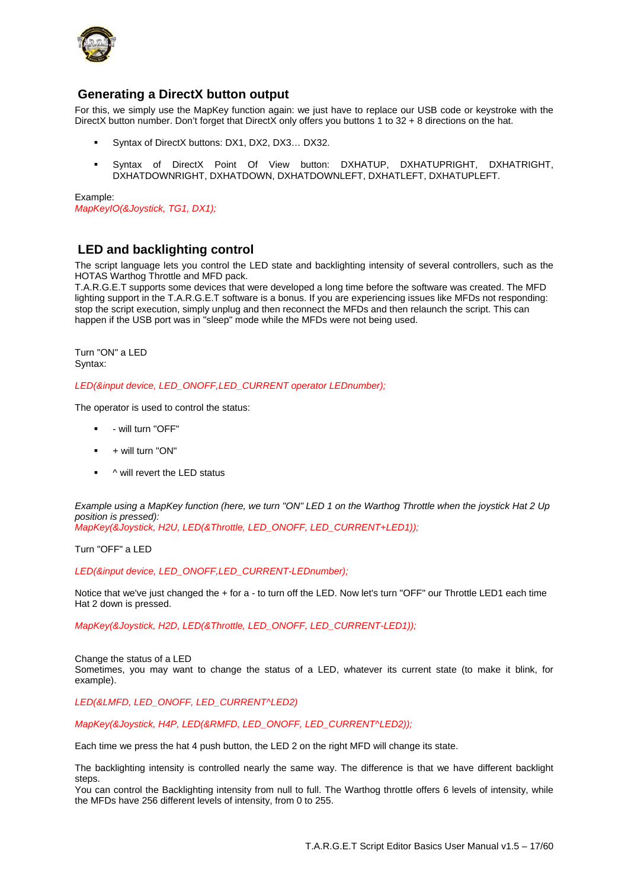## Generating a DirectX button output

For this, we simply use the MapKey function again: we just have to replace our USB code or keystroke with the DirectX button number. Don't forget that DirectX only offers you buttons 1 to 32 + 8 directions on the hat.

- Syntax of DirectX buttons: DX1, DX2, DX3… DX32.
- Syntax of DirectX Point Of View button: DXHATUP, DXHATUPRIGHT, DXHATRIGHT, DXHATDOWNRIGHT, DXHATDOWN, DXHATDOWNLEFT, DXHATLEFT, DXHATUPLEFT.

Example:

*MapKeyIO(&Joystick, TG1, DX1);*

## LED and backlighting control

The script language lets you control the LED state and backlighting intensity of several controllers, such as the HOTAS Warthog Throttle and MFD pack.
T.A.R.G.E.T supports some devices that were developed a long time before the software was created. The MFD lighting support in the T.A.R.G.E.T software is a bonus. If you are experiencing issues like MFDs not responding: stop the script execution, simply unplug and then reconnect the MFDs and then relaunch the script. This can happen if the USB port was in "sleep" mode while the MFDs were not being used.

Turn "ON" a LED
Syntax:

*LED(&input device, LED_ONOFF,LED_CURRENT operator LEDnumber);*

The operator is used to control the status:

- \- will turn "OFF"
- \+ will turn "ON"
- ^ will revert the LED status

*Example using a MapKey function (here, we turn "ON" LED 1 on the Warthog Throttle when the joystick Hat 2 Up position is pressed):*
*MapKey(&Joystick, H2U, LED(&Throttle, LED_ONOFF, LED_CURRENT+LED1));*

Turn "OFF" a LED

*LED(&input device, LED_ONOFF,LED_CURRENT-LEDnumber);*

Notice that we've just changed the + for a - to turn off the LED. Now let's turn "OFF" our Throttle LED1 each time Hat 2 down is pressed.

*MapKey(&Joystick, H2D, LED(&Throttle, LED_ONOFF, LED_CURRENT-LED1));*

Change the status of a LED
Sometimes, you may want to change the status of a LED, whatever its current state (to make it blink, for example).

*LED(&LMFD, LED_ONOFF, LED_CURRENT^LED2)*

*MapKey(&Joystick, H4P, LED(&RMFD, LED_ONOFF, LED_CURRENT^LED2));*

Each time we press the hat 4 push button, the LED 2 on the right MFD will change its state.

The backlighting intensity is controlled nearly the same way. The difference is that we have different backlight steps.
You can control the Backlighting intensity from null to full. The Warthog throttle offers 6 levels of intensity, while the MFDs have 256 different levels of intensity, from 0 to 255.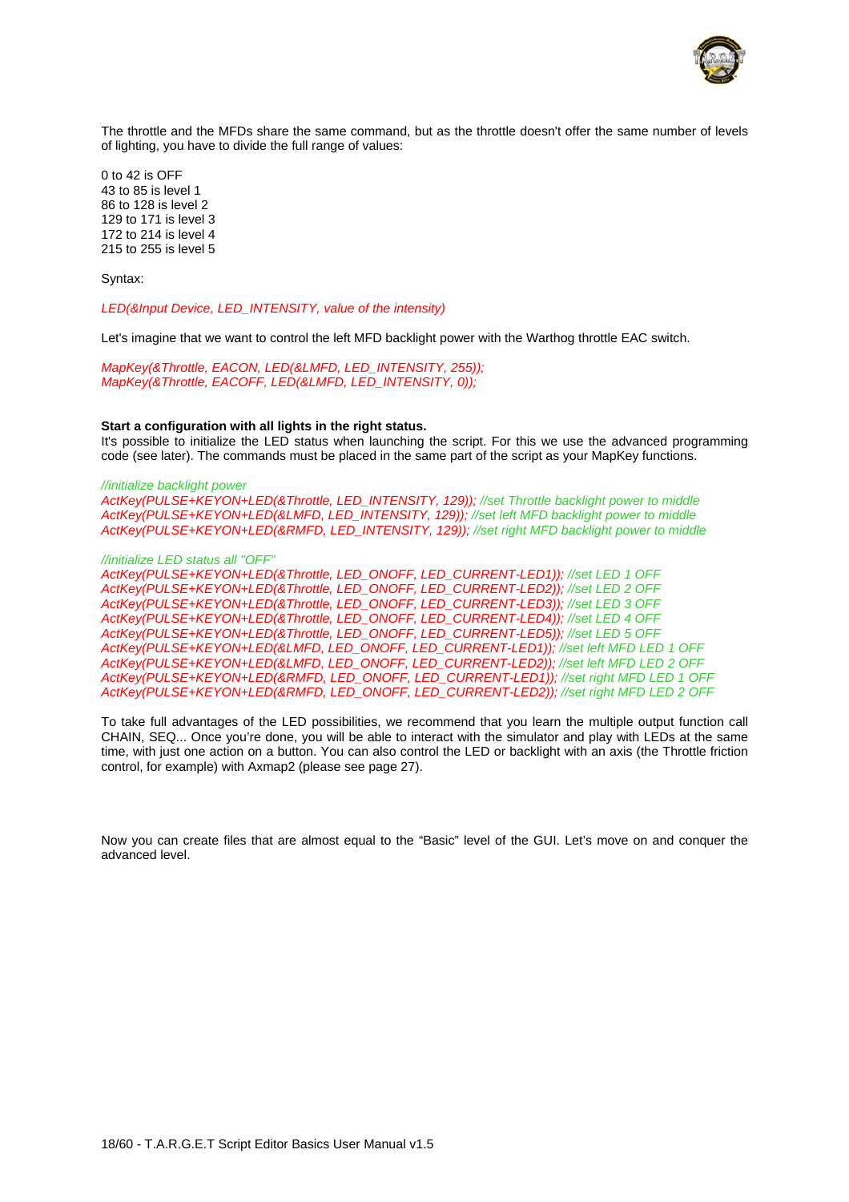The throttle and the MFDs share the same command, but as the throttle doesn't offer the same number of levels of lighting, you have to divide the full range of values:

0 to 42 is OFF
43 to 85 is level 1
86 to 128 is level 2
129 to 171 is level 3
172 to 214 is level 4
215 to 255 is level 5

Syntax:

```
LED(&Input Device, LED_INTENSITY, value of the intensity)
```

Let's imagine that we want to control the left MFD backlight power with the Warthog throttle EAC switch.

```
MapKey(&Throttle, EACON, LED(&LMFD, LED_INTENSITY, 255));
MapKey(&Throttle, EACOFF, LED(&LMFD, LED_INTENSITY, 0));
```

**Start a configuration with all lights in the right status.**
It's possible to initialize the LED status when launching the script. For this we use the advanced programming code (see later). The commands must be placed in the same part of the script as your MapKey functions.

```
//initialize backlight power
ActKey(PULSE+KEYON+LED(&Throttle, LED_INTENSITY, 129)); //set Throttle backlight power to middle
ActKey(PULSE+KEYON+LED(&LMFD, LED_INTENSITY, 129)); //set left MFD backlight power to middle
ActKey(PULSE+KEYON+LED(&RMFD, LED_INTENSITY, 129)); //set right MFD backlight power to middle

//initialize LED status all "OFF"
ActKey(PULSE+KEYON+LED(&Throttle, LED_ONOFF, LED_CURRENT-LED1)); //set LED 1 OFF
ActKey(PULSE+KEYON+LED(&Throttle, LED_ONOFF, LED_CURRENT-LED2)); //set LED 2 OFF
ActKey(PULSE+KEYON+LED(&Throttle, LED_ONOFF, LED_CURRENT-LED3)); //set LED 3 OFF
ActKey(PULSE+KEYON+LED(&Throttle, LED_ONOFF, LED_CURRENT-LED4)); //set LED 4 OFF
ActKey(PULSE+KEYON+LED(&Throttle, LED_ONOFF, LED_CURRENT-LED5)); //set LED 5 OFF
ActKey(PULSE+KEYON+LED(&LMFD, LED_ONOFF, LED_CURRENT-LED1)); //set left MFD LED 1 OFF
ActKey(PULSE+KEYON+LED(&LMFD, LED_ONOFF, LED_CURRENT-LED2)); //set left MFD LED 2 OFF
ActKey(PULSE+KEYON+LED(&RMFD, LED_ONOFF, LED_CURRENT-LED1)); //set right MFD LED 1 OFF
ActKey(PULSE+KEYON+LED(&RMFD, LED_ONOFF, LED_CURRENT-LED2)); //set right MFD LED 2 OFF
```

To take full advantages of the LED possibilities, we recommend that you learn the multiple output function call CHAIN, SEQ... Once you're done, you will be able to interact with the simulator and play with LEDs at the same time, with just one action on a button. You can also control the LED or backlight with an axis (the Throttle friction control, for example) with Axmap2 (please see page 27).

Now you can create files that are almost equal to the "Basic" level of the GUI. Let's move on and conquer the advanced level.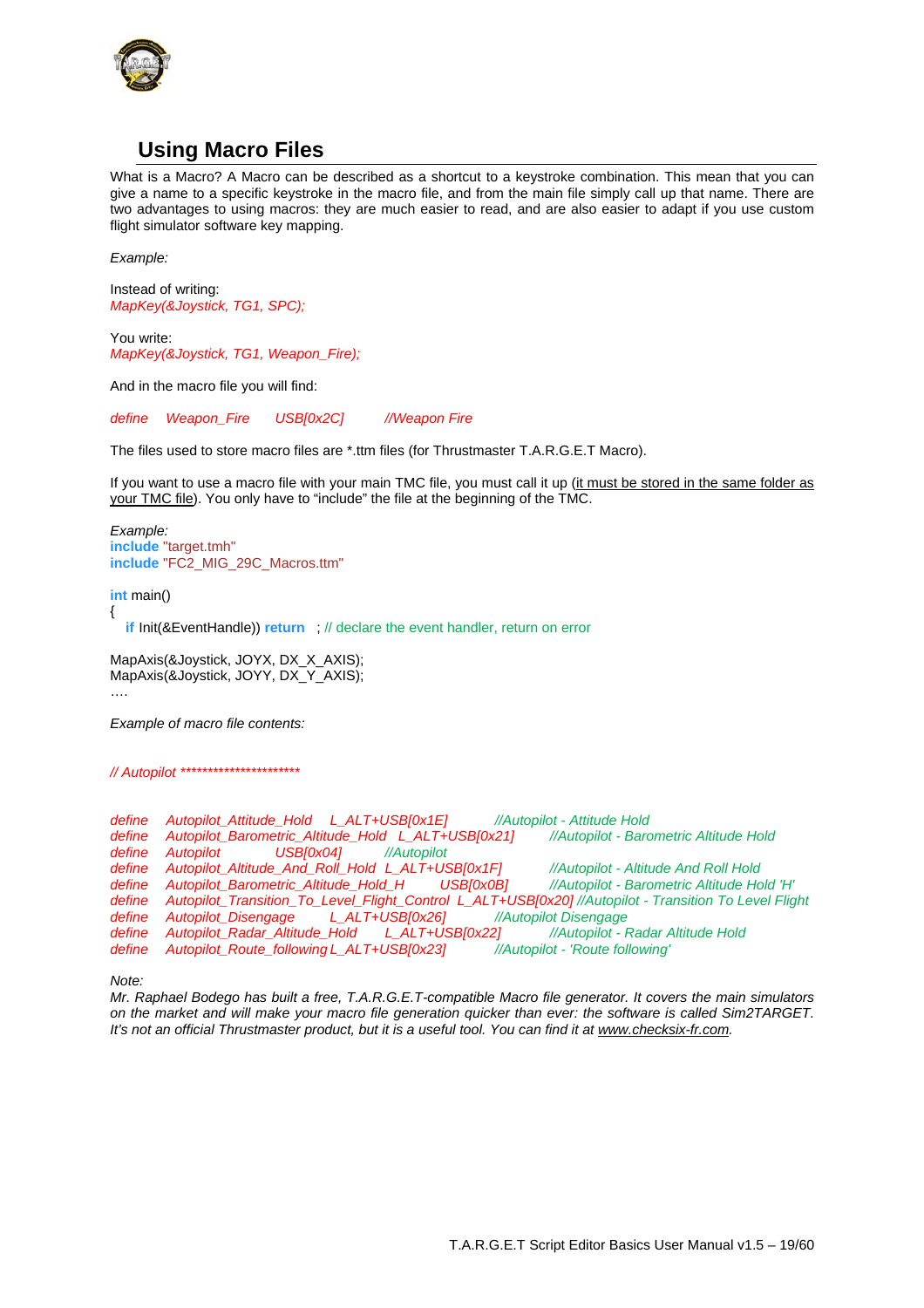## Using Macro Files

What is a Macro? A Macro can be described as a shortcut to a keystroke combination. This mean that you can give a name to a specific keystroke in the macro file, and from the main file simply call up that name. There are two advantages to using macros: they are much easier to read, and are also easier to adapt if you use custom flight simulator software key mapping.

*Example:*

Instead of writing:

```
MapKey(&Joystick, TG1, SPC);
```

You write:

```
MapKey(&Joystick, TG1, Weapon_Fire);
```

And in the macro file you will find:

```
define    Weapon_Fire    USB[0x2C]        //Weapon Fire
```

The files used to store macro files are *.ttm files (for Thrustmaster T.A.R.G.E.T Macro).

If you want to use a macro file with your main TMC file, you must call it up (<u>it must be stored in the same folder as your TMC file</u>). You only have to "include" the file at the beginning of the TMC.

*Example:*

```
include "target.tmh"
include "FC2_MIG_29C_Macros.ttm"

int main()
{
   if Init(&EventHandle)) return   ; // declare the event handler, return on error

MapAxis(&Joystick, JOYX, DX_X_AXIS);
MapAxis(&Joystick, JOYY, DX_Y_AXIS);
….
```

*Example of macro file contents:*

```
// Autopilot ***********************

define    Autopilot_Attitude_Hold    L_ALT+USB[0x1E]        //Autopilot - Attitude Hold
define    Autopilot_Barometric_Altitude_Hold  L_ALT+USB[0x21]       //Autopilot - Barometric Altitude Hold
define    Autopilot              USB[0x04]        //Autopilot
define    Autopilot_Altitude_And_Roll_Hold  L_ALT+USB[0x1F]        //Autopilot - Altitude And Roll Hold
define    Autopilot_Barometric_Altitude_Hold_H        USB[0x0B]        //Autopilot - Barometric Altitude Hold 'H'
define    Autopilot_Transition_To_Level_Flight_Control  L_ALT+USB[0x20] //Autopilot - Transition To Level Flight
define    Autopilot_Disengage       L_ALT+USB[0x26]        //Autopilot Disengage
define    Autopilot_Radar_Altitude_Hold     L_ALT+USB[0x22]        //Autopilot - Radar Altitude Hold
define    Autopilot_Route_following L_ALT+USB[0x23]        //Autopilot - 'Route following'
```

*Note:*
*Mr. Raphael Bodego has built a free, T.A.R.G.E.T-compatible Macro file generator. It covers the main simulators on the market and will make your macro file generation quicker than ever: the software is called Sim2TARGET. It's not an official Thrustmaster product, but it is a useful tool. You can find it at <u>www.checksix-fr.com</u>.*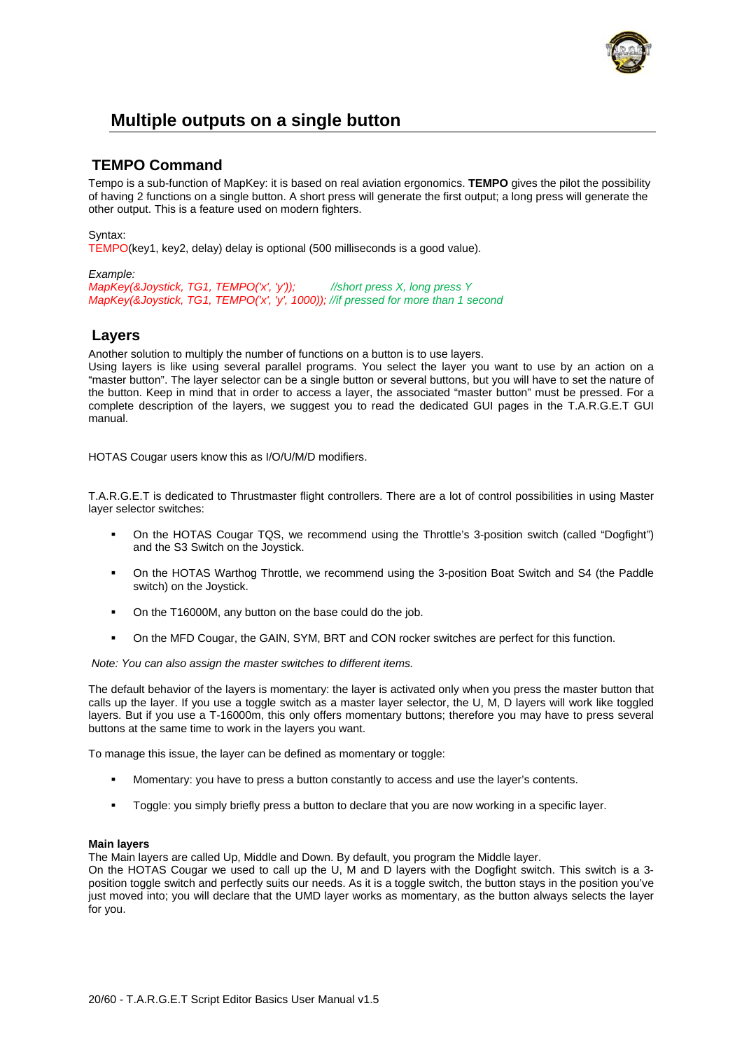## Multiple outputs on a single button

### TEMPO Command

Tempo is a sub-function of MapKey: it is based on real aviation ergonomics. **TEMPO** gives the pilot the possibility of having 2 functions on a single button. A short press will generate the first output; a long press will generate the other output. This is a feature used on modern fighters.

Syntax:
TEMPO(key1, key2, delay) delay is optional (500 milliseconds is a good value).

*Example:*

```
MapKey(&Joystick, TG1, TEMPO('x', 'y'));        //short press X, long press Y
MapKey(&Joystick, TG1, TEMPO('x', 'y', 1000)); //if pressed for more than 1 second
```

### Layers

Another solution to multiply the number of functions on a button is to use layers.
Using layers is like using several parallel programs. You select the layer you want to use by an action on a "master button". The layer selector can be a single button or several buttons, but you will have to set the nature of the button. Keep in mind that in order to access a layer, the associated "master button" must be pressed. For a complete description of the layers, we suggest you to read the dedicated GUI pages in the T.A.R.G.E.T GUI manual.

HOTAS Cougar users know this as I/O/U/M/D modifiers.

T.A.R.G.E.T is dedicated to Thrustmaster flight controllers. There are a lot of control possibilities in using Master layer selector switches:

- On the HOTAS Cougar TQS, we recommend using the Throttle's 3-position switch (called "Dogfight") and the S3 Switch on the Joystick.
- On the HOTAS Warthog Throttle, we recommend using the 3-position Boat Switch and S4 (the Paddle switch) on the Joystick.
- On the T16000M, any button on the base could do the job.
- On the MFD Cougar, the GAIN, SYM, BRT and CON rocker switches are perfect for this function.

*Note: You can also assign the master switches to different items.*

The default behavior of the layers is momentary: the layer is activated only when you press the master button that calls up the layer. If you use a toggle switch as a master layer selector, the U, M, D layers will work like toggled layers. But if you use a T-16000m, this only offers momentary buttons; therefore you may have to press several buttons at the same time to work in the layers you want.

To manage this issue, the layer can be defined as momentary or toggle:

- Momentary: you have to press a button constantly to access and use the layer's contents.
- Toggle: you simply briefly press a button to declare that you are now working in a specific layer.

**Main layers**
The Main layers are called Up, Middle and Down. By default, you program the Middle layer.
On the HOTAS Cougar we used to call up the U, M and D layers with the Dogfight switch. This switch is a 3-position toggle switch and perfectly suits our needs. As it is a toggle switch, the button stays in the position you've just moved into; you will declare that the UMD layer works as momentary, as the button always selects the layer for you.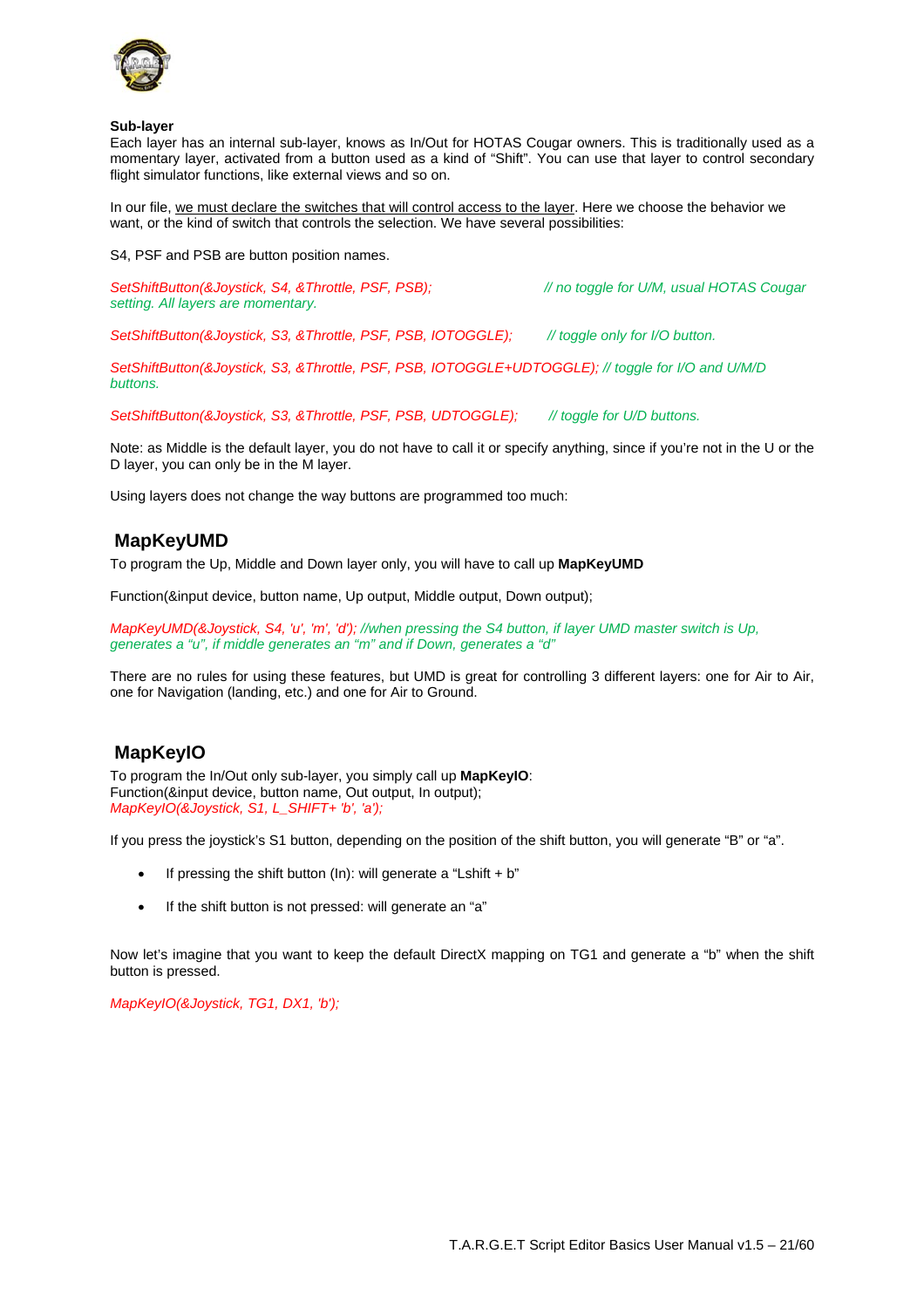**Sub-layer**

Each layer has an internal sub-layer, knows as In/Out for HOTAS Cougar owners. This is traditionally used as a momentary layer, activated from a button used as a kind of "Shift". You can use that layer to control secondary flight simulator functions, like external views and so on.

In our file, <u>we must declare the switches that will control access to the layer</u>. Here we choose the behavior we want, or the kind of switch that controls the selection. We have several possibilities:

S4, PSF and PSB are button position names.

*SetShiftButton(&Joystick, S4, &Throttle, PSF, PSB); // no toggle for U/M, usual HOTAS Cougar setting. All layers are momentary.*

*SetShiftButton(&Joystick, S3, &Throttle, PSF, PSB, IOTOGGLE); // toggle only for I/O button.*

*SetShiftButton(&Joystick, S3, &Throttle, PSF, PSB, IOTOGGLE+UDTOGGLE); // toggle for I/O and U/M/D buttons.*

*SetShiftButton(&Joystick, S3, &Throttle, PSF, PSB, UDTOGGLE); // toggle for U/D buttons.*

Note: as Middle is the default layer, you do not have to call it or specify anything, since if you're not in the U or the D layer, you can only be in the M layer.

Using layers does not change the way buttons are programmed too much:

## MapKeyUMD

To program the Up, Middle and Down layer only, you will have to call up **MapKeyUMD**

Function(&input device, button name, Up output, Middle output, Down output);

*MapKeyUMD(&Joystick, S4, 'u', 'm', 'd'); //when pressing the S4 button, if layer UMD master switch is Up, generates a "u", if middle generates an "m" and if Down, generates a "d"*

There are no rules for using these features, but UMD is great for controlling 3 different layers: one for Air to Air, one for Navigation (landing, etc.) and one for Air to Ground.

## MapKeyIO

To program the In/Out only sub-layer, you simply call up **MapKeyIO**:
Function(&input device, button name, Out output, In output);
*MapKeyIO(&Joystick, S1, L_SHIFT+ 'b', 'a');*

If you press the joystick's S1 button, depending on the position of the shift button, you will generate "B" or "a".

- If pressing the shift button (In): will generate a "Lshift + b"
- If the shift button is not pressed: will generate an "a"

Now let's imagine that you want to keep the default DirectX mapping on TG1 and generate a "b" when the shift button is pressed.

*MapKeyIO(&Joystick, TG1, DX1, 'b');*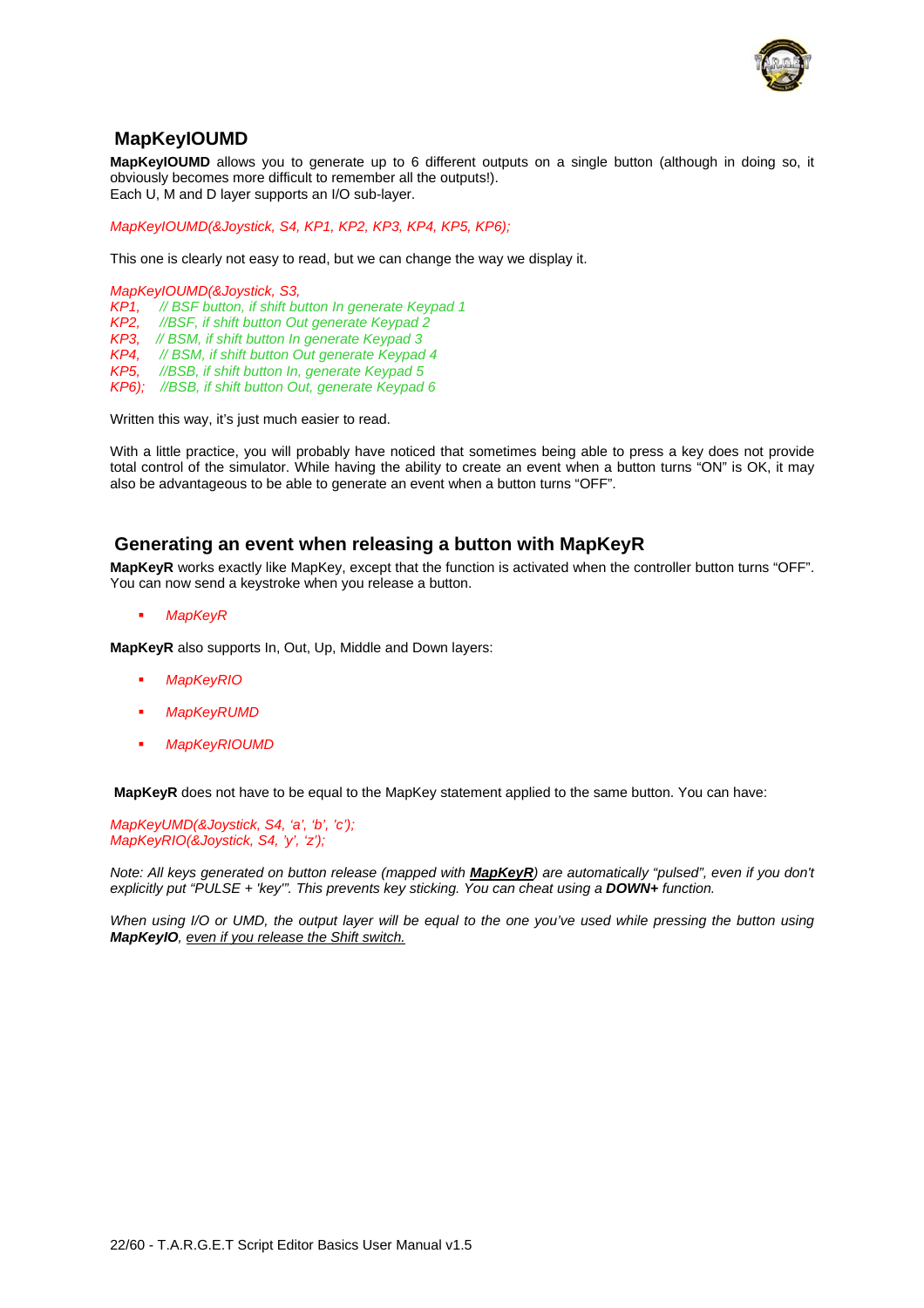## MapKeyIOUMD

**MapKeyIOUMD** allows you to generate up to 6 different outputs on a single button (although in doing so, it obviously becomes more difficult to remember all the outputs!).
Each U, M and D layer supports an I/O sub-layer.

*MapKeyIOUMD(&Joystick, S4, KP1, KP2, KP3, KP4, KP5, KP6);*

This one is clearly not easy to read, but we can change the way we display it.

```
MapKeyIOUMD(&Joystick, S3,
KP1,    // BSF button, if shift button In generate Keypad 1
KP2,    //BSF, if shift button Out generate Keypad 2
KP3,    // BSM, if shift button In generate Keypad 3
KP4,    // BSM, if shift button Out generate Keypad 4
KP5,    //BSB, if shift button In, generate Keypad 5
KP6);   //BSB, if shift button Out, generate Keypad 6
```

Written this way, it's just much easier to read.

With a little practice, you will probably have noticed that sometimes being able to press a key does not provide total control of the simulator. While having the ability to create an event when a button turns "ON" is OK, it may also be advantageous to be able to generate an event when a button turns "OFF".

## Generating an event when releasing a button with MapKeyR

**MapKeyR** works exactly like MapKey, except that the function is activated when the controller button turns "OFF". You can now send a keystroke when you release a button.

- *MapKeyR*

**MapKeyR** also supports In, Out, Up, Middle and Down layers:

- *MapKeyRIO*
- *MapKeyRUMD*
- *MapKeyRIOUMD*

**MapKeyR** does not have to be equal to the MapKey statement applied to the same button. You can have:

```
MapKeyUMD(&Joystick, S4, 'a', 'b', 'c');
MapKeyRIO(&Joystick, S4, 'y', 'z');
```

*Note: All keys generated on button release (mapped with* ***MapKeyR****) are automatically "pulsed", even if you don't explicitly put "PULSE + 'key'". This prevents key sticking. You can cheat using a* ***DOWN+*** *function.*

*When using I/O or UMD, the output layer will be equal to the one you've used while pressing the button using* ***MapKeyIO****, even if you release the Shift switch.*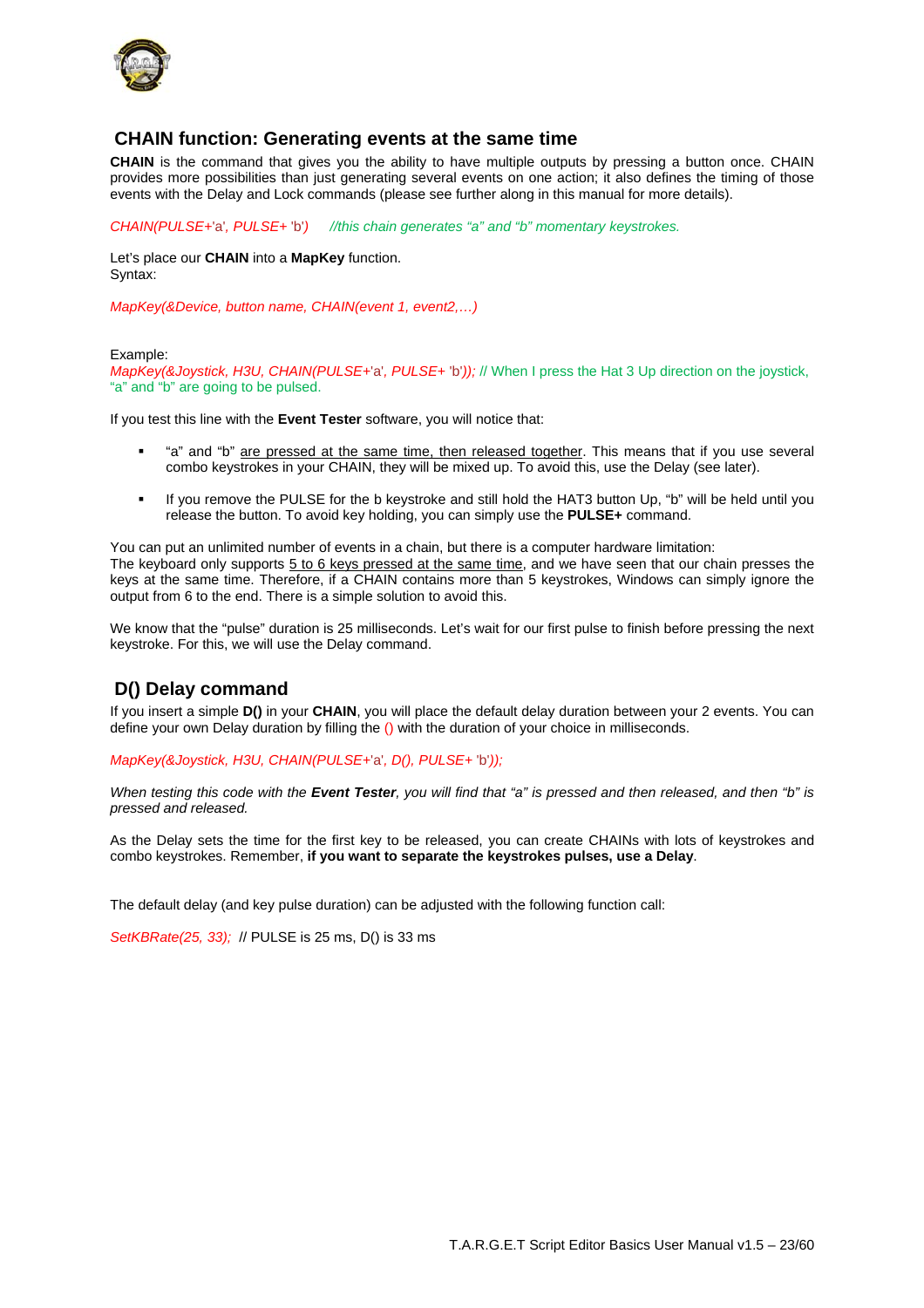## CHAIN function: Generating events at the same time

**CHAIN** is the command that gives you the ability to have multiple outputs by pressing a button once. CHAIN provides more possibilities than just generating several events on one action; it also defines the timing of those events with the Delay and Lock commands (please see further along in this manual for more details).

*CHAIN(PULSE+*'a'*, PULSE+* 'b'*)*     *//this chain generates "a" and "b" momentary keystrokes.*

Let's place our **CHAIN** into a **MapKey** function.
Syntax:

*MapKey(&Device, button name, CHAIN(event 1, event2,…)*

Example:
*MapKey(&Joystick, H3U, CHAIN(PULSE+*'a'*, PULSE+* 'b'*));* // When I press the Hat 3 Up direction on the joystick, "a" and "b" are going to be pulsed.

If you test this line with the **Event Tester** software, you will notice that:

- "a" and "b" are pressed at the same time, then released together. This means that if you use several combo keystrokes in your CHAIN, they will be mixed up. To avoid this, use the Delay (see later).
- If you remove the PULSE for the b keystroke and still hold the HAT3 button Up, "b" will be held until you release the button. To avoid key holding, you can simply use the **PULSE+** command.

You can put an unlimited number of events in a chain, but there is a computer hardware limitation:
The keyboard only supports 5 to 6 keys pressed at the same time, and we have seen that our chain presses the keys at the same time. Therefore, if a CHAIN contains more than 5 keystrokes, Windows can simply ignore the output from 6 to the end. There is a simple solution to avoid this.

We know that the "pulse" duration is 25 milliseconds. Let's wait for our first pulse to finish before pressing the next keystroke. For this, we will use the Delay command.

## D() Delay command

If you insert a simple **D()** in your **CHAIN**, you will place the default delay duration between your 2 events. You can define your own Delay duration by filling the () with the duration of your choice in milliseconds.

*MapKey(&Joystick, H3U, CHAIN(PULSE+*'a'*, D(), PULSE+* 'b'*));*

*When testing this code with the **Event Tester**, you will find that "a" is pressed and then released, and then "b" is pressed and released.*

As the Delay sets the time for the first key to be released, you can create CHAINs with lots of keystrokes and combo keystrokes. Remember, **if you want to separate the keystrokes pulses, use a Delay**.

The default delay (and key pulse duration) can be adjusted with the following function call:

*SetKBRate(25, 33);* // PULSE is 25 ms, D() is 33 ms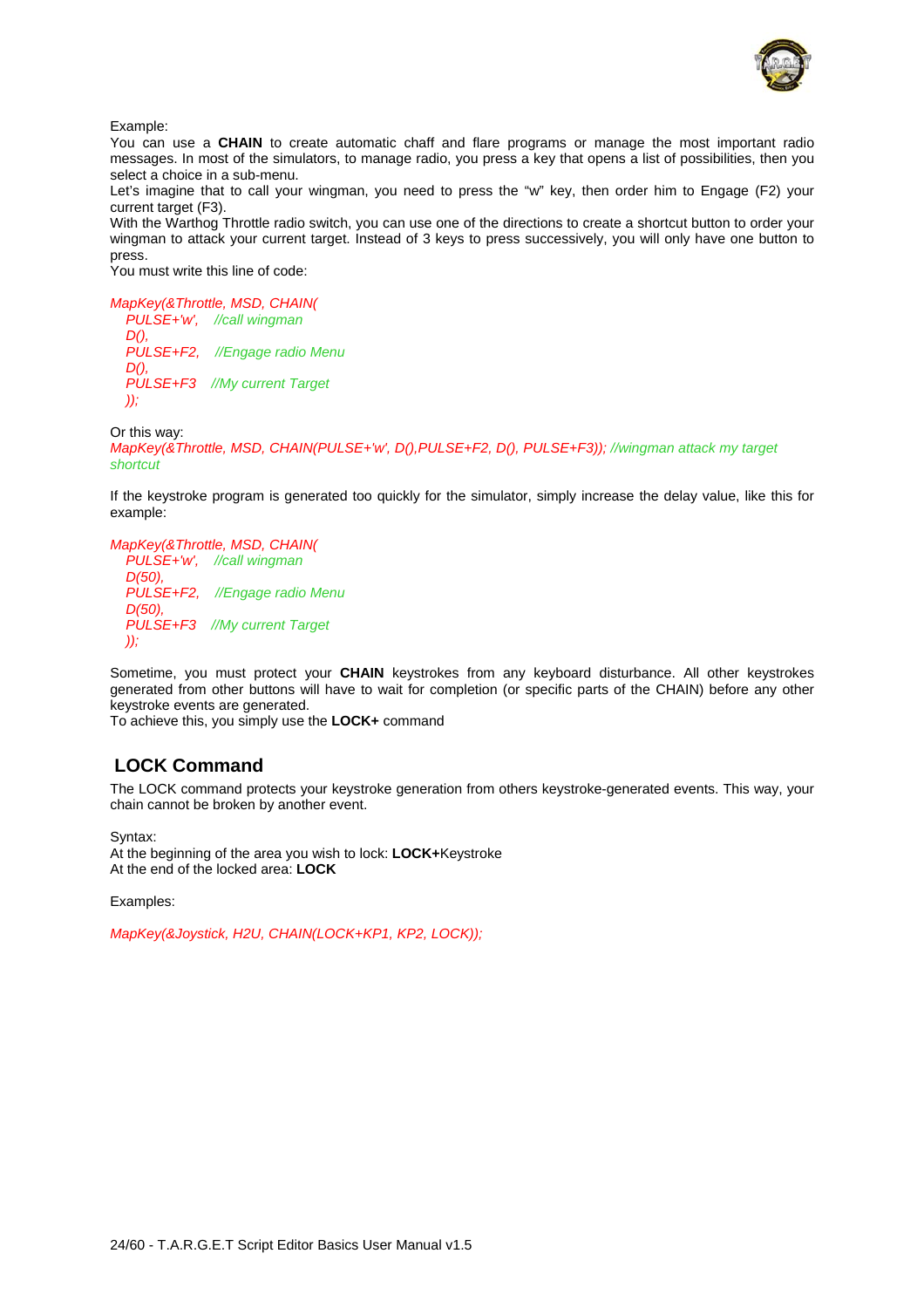Example:
You can use a **CHAIN** to create automatic chaff and flare programs or manage the most important radio messages. In most of the simulators, to manage radio, you press a key that opens a list of possibilities, then you select a choice in a sub-menu.
Let's imagine that to call your wingman, you need to press the "w" key, then order him to Engage (F2) your current target (F3).
With the Warthog Throttle radio switch, you can use one of the directions to create a shortcut button to order your wingman to attack your current target. Instead of 3 keys to press successively, you will only have one button to press.
You must write this line of code:

```
MapKey(&Throttle, MSD, CHAIN(
   PULSE+'w',    //call wingman
   D(),
   PULSE+F2,    //Engage radio Menu
   D(),
   PULSE+F3    //My current Target
   ));
```

Or this way:

```
MapKey(&Throttle, MSD, CHAIN(PULSE+'w', D(),PULSE+F2, D(), PULSE+F3)); //wingman attack my target shortcut
```

If the keystroke program is generated too quickly for the simulator, simply increase the delay value, like this for example:

```
MapKey(&Throttle, MSD, CHAIN(
   PULSE+'w',    //call wingman
   D(50),
   PULSE+F2,    //Engage radio Menu
   D(50),
   PULSE+F3    //My current Target
   ));
```

Sometime, you must protect your **CHAIN** keystrokes from any keyboard disturbance. All other keystrokes generated from other buttons will have to wait for completion (or specific parts of the CHAIN) before any other keystroke events are generated.
To achieve this, you simply use the **LOCK+** command

## LOCK Command

The LOCK command protects your keystroke generation from others keystroke-generated events. This way, your chain cannot be broken by another event.

Syntax:
At the beginning of the area you wish to lock: **LOCK+**Keystroke
At the end of the locked area: **LOCK**

Examples:

```
MapKey(&Joystick, H2U, CHAIN(LOCK+KP1, KP2, LOCK));
```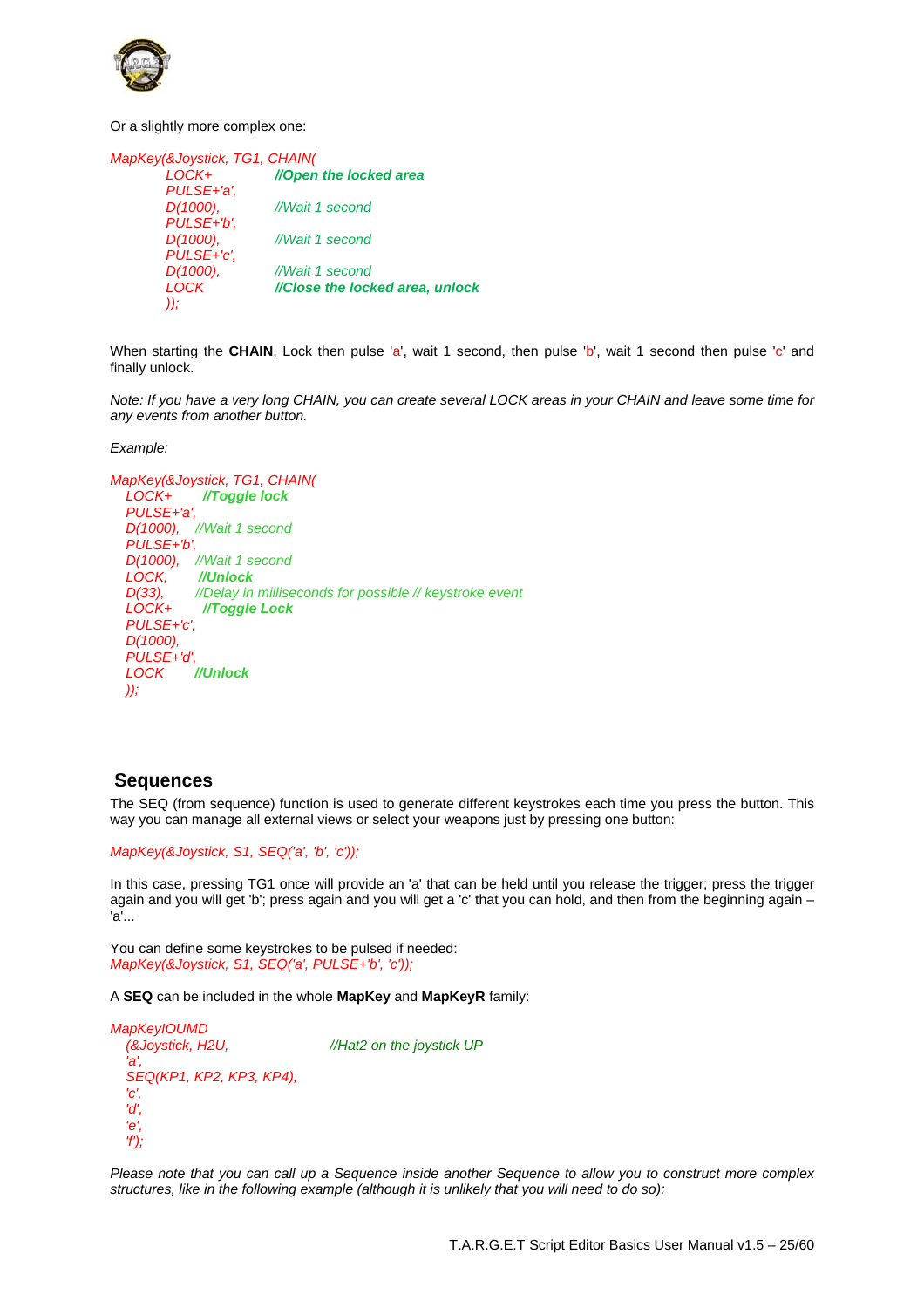Or a slightly more complex one:

```
MapKey(&Joystick, TG1, CHAIN(
          LOCK+             //Open the locked area
          PULSE+'a',
          D(1000),          //Wait 1 second
          PULSE+'b',
          D(1000),          //Wait 1 second
          PULSE+'c',
          D(1000),          //Wait 1 second
          LOCK              //Close the locked area, unlock
          ));
```

When starting the **CHAIN**, Lock then pulse 'a', wait 1 second, then pulse 'b', wait 1 second then pulse 'c' and finally unlock.

*Note: If you have a very long CHAIN, you can create several LOCK areas in your CHAIN and leave some time for any events from another button.*

*Example:*

```
MapKey(&Joystick, TG1, CHAIN(
   LOCK+       //Toggle lock
   PULSE+'a',
   D(1000),    //Wait 1 second
   PULSE+'b',
   D(1000),    //Wait 1 second
   LOCK,       //Unlock
   D(33),      //Delay in milliseconds for possible // keystroke event
   LOCK+       //Toggle Lock
   PULSE+'c',
   D(1000),
   PULSE+'d',
   LOCK        //Unlock
   ));
```

## Sequences

The SEQ (from sequence) function is used to generate different keystrokes each time you press the button. This way you can manage all external views or select your weapons just by pressing one button:

```
MapKey(&Joystick, S1, SEQ('a', 'b', 'c'));
```

In this case, pressing TG1 once will provide an 'a' that can be held until you release the trigger; press the trigger again and you will get 'b'; press again and you will get a 'c' that you can hold, and then from the beginning again – 'a'...

You can define some keystrokes to be pulsed if needed:

```
MapKey(&Joystick, S1, SEQ('a', PULSE+'b', 'c'));
```

A **SEQ** can be included in the whole **MapKey** and **MapKeyR** family:

```
MapKeyIOUMD
   (&Joystick, H2U,                    //Hat2 on the joystick UP
   'a',
   SEQ(KP1, KP2, KP3, KP4),
   'c',
   'd',
   'e',
   'f');
```

*Please note that you can call up a Sequence inside another Sequence to allow you to construct more complex structures, like in the following example (although it is unlikely that you will need to do so):*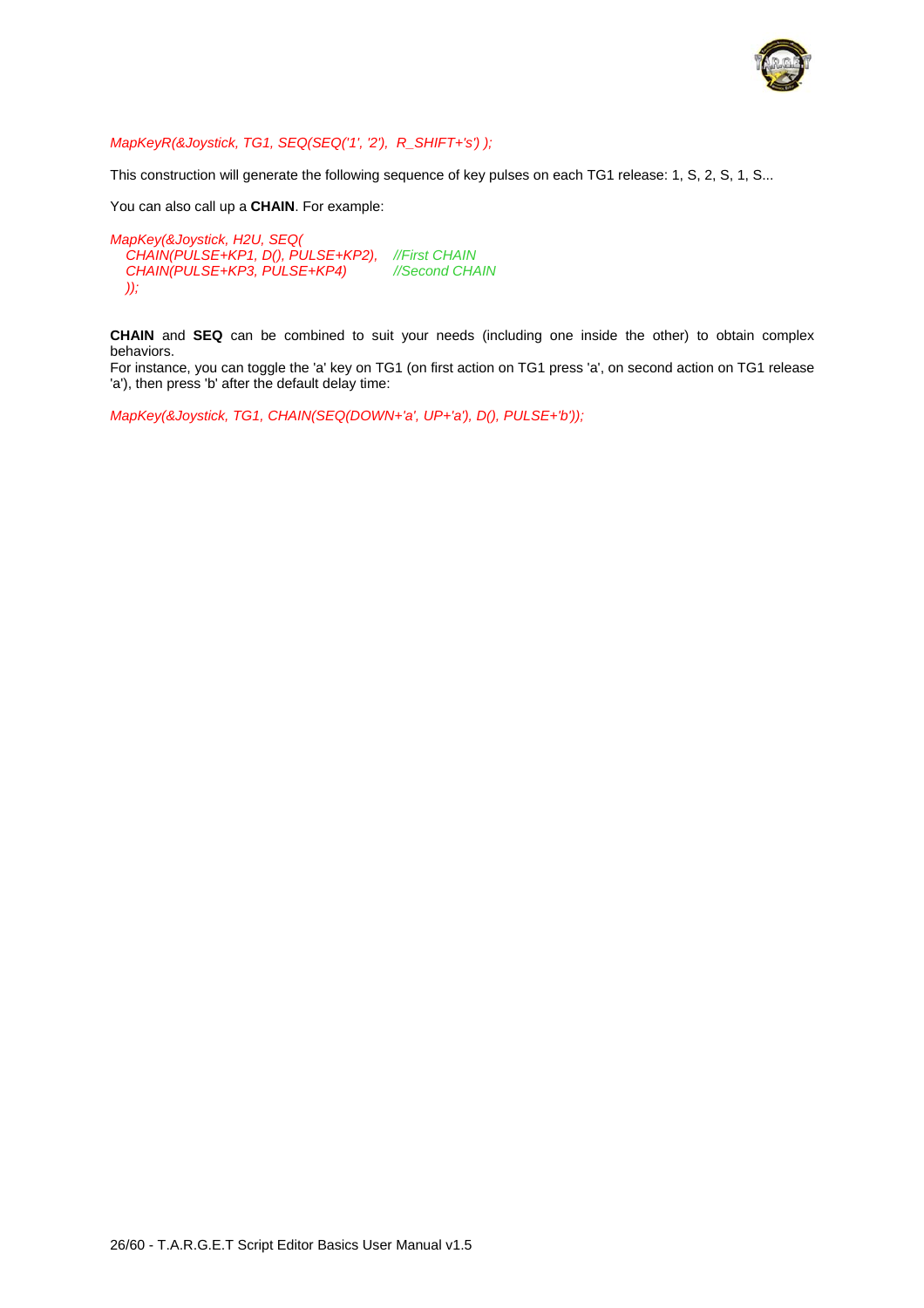```
MapKeyR(&Joystick, TG1, SEQ(SEQ('1', '2'),  R_SHIFT+'s') );
```

This construction will generate the following sequence of key pulses on each TG1 release: 1, S, 2, S, 1, S...

You can also call up a **CHAIN**. For example:

```
MapKey(&Joystick, H2U, SEQ(
   CHAIN(PULSE+KP1, D(), PULSE+KP2),    //First CHAIN
   CHAIN(PULSE+KP3, PULSE+KP4)          //Second CHAIN
   ));
```

**CHAIN** and **SEQ** can be combined to suit your needs (including one inside the other) to obtain complex behaviors.
For instance, you can toggle the 'a' key on TG1 (on first action on TG1 press 'a', on second action on TG1 release 'a'), then press 'b' after the default delay time:

```
MapKey(&Joystick, TG1, CHAIN(SEQ(DOWN+'a', UP+'a'), D(), PULSE+'b'));
```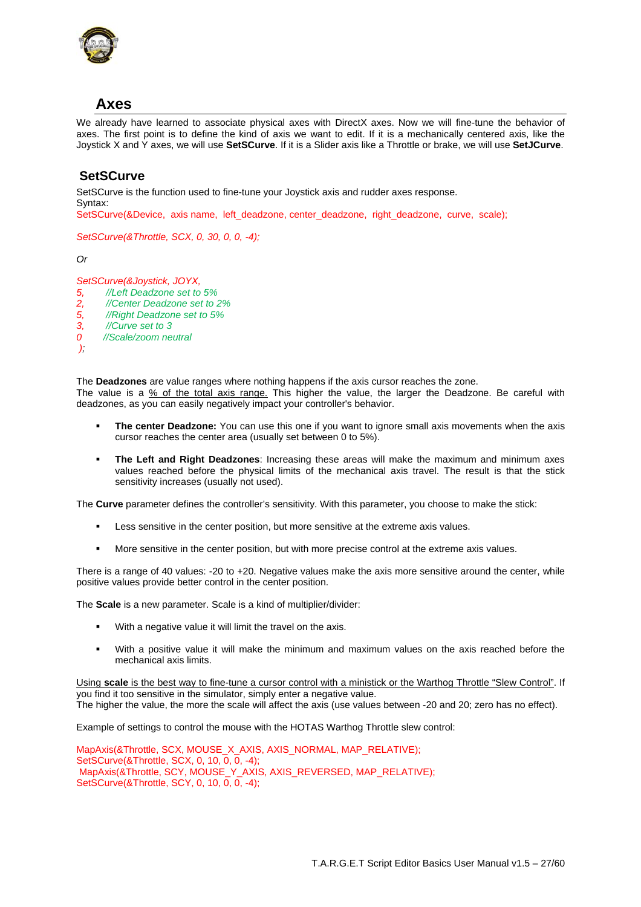## Axes

We already have learned to associate physical axes with DirectX axes. Now we will fine-tune the behavior of axes. The first point is to define the kind of axis we want to edit. If it is a mechanically centered axis, like the Joystick X and Y axes, we will use **SetSCurve**. If it is a Slider axis like a Throttle or brake, we will use **SetJCurve**.

### SetSCurve

SetSCurve is the function used to fine-tune your Joystick axis and rudder axes response.
Syntax:

```
SetSCurve(&Device, axis name, left_deadzone, center_deadzone, right_deadzone, curve, scale);
```

```
SetSCurve(&Throttle, SCX, 0, 30, 0, 0, -4);
```

*Or*

```
SetSCurve(&Joystick, JOYX,
5,      //Left Deadzone set to 5%
2,      //Center Deadzone set to 2%
5,      //Right Deadzone set to 5%
3,      //Curve set to 3
0       //Scale/zoom neutral
 );
```

The **Deadzones** are value ranges where nothing happens if the axis cursor reaches the zone.
The value is a <u>% of the total axis range.</u> This higher the value, the larger the Deadzone. Be careful with deadzones, as you can easily negatively impact your controller's behavior.

- **The center Deadzone:** You can use this one if you want to ignore small axis movements when the axis cursor reaches the center area (usually set between 0 to 5%).
- **The Left and Right Deadzones**: Increasing these areas will make the maximum and minimum axes values reached before the physical limits of the mechanical axis travel. The result is that the stick sensitivity increases (usually not used).

The **Curve** parameter defines the controller's sensitivity. With this parameter, you choose to make the stick:

- Less sensitive in the center position, but more sensitive at the extreme axis values.
- More sensitive in the center position, but with more precise control at the extreme axis values.

There is a range of 40 values: -20 to +20. Negative values make the axis more sensitive around the center, while positive values provide better control in the center position.

The **Scale** is a new parameter. Scale is a kind of multiplier/divider:

- With a negative value it will limit the travel on the axis.
- With a positive value it will make the minimum and maximum values on the axis reached before the mechanical axis limits.

<u>Using **scale** is the best way to fine-tune a cursor control with a ministick or the Warthog Throttle "Slew Control"</u>. If you find it too sensitive in the simulator, simply enter a negative value.
The higher the value, the more the scale will affect the axis (use values between -20 and 20; zero has no effect).

Example of settings to control the mouse with the HOTAS Warthog Throttle slew control:

```
MapAxis(&Throttle, SCX, MOUSE_X_AXIS, AXIS_NORMAL, MAP_RELATIVE);
SetSCurve(&Throttle, SCX, 0, 10, 0, 0, -4);
 MapAxis(&Throttle, SCY, MOUSE_Y_AXIS, AXIS_REVERSED, MAP_RELATIVE);
SetSCurve(&Throttle, SCY, 0, 10, 0, 0, -4);
```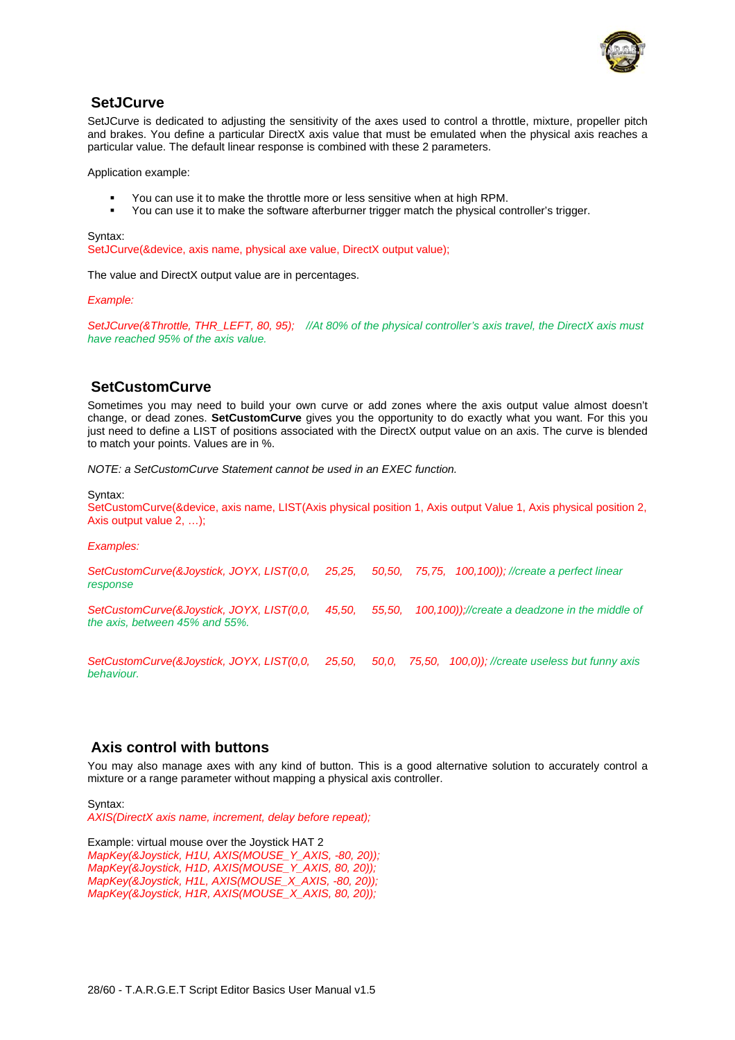## SetJCurve

SetJCurve is dedicated to adjusting the sensitivity of the axes used to control a throttle, mixture, propeller pitch and brakes. You define a particular DirectX axis value that must be emulated when the physical axis reaches a particular value. The default linear response is combined with these 2 parameters.

Application example:

- You can use it to make the throttle more or less sensitive when at high RPM.
- You can use it to make the software afterburner trigger match the physical controller's trigger.

Syntax:

```
SetJCurve(&device, axis name, physical axe value, DirectX output value);
```

The value and DirectX output value are in percentages.

*Example:*

```
SetJCurve(&Throttle, THR_LEFT, 80, 95);   //At 80% of the physical controller's axis travel, the DirectX axis must have reached 95% of the axis value.
```

## SetCustomCurve

Sometimes you may need to build your own curve or add zones where the axis output value almost doesn't change, or dead zones. **SetCustomCurve** gives you the opportunity to do exactly what you want. For this you just need to define a LIST of positions associated with the DirectX output value on an axis. The curve is blended to match your points. Values are in %.

*NOTE: a SetCustomCurve Statement cannot be used in an EXEC function.*

Syntax:

```
SetCustomCurve(&device, axis name, LIST(Axis physical position 1, Axis output Value 1, Axis physical position 2, Axis output value 2, …);
```

*Examples:*

```
SetCustomCurve(&Joystick, JOYX, LIST(0,0,   25,25,   50,50,   75,75,   100,100)); //create a perfect linear response

SetCustomCurve(&Joystick, JOYX, LIST(0,0,   45,50,   55,50,   100,100));//create a deadzone in the middle of the axis, between 45% and 55%.

SetCustomCurve(&Joystick, JOYX, LIST(0,0,   25,50,   50,0,   75,50,   100,0)); //create useless but funny axis behaviour.
```

## Axis control with buttons

You may also manage axes with any kind of button. This is a good alternative solution to accurately control a mixture or a range parameter without mapping a physical axis controller.

Syntax:

```
AXIS(DirectX axis name, increment, delay before repeat);
```

Example: virtual mouse over the Joystick HAT 2

```
MapKey(&Joystick, H1U, AXIS(MOUSE_Y_AXIS, -80, 20));
MapKey(&Joystick, H1D, AXIS(MOUSE_Y_AXIS, 80, 20));
MapKey(&Joystick, H1L, AXIS(MOUSE_X_AXIS, -80, 20));
MapKey(&Joystick, H1R, AXIS(MOUSE_X_AXIS, 80, 20));
```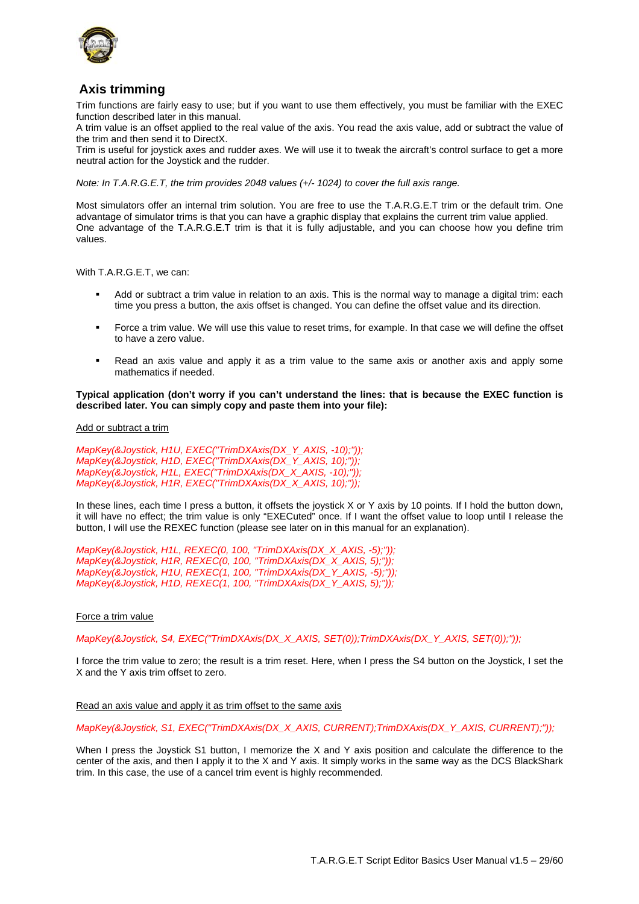## Axis trimming

Trim functions are fairly easy to use; but if you want to use them effectively, you must be familiar with the EXEC function described later in this manual.

A trim value is an offset applied to the real value of the axis. You read the axis value, add or subtract the value of the trim and then send it to DirectX.

Trim is useful for joystick axes and rudder axes. We will use it to tweak the aircraft's control surface to get a more neutral action for the Joystick and the rudder.

*Note: In T.A.R.G.E.T, the trim provides 2048 values (+/- 1024) to cover the full axis range.*

Most simulators offer an internal trim solution. You are free to use the T.A.R.G.E.T trim or the default trim. One advantage of simulator trims is that you can have a graphic display that explains the current trim value applied. One advantage of the T.A.R.G.E.T trim is that it is fully adjustable, and you can choose how you define trim values.

With T.A.R.G.E.T, we can:

- Add or subtract a trim value in relation to an axis. This is the normal way to manage a digital trim: each time you press a button, the axis offset is changed. You can define the offset value and its direction.
- Force a trim value. We will use this value to reset trims, for example. In that case we will define the offset to have a zero value.
- Read an axis value and apply it as a trim value to the same axis or another axis and apply some mathematics if needed.

**Typical application (don't worry if you can't understand the lines: that is because the EXEC function is described later. You can simply copy and paste them into your file):**

Add or subtract a trim

```
MapKey(&Joystick, H1U, EXEC("TrimDXAxis(DX_Y_AXIS, -10);"));
MapKey(&Joystick, H1D, EXEC("TrimDXAxis(DX_Y_AXIS, 10);"));
MapKey(&Joystick, H1L, EXEC("TrimDXAxis(DX_X_AXIS, -10);"));
MapKey(&Joystick, H1R, EXEC("TrimDXAxis(DX_X_AXIS, 10);"));
```

In these lines, each time I press a button, it offsets the joystick X or Y axis by 10 points. If I hold the button down, it will have no effect; the trim value is only "EXECuted" once. If I want the offset value to loop until I release the button, I will use the REXEC function (please see later on in this manual for an explanation).

```
MapKey(&Joystick, H1L, REXEC(0, 100, "TrimDXAxis(DX_X_AXIS, -5);"));
MapKey(&Joystick, H1R, REXEC(0, 100, "TrimDXAxis(DX_X_AXIS, 5);"));
MapKey(&Joystick, H1U, REXEC(1, 100, "TrimDXAxis(DX_Y_AXIS, -5);"));
MapKey(&Joystick, H1D, REXEC(1, 100, "TrimDXAxis(DX_Y_AXIS, 5);"));
```

Force a trim value

```
MapKey(&Joystick, S4, EXEC("TrimDXAxis(DX_X_AXIS, SET(0));TrimDXAxis(DX_Y_AXIS, SET(0));"));
```

I force the trim value to zero; the result is a trim reset. Here, when I press the S4 button on the Joystick, I set the X and the Y axis trim offset to zero.

Read an axis value and apply it as trim offset to the same axis

```
MapKey(&Joystick, S1, EXEC("TrimDXAxis(DX_X_AXIS, CURRENT);TrimDXAxis(DX_Y_AXIS, CURRENT);"));
```

When I press the Joystick S1 button, I memorize the X and Y axis position and calculate the difference to the center of the axis, and then I apply it to the X and Y axis. It simply works in the same way as the DCS BlackShark trim. In this case, the use of a cancel trim event is highly recommended.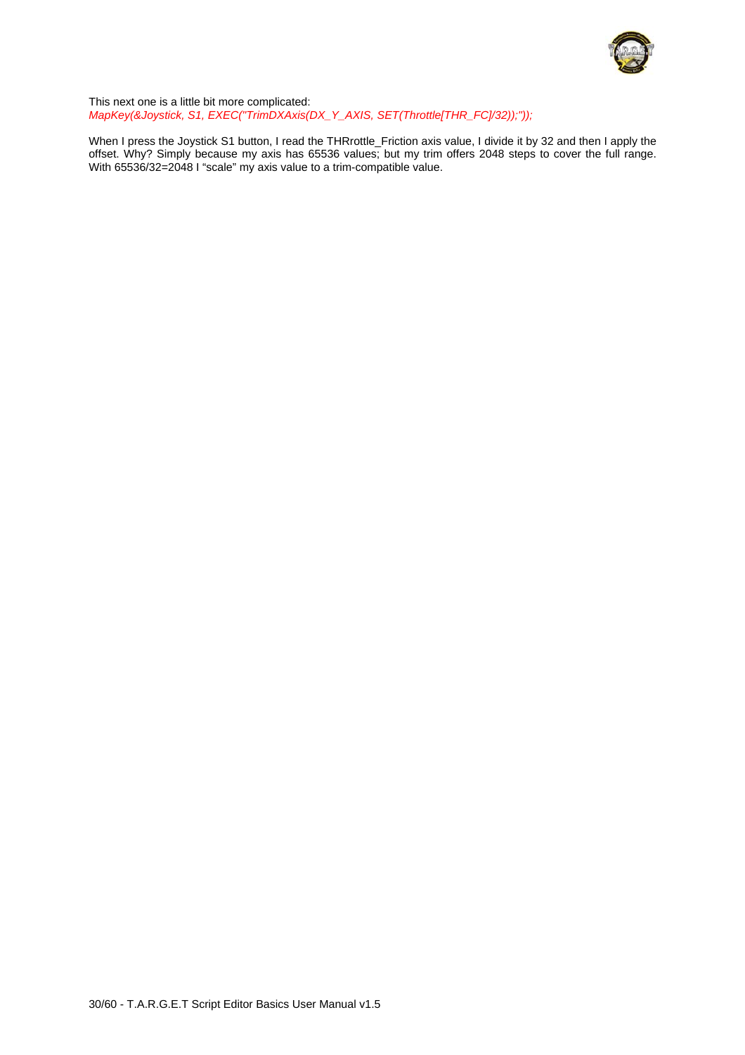This next one is a little bit more complicated:
*MapKey(&Joystick, S1, EXEC("TrimDXAxis(DX_Y_AXIS, SET(Throttle[THR_FC]/32));"));*

When I press the Joystick S1 button, I read the THRrottle_Friction axis value, I divide it by 32 and then I apply the offset. Why? Simply because my axis has 65536 values; but my trim offers 2048 steps to cover the full range. With 65536/32=2048 I "scale" my axis value to a trim-compatible value.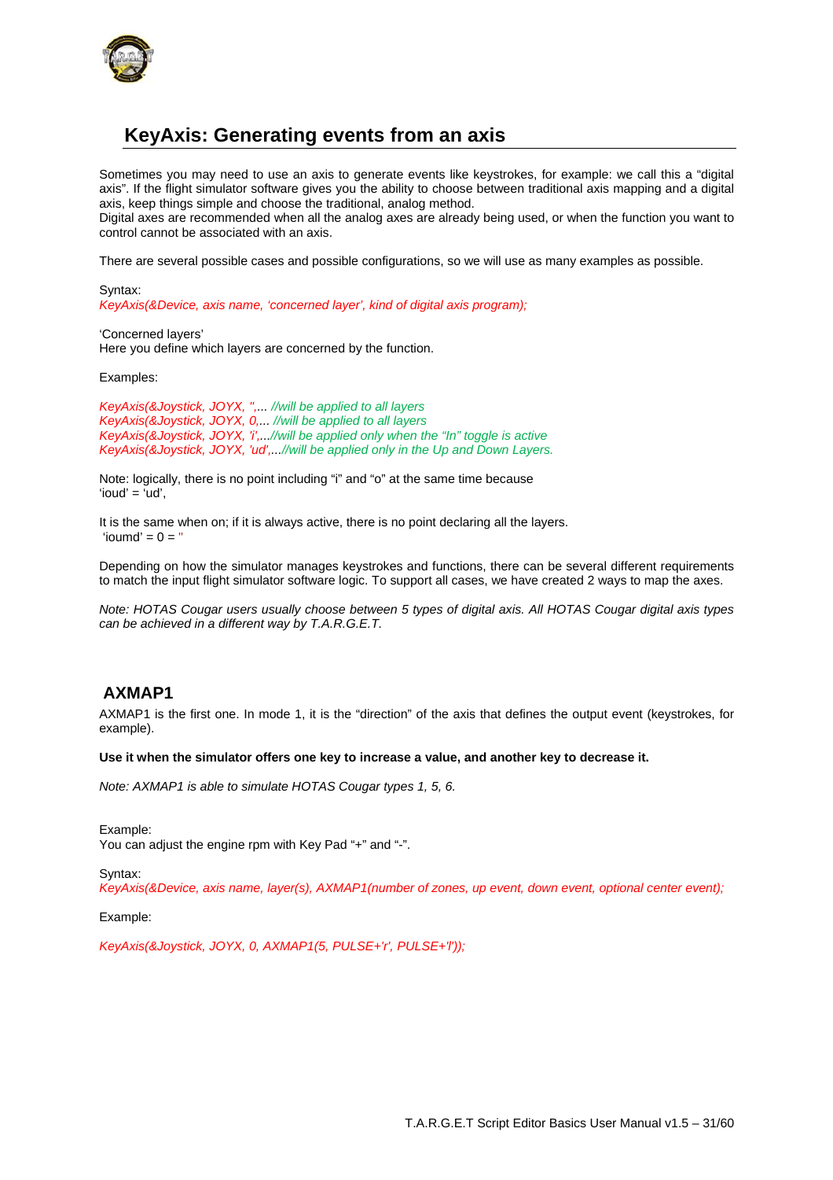## KeyAxis: Generating events from an axis

Sometimes you may need to use an axis to generate events like keystrokes, for example: we call this a "digital axis". If the flight simulator software gives you the ability to choose between traditional axis mapping and a digital axis, keep things simple and choose the traditional, analog method.
Digital axes are recommended when all the analog axes are already being used, or when the function you want to control cannot be associated with an axis.

There are several possible cases and possible configurations, so we will use as many examples as possible.

Syntax:
*KeyAxis(&Device, axis name, 'concerned layer', kind of digital axis program);*

'Concerned layers'
Here you define which layers are concerned by the function.

Examples:

*KeyAxis(&Joystick, JOYX, '',... //will be applied to all layers*
*KeyAxis(&Joystick, JOYX, 0,... //will be applied to all layers*
*KeyAxis(&Joystick, JOYX, 'i',...//will be applied only when the "In" toggle is active*
*KeyAxis(&Joystick, JOYX, 'ud',...//will be applied only in the Up and Down Layers.*

Note: logically, there is no point including "i" and "o" at the same time because
'ioud' = 'ud',

It is the same when on; if it is always active, there is no point declaring all the layers.
'ioumd' = 0 = ''

Depending on how the simulator manages keystrokes and functions, there can be several different requirements to match the input flight simulator software logic. To support all cases, we have created 2 ways to map the axes.

*Note: HOTAS Cougar users usually choose between 5 types of digital axis. All HOTAS Cougar digital axis types can be achieved in a different way by T.A.R.G.E.T.*

### AXMAP1

AXMAP1 is the first one. In mode 1, it is the "direction" of the axis that defines the output event (keystrokes, for example).

**Use it when the simulator offers one key to increase a value, and another key to decrease it.**

*Note: AXMAP1 is able to simulate HOTAS Cougar types 1, 5, 6.*

Example:
You can adjust the engine rpm with Key Pad "+" and "-".

Syntax:
*KeyAxis(&Device, axis name, layer(s), AXMAP1(number of zones, up event, down event, optional center event);*

Example:

*KeyAxis(&Joystick, JOYX, 0, AXMAP1(5, PULSE+'r', PULSE+'l'));*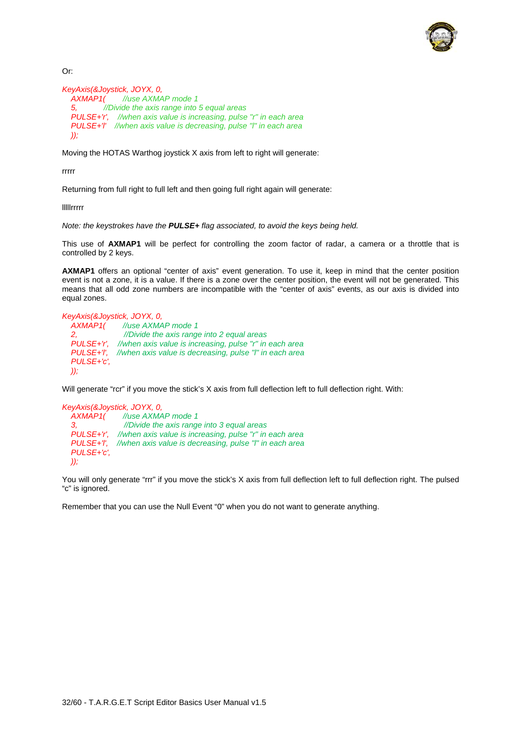Or:

```
KeyAxis(&Joystick, JOYX, 0,
   AXMAP1(        //use AXMAP mode 1
   5,             //Divide the axis range into 5 equal areas
   PULSE+'r',     //when axis value is increasing, pulse "r" in each area
   PULSE+'l'      //when axis value is decreasing, pulse "l" in each area
   ));
```

Moving the HOTAS Warthog joystick X axis from left to right will generate:

rrrrr

Returning from full right to full left and then going full right again will generate:

lllllrrrrr

*Note: the keystrokes have the **PULSE+** flag associated, to avoid the keys being held.*

This use of **AXMAP1** will be perfect for controlling the zoom factor of radar, a camera or a throttle that is controlled by 2 keys.

**AXMAP1** offers an optional "center of axis" event generation. To use it, keep in mind that the center position event is not a zone, it is a value. If there is a zone over the center position, the event will not be generated. This means that all odd zone numbers are incompatible with the "center of axis" events, as our axis is divided into equal zones.

```
KeyAxis(&Joystick, JOYX, 0,
   AXMAP1(        //use AXMAP mode 1
   2,             //Divide the axis range into 2 equal areas
   PULSE+'r',     //when axis value is increasing, pulse "r" in each area
   PULSE+'l',     //when axis value is decreasing, pulse "l" in each area
   PULSE+'c',
   ));
```

Will generate "rcr" if you move the stick's X axis from full deflection left to full deflection right. With:

```
KeyAxis(&Joystick, JOYX, 0,
   AXMAP1(        //use AXMAP mode 1
   3,             //Divide the axis range into 3 equal areas
   PULSE+'r',     //when axis value is increasing, pulse "r" in each area
   PULSE+'l',     //when axis value is decreasing, pulse "l" in each area
   PULSE+'c',
   ));
```

You will only generate "rrr" if you move the stick's X axis from full deflection left to full deflection right. The pulsed "c" is ignored.

Remember that you can use the Null Event "0" when you do not want to generate anything.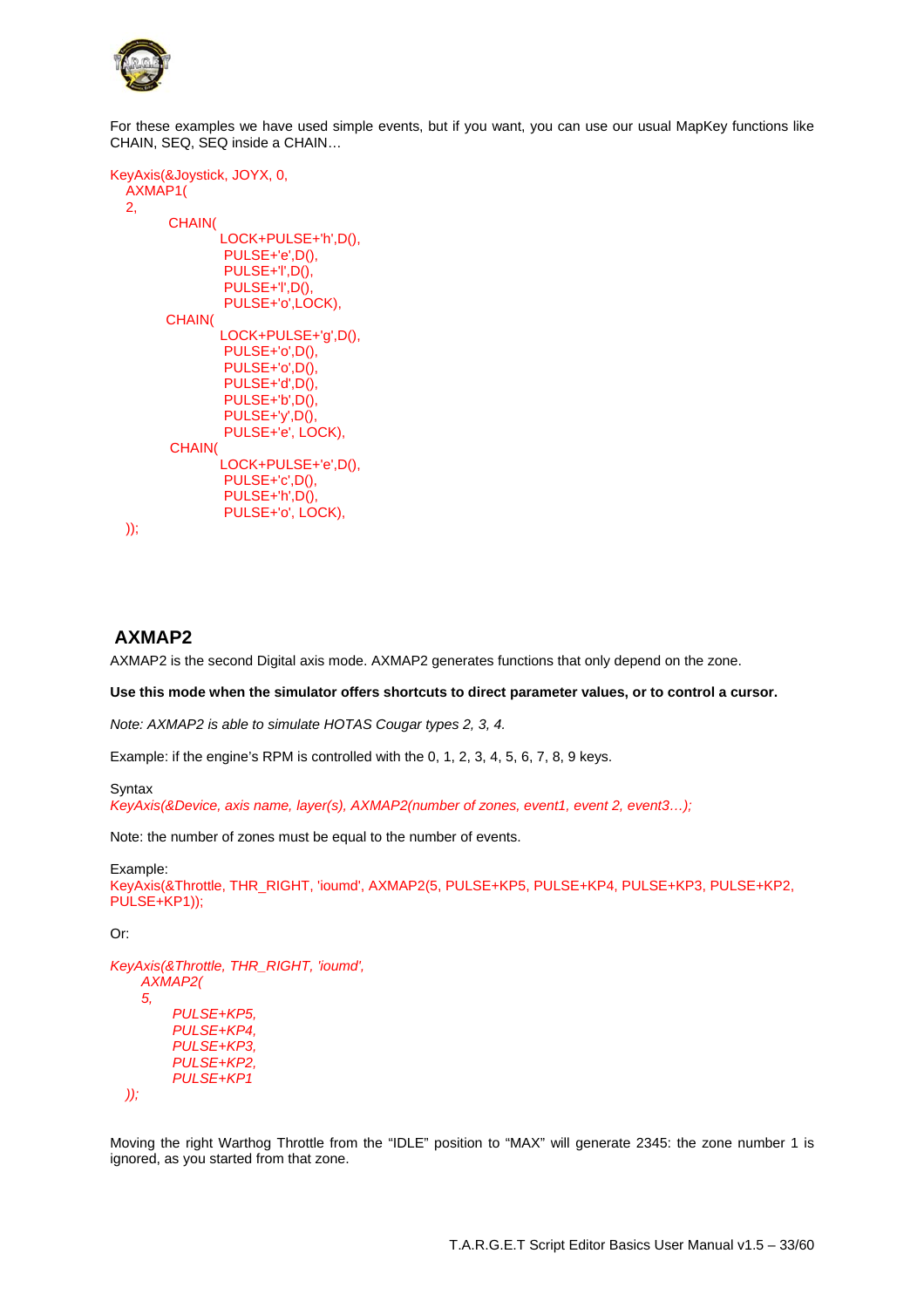For these examples we have used simple events, but if you want, you can use our usual MapKey functions like CHAIN, SEQ, SEQ inside a CHAIN…

```
KeyAxis(&Joystick, JOYX, 0,
   AXMAP1(
   2,
          CHAIN(
                   LOCK+PULSE+'h',D(),
                    PULSE+'e',D(),
                    PULSE+'l',D(),
                    PULSE+'l',D(),
                    PULSE+'o',LOCK),
          CHAIN(
                   LOCK+PULSE+'g',D(),
                    PULSE+'o',D(),
                    PULSE+'o',D(),
                    PULSE+'d',D(),
                    PULSE+'b',D(),
                    PULSE+'y',D(),
                    PULSE+'e', LOCK),
          CHAIN(
                   LOCK+PULSE+'e',D(),
                    PULSE+'c',D(),
                    PULSE+'h',D(),
                    PULSE+'o', LOCK),
   ));
```

## AXMAP2

AXMAP2 is the second Digital axis mode. AXMAP2 generates functions that only depend on the zone.

**Use this mode when the simulator offers shortcuts to direct parameter values, or to control a cursor.**

*Note: AXMAP2 is able to simulate HOTAS Cougar types 2, 3, 4.*

Example: if the engine's RPM is controlled with the 0, 1, 2, 3, 4, 5, 6, 7, 8, 9 keys.

Syntax

*KeyAxis(&Device, axis name, layer(s), AXMAP2(number of zones, event1, event 2, event3…);*

Note: the number of zones must be equal to the number of events.

Example:

```
KeyAxis(&Throttle, THR_RIGHT, 'ioumd', AXMAP2(5, PULSE+KP5, PULSE+KP4, PULSE+KP3, PULSE+KP2, PULSE+KP1));
```

Or:

```
KeyAxis(&Throttle, THR_RIGHT, 'ioumd',
      AXMAP2(
      5,
            PULSE+KP5,
            PULSE+KP4,
            PULSE+KP3,
            PULSE+KP2,
            PULSE+KP1
   ));
```

Moving the right Warthog Throttle from the "IDLE" position to "MAX" will generate 2345: the zone number 1 is ignored, as you started from that zone.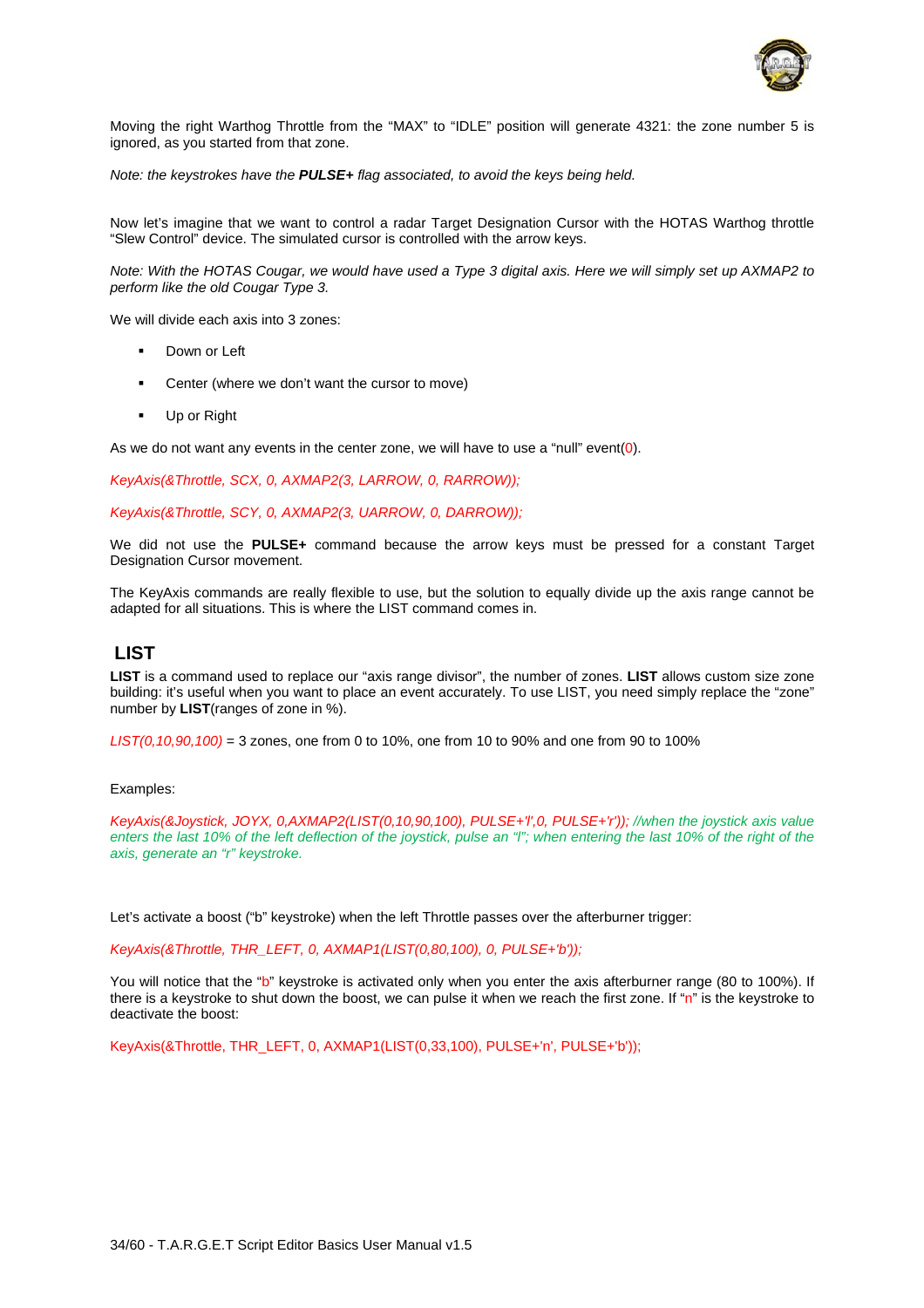Moving the right Warthog Throttle from the "MAX" to "IDLE" position will generate 4321: the zone number 5 is ignored, as you started from that zone.

*Note: the keystrokes have the **PULSE+** flag associated, to avoid the keys being held.*

Now let's imagine that we want to control a radar Target Designation Cursor with the HOTAS Warthog throttle "Slew Control" device. The simulated cursor is controlled with the arrow keys.

*Note: With the HOTAS Cougar, we would have used a Type 3 digital axis. Here we will simply set up AXMAP2 to perform like the old Cougar Type 3.*

We will divide each axis into 3 zones:

- Down or Left
- Center (where we don't want the cursor to move)
- Up or Right

As we do not want any events in the center zone, we will have to use a "null" event(0).

```
KeyAxis(&Throttle, SCX, 0, AXMAP2(3, LARROW, 0, RARROW));
```

```
KeyAxis(&Throttle, SCY, 0, AXMAP2(3, UARROW, 0, DARROW));
```

We did not use the **PULSE+** command because the arrow keys must be pressed for a constant Target Designation Cursor movement.

The KeyAxis commands are really flexible to use, but the solution to equally divide up the axis range cannot be adapted for all situations. This is where the LIST command comes in.

## LIST

**LIST** is a command used to replace our "axis range divisor", the number of zones. **LIST** allows custom size zone building: it's useful when you want to place an event accurately. To use LIST, you need simply replace the "zone" number by **LIST**(ranges of zone in %).

*LIST(0,10,90,100)* = 3 zones, one from 0 to 10%, one from 10 to 90% and one from 90 to 100%

Examples:

```
KeyAxis(&Joystick, JOYX, 0,AXMAP2(LIST(0,10,90,100), PULSE+'l',0, PULSE+'r')); //when the joystick axis value enters the last 10% of the left deflection of the joystick, pulse an "l"; when entering the last 10% of the right of the axis, generate an "r" keystroke.
```

Let's activate a boost ("b" keystroke) when the left Throttle passes over the afterburner trigger:

```
KeyAxis(&Throttle, THR_LEFT, 0, AXMAP1(LIST(0,80,100), 0, PULSE+'b'));
```

You will notice that the "b" keystroke is activated only when you enter the axis afterburner range (80 to 100%). If there is a keystroke to shut down the boost, we can pulse it when we reach the first zone. If "n" is the keystroke to deactivate the boost:

```
KeyAxis(&Throttle, THR_LEFT, 0, AXMAP1(LIST(0,33,100), PULSE+'n', PULSE+'b'));
```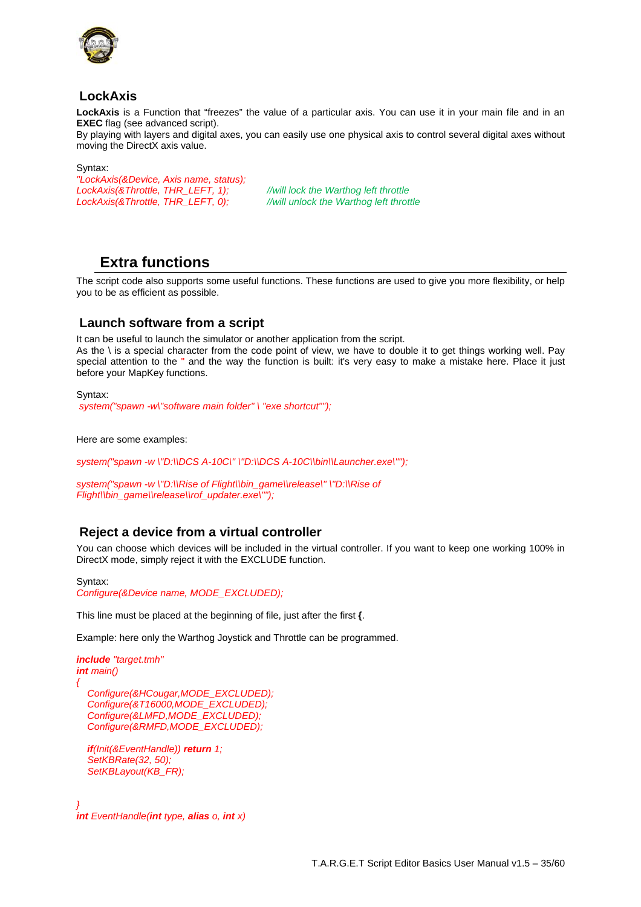## LockAxis

**LockAxis** is a Function that "freezes" the value of a particular axis. You can use it in your main file and in an **EXEC** flag (see advanced script).
By playing with layers and digital axes, you can easily use one physical axis to control several digital axes without moving the DirectX axis value.

Syntax:

```
"LockAxis(&Device, Axis name, status);
LockAxis(&Throttle, THR_LEFT, 1);        //will lock the Warthog left throttle
LockAxis(&Throttle, THR_LEFT, 0);        //will unlock the Warthog left throttle
```

# Extra functions

The script code also supports some useful functions. These functions are used to give you more flexibility, or help you to be as efficient as possible.

## Launch software from a script

It can be useful to launch the simulator or another application from the script.
As the \ is a special character from the code point of view, we have to double it to get things working well. Pay special attention to the " and the way the function is built: it's very easy to make a mistake here. Place it just before your MapKey functions.

Syntax:

```
system("spawn -w\"software main folder" \ "exe shortcut"");
```

Here are some examples:

```
system("spawn -w \"D:\\DCS A-10C\" \"D:\\DCS A-10C\\bin\\Launcher.exe\"");

system("spawn -w \"D:\\Rise of Flight\\bin_game\\release\" \"D:\\Rise of Flight\\bin_game\\release\\rof_updater.exe\"");
```

## Reject a device from a virtual controller

You can choose which devices will be included in the virtual controller. If you want to keep one working 100% in DirectX mode, simply reject it with the EXCLUDE function.

Syntax:

```
Configure(&Device name, MODE_EXCLUDED);
```

This line must be placed at the beginning of file, just after the first **{**.

Example: here only the Warthog Joystick and Throttle can be programmed.

```
include "target.tmh"
int main()
{
   Configure(&HCougar,MODE_EXCLUDED);
   Configure(&T16000,MODE_EXCLUDED);
   Configure(&LMFD,MODE_EXCLUDED);
   Configure(&RMFD,MODE_EXCLUDED);

   if(Init(&EventHandle)) return 1;
   SetKBRate(32, 50);
   SetKBLayout(KB_FR);


}
int EventHandle(int type, alias o, int x)
```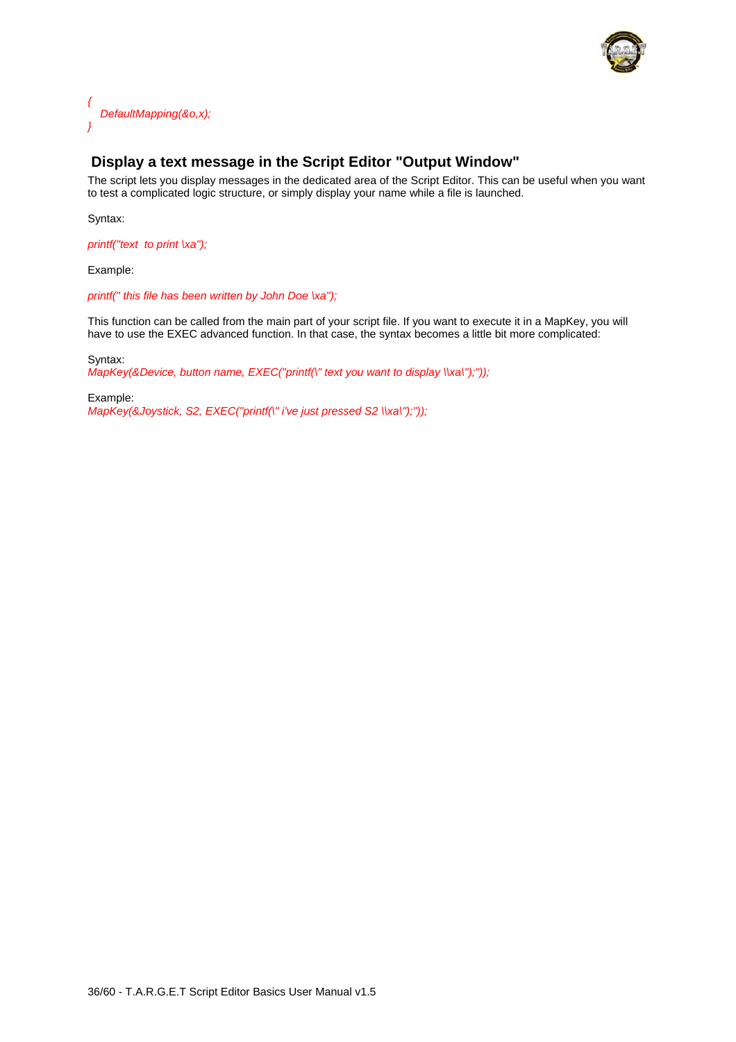```
{
   DefaultMapping(&o,x);
}
```

## Display a text message in the Script Editor "Output Window"

The script lets you display messages in the dedicated area of the Script Editor. This can be useful when you want to test a complicated logic structure, or simply display your name while a file is launched.

Syntax:

```
printf("text  to print \xa");
```

Example:

```
printf(" this file has been written by John Doe \xa");
```

This function can be called from the main part of your script file. If you want to execute it in a MapKey, you will have to use the EXEC advanced function. In that case, the syntax becomes a little bit more complicated:

Syntax:

```
MapKey(&Device, button name, EXEC("printf(\" text you want to display \\xa\");"));
```

Example:

```
MapKey(&Joystick, S2, EXEC("printf(\" i've just pressed S2 \\xa\");"));
```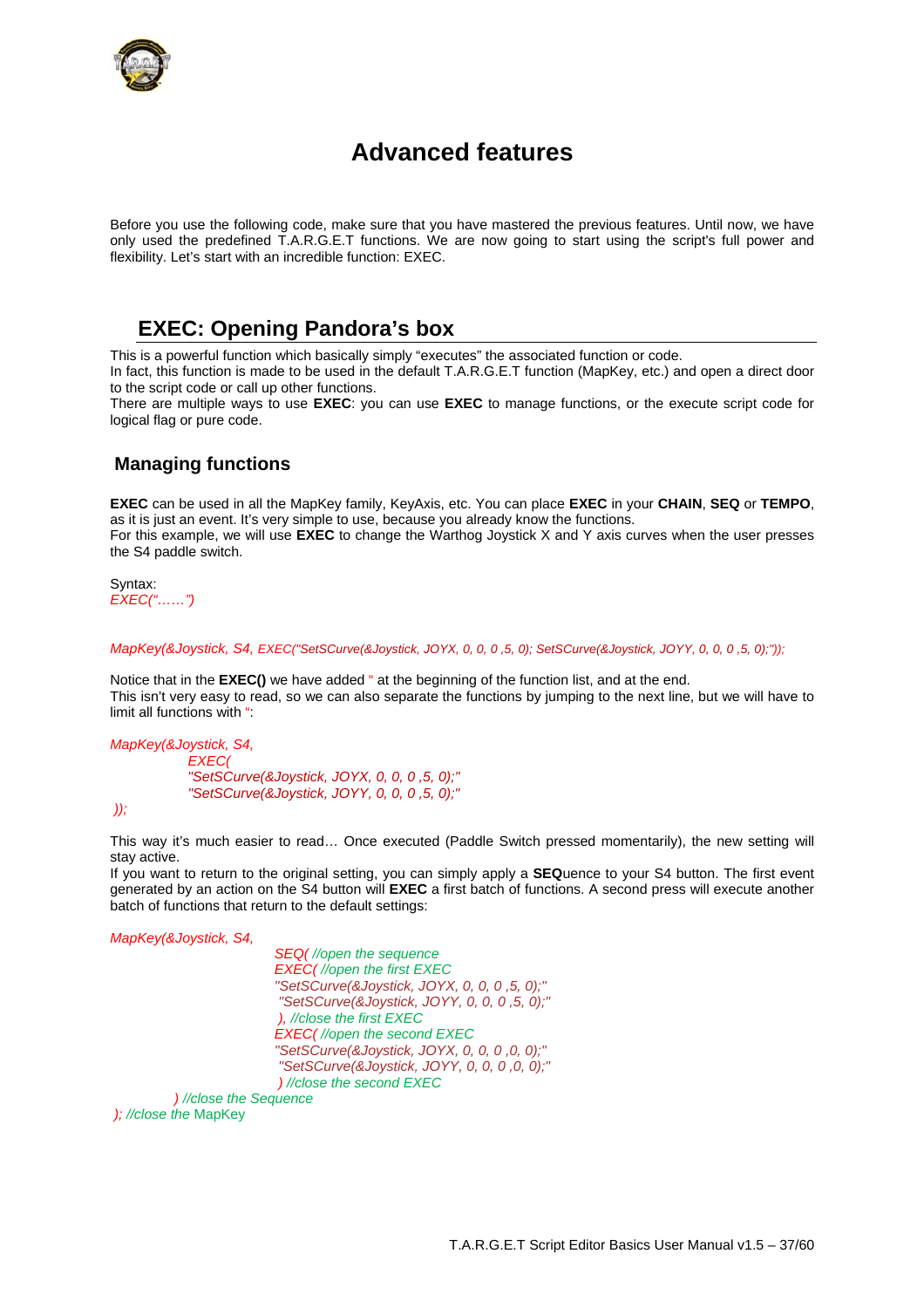# Advanced features

Before you use the following code, make sure that you have mastered the previous features. Until now, we have only used the predefined T.A.R.G.E.T functions. We are now going to start using the script's full power and flexibility. Let's start with an incredible function: EXEC.

## EXEC: Opening Pandora's box

This is a powerful function which basically simply "executes" the associated function or code.
In fact, this function is made to be used in the default T.A.R.G.E.T function (MapKey, etc.) and open a direct door to the script code or call up other functions.
There are multiple ways to use **EXEC**: you can use **EXEC** to manage functions, or the execute script code for logical flag or pure code.

### Managing functions

**EXEC** can be used in all the MapKey family, KeyAxis, etc. You can place **EXEC** in your **CHAIN**, **SEQ** or **TEMPO**, as it is just an event. It's very simple to use, because you already know the functions.
For this example, we will use **EXEC** to change the Warthog Joystick X and Y axis curves when the user presses the S4 paddle switch.

Syntax:
*EXEC("……")*

```
MapKey(&Joystick, S4, EXEC("SetSCurve(&Joystick, JOYX, 0, 0, 0 ,5, 0); SetSCurve(&Joystick, JOYY, 0, 0, 0 ,5, 0);"));
```

Notice that in the **EXEC()** we have added " at the beginning of the function list, and at the end.
This isn't very easy to read, so we can also separate the functions by jumping to the next line, but we will have to limit all functions with ":

```
MapKey(&Joystick, S4,
        EXEC(
        "SetSCurve(&Joystick, JOYX, 0, 0, 0 ,5, 0);"
        "SetSCurve(&Joystick, JOYY, 0, 0, 0 ,5, 0);"
));
```

This way it's much easier to read… Once executed (Paddle Switch pressed momentarily), the new setting will stay active.
If you want to return to the original setting, you can simply apply a **SEQ**uence to your S4 button. The first event generated by an action on the S4 button will **EXEC** a first batch of functions. A second press will execute another batch of functions that return to the default settings:

```
MapKey(&Joystick, S4,
                SEQ( //open the sequence
                EXEC( //open the first EXEC
                "SetSCurve(&Joystick, JOYX, 0, 0, 0 ,5, 0);"
                 "SetSCurve(&Joystick, JOYY, 0, 0, 0 ,5, 0);"
                 ), //close the first EXEC
                EXEC( //open the second EXEC
                "SetSCurve(&Joystick, JOYX, 0, 0, 0 ,0, 0);"
                 "SetSCurve(&Joystick, JOYY, 0, 0, 0 ,0, 0);"
                 ) //close the second EXEC
        ) //close the Sequence
); //close the MapKey
```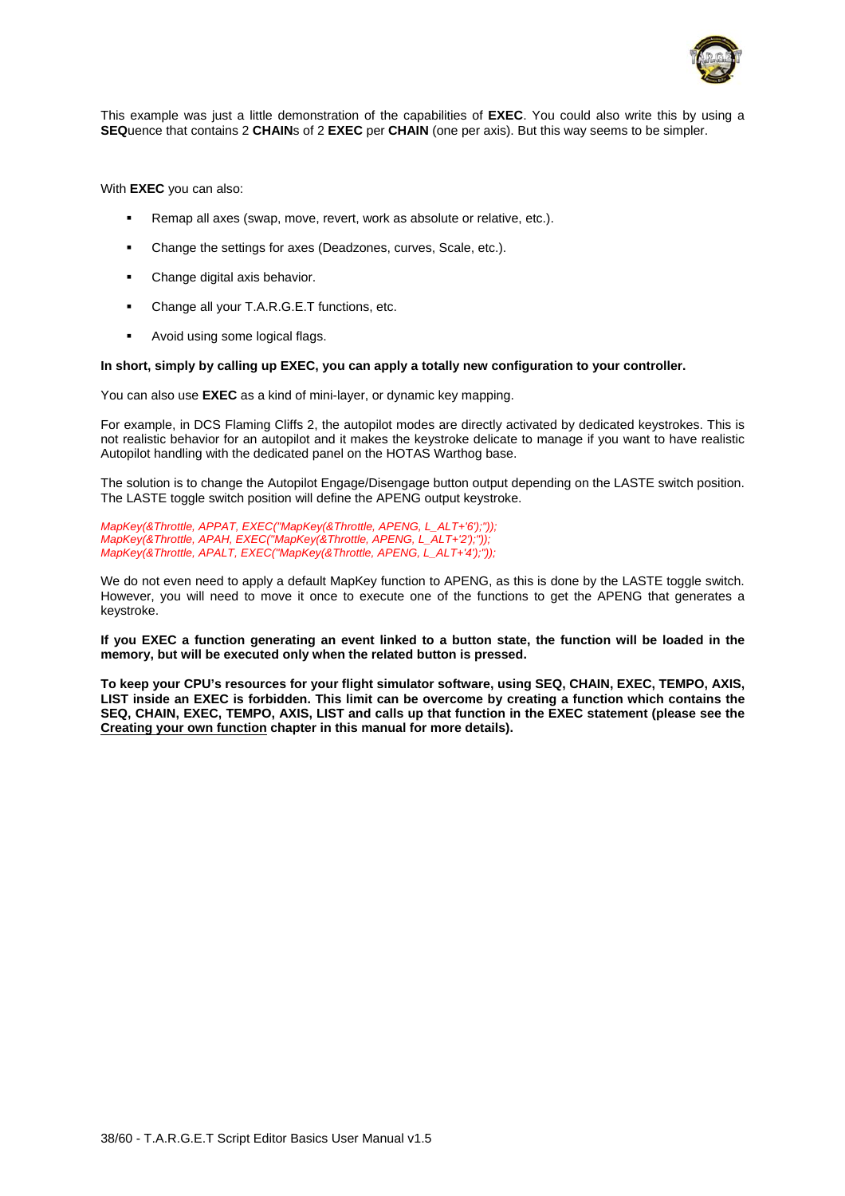This example was just a little demonstration of the capabilities of **EXEC**. You could also write this by using a **SEQ**uence that contains 2 **CHAIN**s of 2 **EXEC** per **CHAIN** (one per axis). But this way seems to be simpler.

With **EXEC** you can also:

- Remap all axes (swap, move, revert, work as absolute or relative, etc.).
- Change the settings for axes (Deadzones, curves, Scale, etc.).
- Change digital axis behavior.
- Change all your T.A.R.G.E.T functions, etc.
- Avoid using some logical flags.

**In short, simply by calling up EXEC, you can apply a totally new configuration to your controller.**

You can also use **EXEC** as a kind of mini-layer, or dynamic key mapping.

For example, in DCS Flaming Cliffs 2, the autopilot modes are directly activated by dedicated keystrokes. This is not realistic behavior for an autopilot and it makes the keystroke delicate to manage if you want to have realistic Autopilot handling with the dedicated panel on the HOTAS Warthog base.

The solution is to change the Autopilot Engage/Disengage button output depending on the LASTE switch position. The LASTE toggle switch position will define the APENG output keystroke.

```
MapKey(&Throttle, APPAT, EXEC("MapKey(&Throttle, APENG, L_ALT+'6');"));
MapKey(&Throttle, APAH, EXEC("MapKey(&Throttle, APENG, L_ALT+'2');"));
MapKey(&Throttle, APALT, EXEC("MapKey(&Throttle, APENG, L_ALT+'4');"));
```

We do not even need to apply a default MapKey function to APENG, as this is done by the LASTE toggle switch. However, you will need to move it once to execute one of the functions to get the APENG that generates a keystroke.

**If you EXEC a function generating an event linked to a button state, the function will be loaded in the memory, but will be executed only when the related button is pressed.**

**To keep your CPU's resources for your flight simulator software, using SEQ, CHAIN, EXEC, TEMPO, AXIS, LIST inside an EXEC is forbidden. This limit can be overcome by creating a function which contains the SEQ, CHAIN, EXEC, TEMPO, AXIS, LIST and calls up that function in the EXEC statement (please see the Creating your own function chapter in this manual for more details).**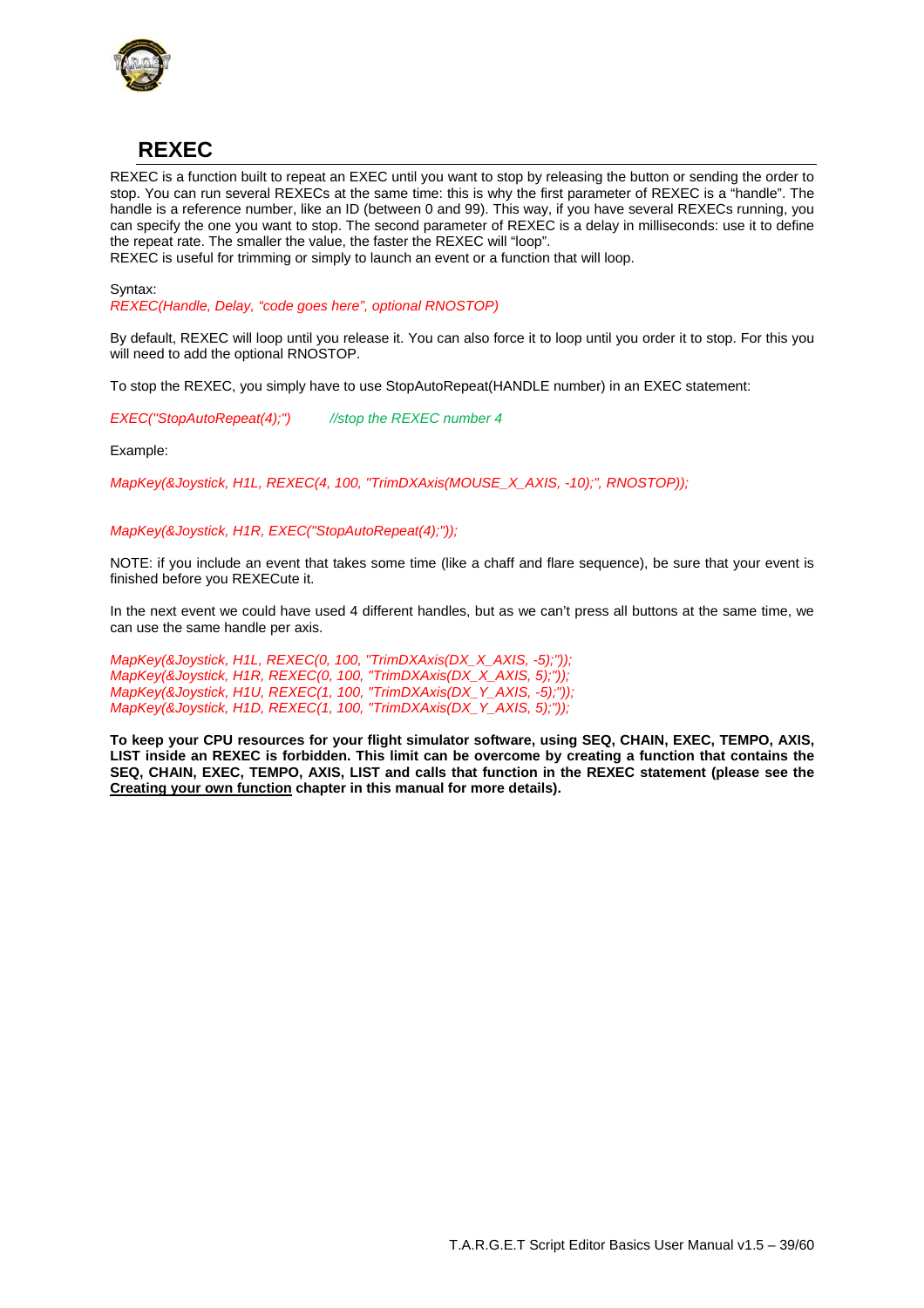## REXEC

REXEC is a function built to repeat an EXEC until you want to stop by releasing the button or sending the order to stop. You can run several REXECs at the same time: this is why the first parameter of REXEC is a “handle”. The handle is a reference number, like an ID (between 0 and 99). This way, if you have several REXECs running, you can specify the one you want to stop. The second parameter of REXEC is a delay in milliseconds: use it to define the repeat rate. The smaller the value, the faster the REXEC will “loop”.
REXEC is useful for trimming or simply to launch an event or a function that will loop.

Syntax:
*REXEC(Handle, Delay, “code goes here”, optional RNOSTOP)*

By default, REXEC will loop until you release it. You can also force it to loop until you order it to stop. For this you will need to add the optional RNOSTOP.

To stop the REXEC, you simply have to use StopAutoRepeat(HANDLE number) in an EXEC statement:

```
EXEC("StopAutoRepeat(4);")        //stop the REXEC number 4
```

Example:

```
MapKey(&Joystick, H1L, REXEC(4, 100, "TrimDXAxis(MOUSE_X_AXIS, -10);", RNOSTOP));

MapKey(&Joystick, H1R, EXEC("StopAutoRepeat(4);"));
```

NOTE: if you include an event that takes some time (like a chaff and flare sequence), be sure that your event is finished before you REXECute it.

In the next event we could have used 4 different handles, but as we can’t press all buttons at the same time, we can use the same handle per axis.

```
MapKey(&Joystick, H1L, REXEC(0, 100, "TrimDXAxis(DX_X_AXIS, -5);"));
MapKey(&Joystick, H1R, REXEC(0, 100, "TrimDXAxis(DX_X_AXIS, 5);"));
MapKey(&Joystick, H1U, REXEC(1, 100, "TrimDXAxis(DX_Y_AXIS, -5);"));
MapKey(&Joystick, H1D, REXEC(1, 100, "TrimDXAxis(DX_Y_AXIS, 5);"));
```

**To keep your CPU resources for your flight simulator software, using SEQ, CHAIN, EXEC, TEMPO, AXIS, LIST inside an REXEC is forbidden. This limit can be overcome by creating a function that contains the SEQ, CHAIN, EXEC, TEMPO, AXIS, LIST and calls that function in the REXEC statement (please see the <u>Creating your own function</u> chapter in this manual for more details).**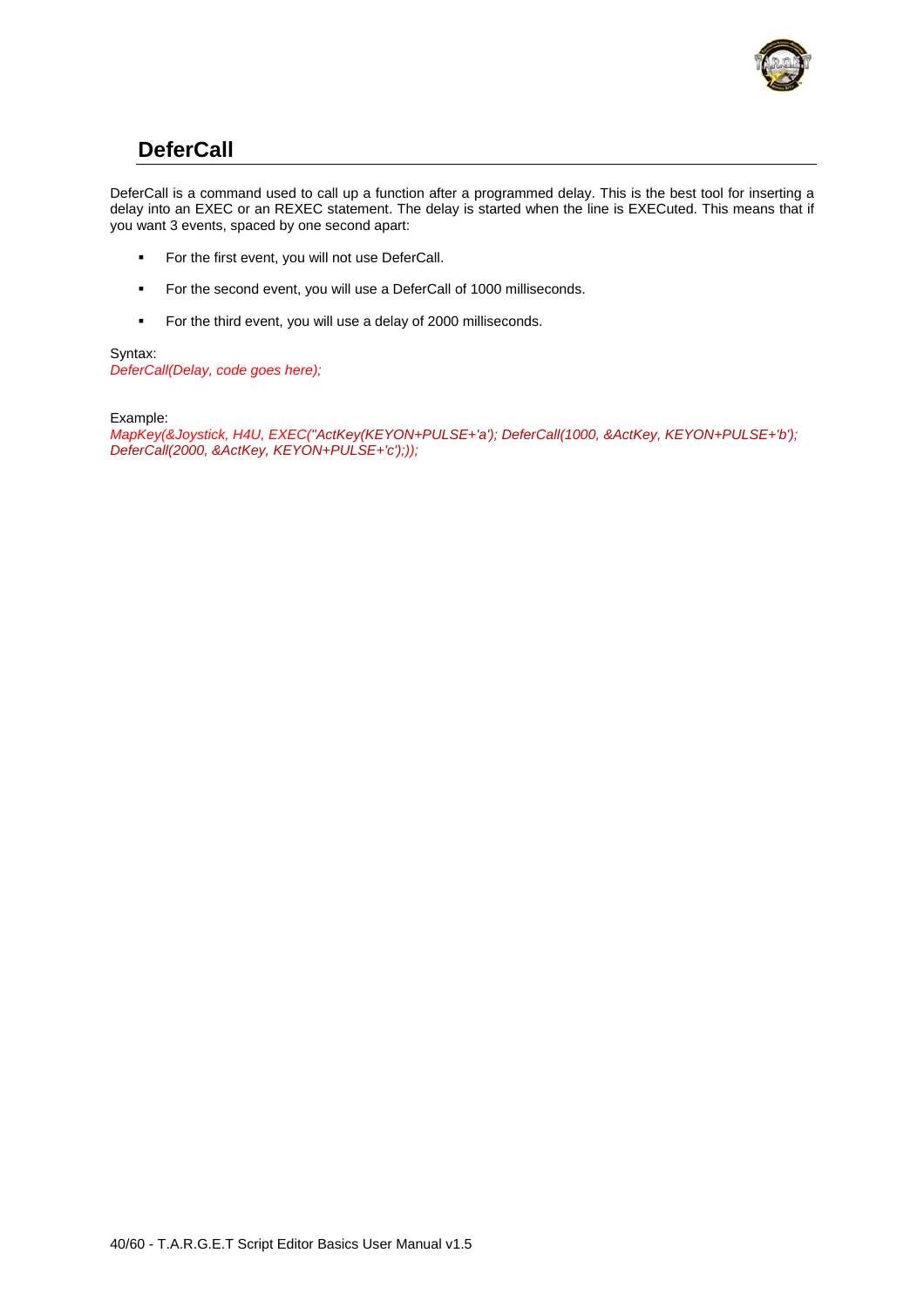## DeferCall

DeferCall is a command used to call up a function after a programmed delay. This is the best tool for inserting a delay into an EXEC or an REXEC statement. The delay is started when the line is EXECuted. This means that if you want 3 events, spaced by one second apart:

- For the first event, you will not use DeferCall.
- For the second event, you will use a DeferCall of 1000 milliseconds.
- For the third event, you will use a delay of 2000 milliseconds.

Syntax:
*DeferCall(Delay, code goes here);*

Example:
*MapKey(&Joystick, H4U, EXEC("ActKey(KEYON+PULSE+'a'); DeferCall(1000, &ActKey, KEYON+PULSE+'b'); DeferCall(2000, &ActKey, KEYON+PULSE+'c');"));*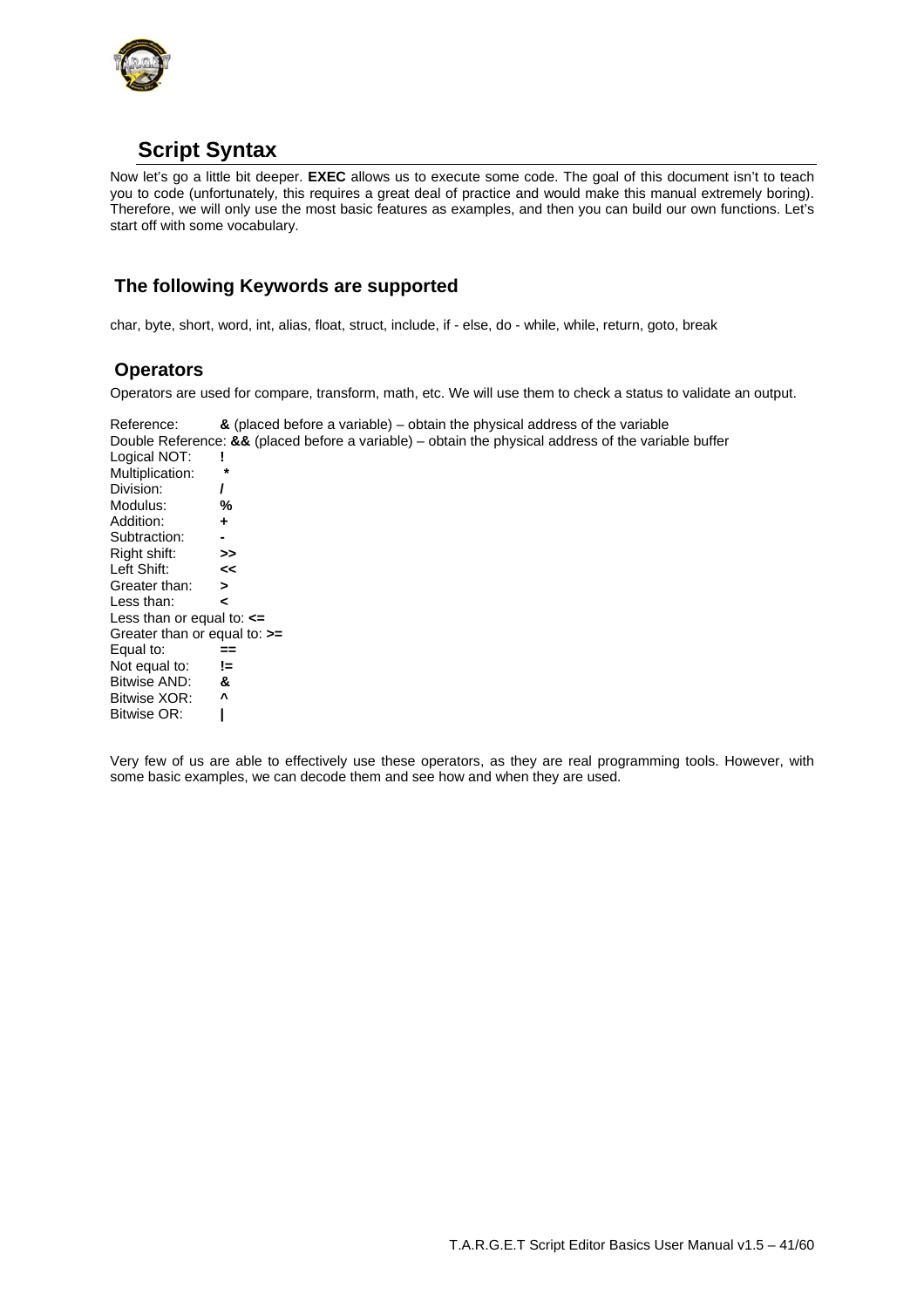## Script Syntax

Now let's go a little bit deeper. **EXEC** allows us to execute some code. The goal of this document isn't to teach you to code (unfortunately, this requires a great deal of practice and would make this manual extremely boring). Therefore, we will only use the most basic features as examples, and then you can build our own functions. Let's start off with some vocabulary.

### The following Keywords are supported

char, byte, short, word, int, alias, float, struct, include, if - else, do - while, while, return, goto, break

### Operators

Operators are used for compare, transform, math, etc. We will use them to check a status to validate an output.

Reference: **&** (placed before a variable) – obtain the physical address of the variable
Double Reference: **&&** (placed before a variable) – obtain the physical address of the variable buffer
Logical NOT: **!**
Multiplication: **\***
Division: **/**
Modulus: **%**
Addition: **+**
Subtraction: **-**
Right shift: **>>**
Left Shift: **<<**
Greater than: **>**
Less than: **<**
Less than or equal to: **<=**
Greater than or equal to: **>=**
Equal to: **==**
Not equal to: **!=**
Bitwise AND: **&**
Bitwise XOR: **^**
Bitwise OR: **|**

Very few of us are able to effectively use these operators, as they are real programming tools. However, with some basic examples, we can decode them and see how and when they are used.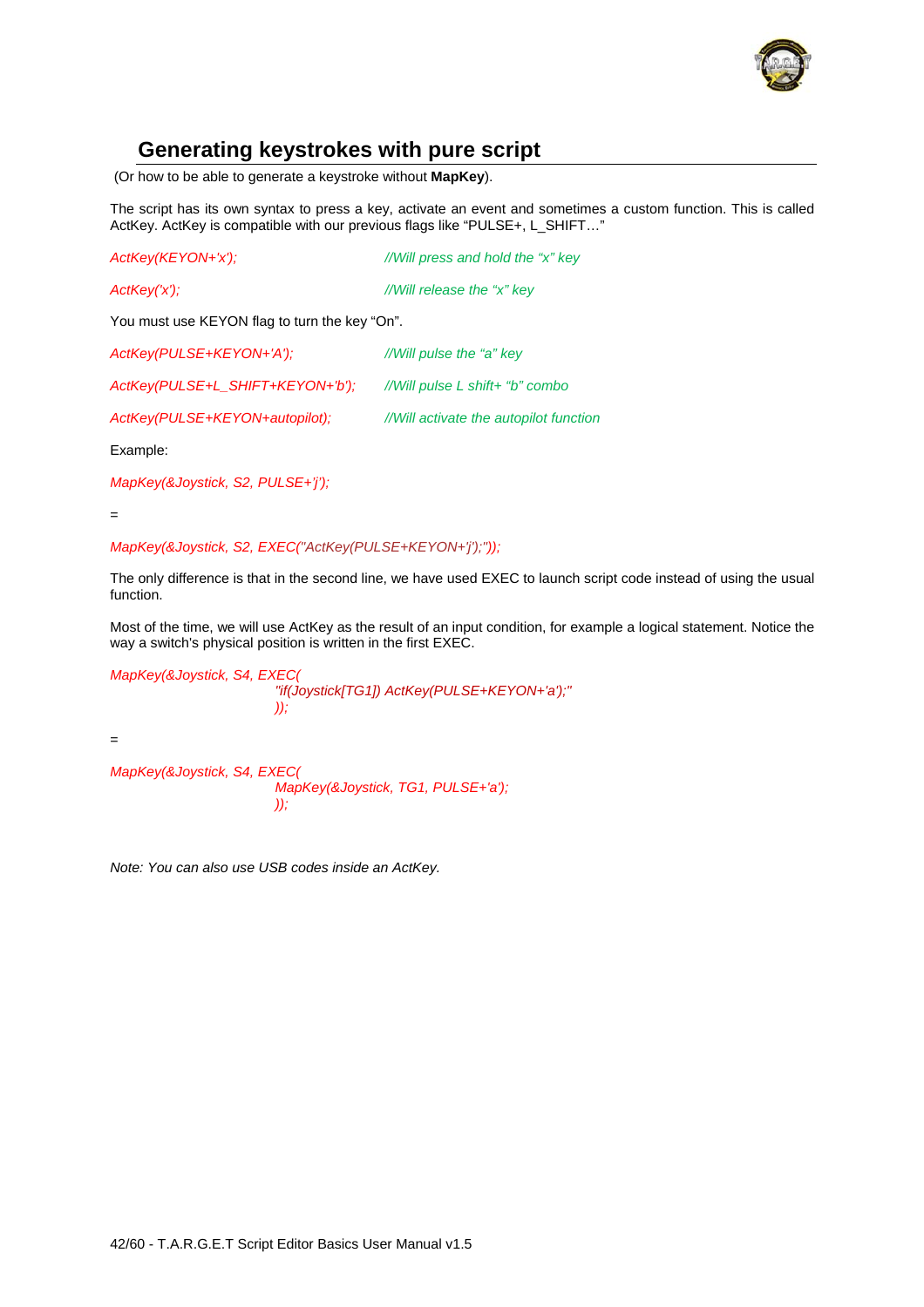## Generating keystrokes with pure script

(Or how to be able to generate a keystroke without **MapKey**).

The script has its own syntax to press a key, activate an event and sometimes a custom function. This is called ActKey. ActKey is compatible with our previous flags like "PULSE+, L_SHIFT…"

```
ActKey(KEYON+'x');                  //Will press and hold the "x" key

ActKey('x');                        //Will release the "x" key
```

You must use KEYON flag to turn the key "On".

```
ActKey(PULSE+KEYON+'A');            //Will pulse the "a" key

ActKey(PULSE+L_SHIFT+KEYON+'b');    //Will pulse L shift+ "b" combo

ActKey(PULSE+KEYON+autopilot);      //Will activate the autopilot function
```

Example:

```
MapKey(&Joystick, S2, PULSE+'j');
```

=

```
MapKey(&Joystick, S2, EXEC("ActKey(PULSE+KEYON+'j');"));
```

The only difference is that in the second line, we have used EXEC to launch script code instead of using the usual function.

Most of the time, we will use ActKey as the result of an input condition, for example a logical statement. Notice the way a switch's physical position is written in the first EXEC.

```
MapKey(&Joystick, S4, EXEC(
                    "if(Joystick[TG1]) ActKey(PULSE+KEYON+'a');"
                    ));
```

=

```
MapKey(&Joystick, S4, EXEC(
                    MapKey(&Joystick, TG1, PULSE+'a');
                    ));
```

*Note: You can also use USB codes inside an ActKey.*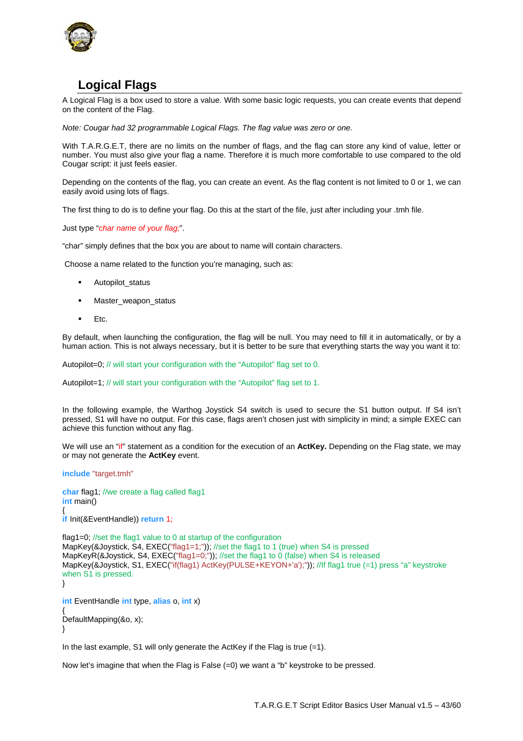## Logical Flags

A Logical Flag is a box used to store a value. With some basic logic requests, you can create events that depend on the content of the Flag.

*Note: Cougar had 32 programmable Logical Flags. The flag value was zero or one.*

With T.A.R.G.E.T, there are no limits on the number of flags, and the flag can store any kind of value, letter or number. You must also give your flag a name. Therefore it is much more comfortable to use compared to the old Cougar script: it just feels easier.

Depending on the contents of the flag, you can create an event. As the flag content is not limited to 0 or 1, we can easily avoid using lots of flags.

The first thing to do is to define your flag. Do this at the start of the file, just after including your .tmh file.

Just type "*char name of your flag;*".

"char" simply defines that the box you are about to name will contain characters.

Choose a name related to the function you're managing, such as:

- Autopilot_status
- Master_weapon_status
- Etc.

By default, when launching the configuration, the flag will be null. You may need to fill it in automatically, or by a human action. This is not always necessary, but it is better to be sure that everything starts the way you want it to:

Autopilot=0; // will start your configuration with the "Autopilot" flag set to 0.

Autopilot=1; // will start your configuration with the "Autopilot" flag set to 1.

In the following example, the Warthog Joystick S4 switch is used to secure the S1 button output. If S4 isn't pressed, S1 will have no output. For this case, flags aren't chosen just with simplicity in mind; a simple EXEC can achieve this function without any flag.

We will use an "if" statement as a condition for the execution of an **ActKey.** Depending on the Flag state, we may or may not generate the **ActKey** event.

```
include "target.tmh"

char flag1; //we create a flag called flag1
int main()
{
if Init(&EventHandle)) return 1;

flag1=0; //set the flag1 value to 0 at startup of the configuration
MapKey(&Joystick, S4, EXEC("flag1=1;")); //set the flag1 to 1 (true) when S4 is pressed
MapKeyR(&Joystick, S4, EXEC("flag1=0;")); //set the flag1 to 0 (false) when S4 is released
MapKey(&Joystick, S1, EXEC("if(flag1) ActKey(PULSE+KEYON+'a');")); //If flag1 true (=1) press "a" keystroke when S1 is pressed.
}

int EventHandle int type, alias o, int x)
{
DefaultMapping(&o, x);
}
```

In the last example, S1 will only generate the ActKey if the Flag is true (=1).

Now let's imagine that when the Flag is False (=0) we want a "b" keystroke to be pressed.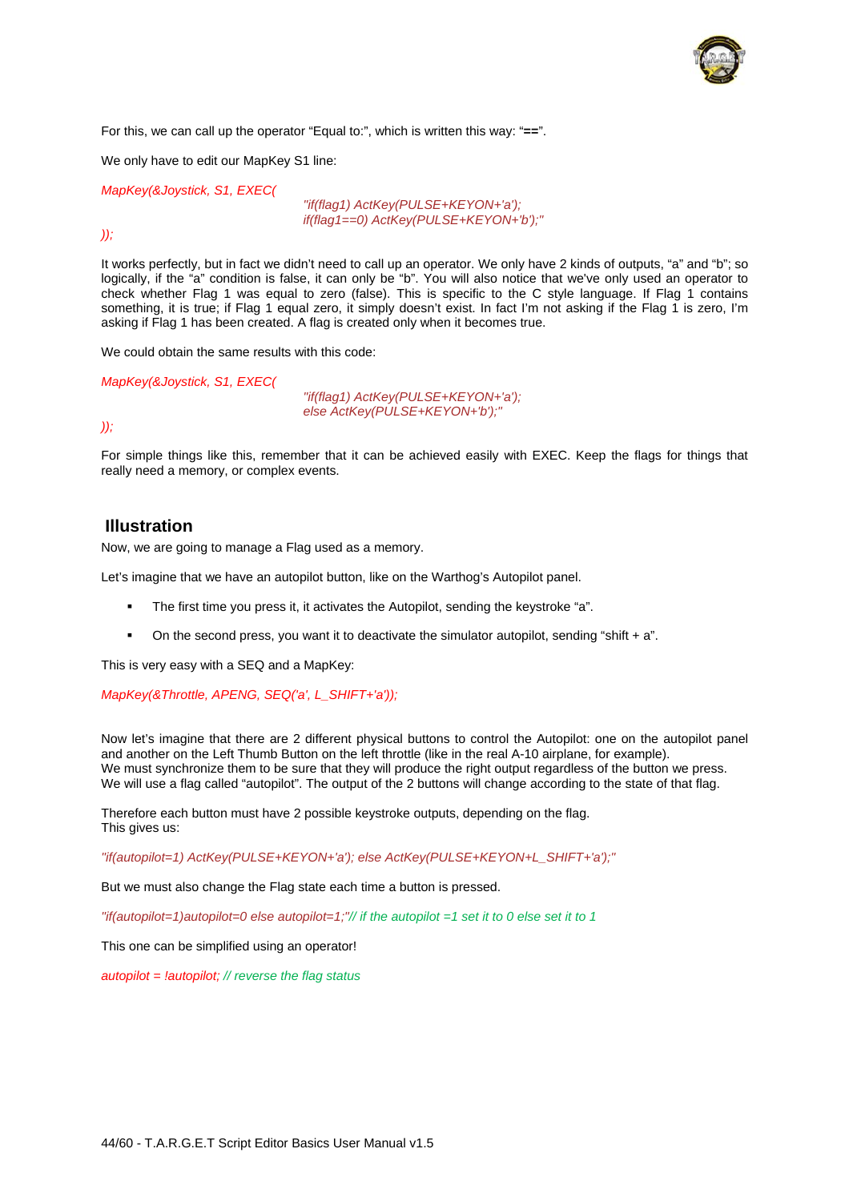For this, we can call up the operator "Equal to:", which is written this way: "**==**".

We only have to edit our MapKey S1 line:

```
MapKey(&Joystick, S1, EXEC(
                        "if(flag1) ActKey(PULSE+KEYON+'a');
                        if(flag1==0) ActKey(PULSE+KEYON+'b');"
));
```

It works perfectly, but in fact we didn't need to call up an operator. We only have 2 kinds of outputs, "a" and "b"; so logically, if the "a" condition is false, it can only be "b". You will also notice that we've only used an operator to check whether Flag 1 was equal to zero (false). This is specific to the C style language. If Flag 1 contains something, it is true; if Flag 1 equal zero, it simply doesn't exist. In fact I'm not asking if the Flag 1 is zero, I'm asking if Flag 1 has been created. A flag is created only when it becomes true.

We could obtain the same results with this code:

```
MapKey(&Joystick, S1, EXEC(
                        "if(flag1) ActKey(PULSE+KEYON+'a');
                        else ActKey(PULSE+KEYON+'b');"
));
```

For simple things like this, remember that it can be achieved easily with EXEC. Keep the flags for things that really need a memory, or complex events.

## Illustration

Now, we are going to manage a Flag used as a memory.

Let's imagine that we have an autopilot button, like on the Warthog's Autopilot panel.

- The first time you press it, it activates the Autopilot, sending the keystroke "a".
- On the second press, you want it to deactivate the simulator autopilot, sending "shift + a".

This is very easy with a SEQ and a MapKey:

```
MapKey(&Throttle, APENG, SEQ('a', L_SHIFT+'a'));
```

Now let's imagine that there are 2 different physical buttons to control the Autopilot: one on the autopilot panel and another on the Left Thumb Button on the left throttle (like in the real A-10 airplane, for example).
We must synchronize them to be sure that they will produce the right output regardless of the button we press.
We will use a flag called "autopilot". The output of the 2 buttons will change according to the state of that flag.

Therefore each button must have 2 possible keystroke outputs, depending on the flag.
This gives us:

```
"if(autopilot=1) ActKey(PULSE+KEYON+'a'); else ActKey(PULSE+KEYON+L_SHIFT+'a');"
```

But we must also change the Flag state each time a button is pressed.

```
"if(autopilot=1)autopilot=0 else autopilot=1;"// if the autopilot =1 set it to 0 else set it to 1
```

This one can be simplified using an operator!

```
autopilot = !autopilot; // reverse the flag status
```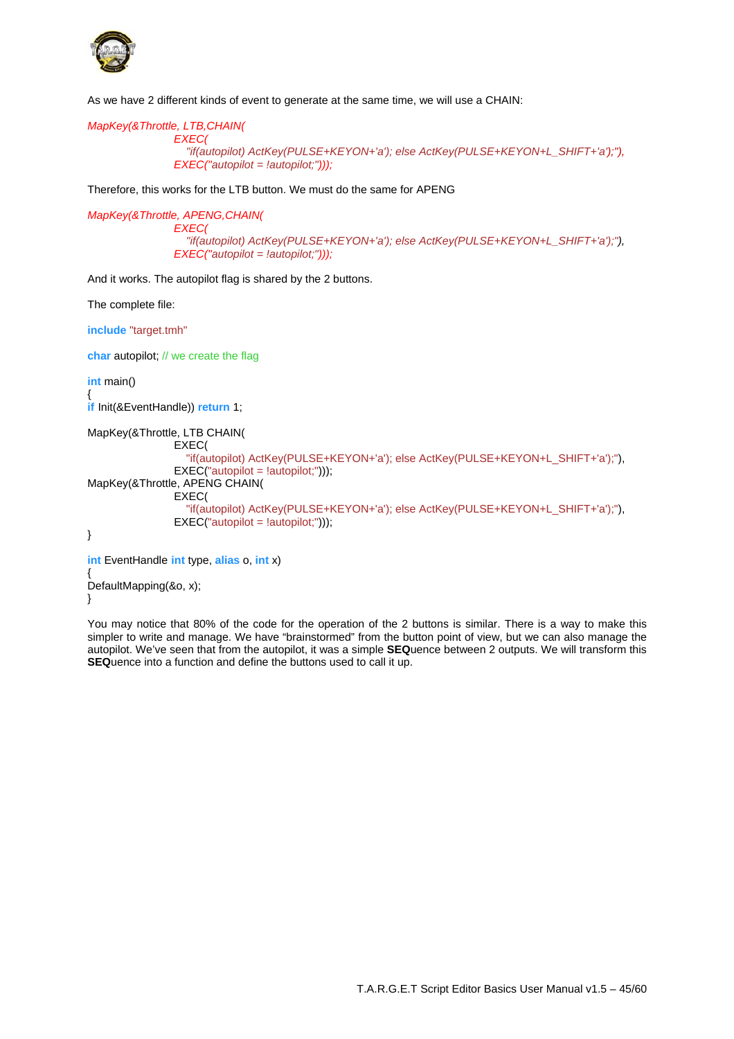As we have 2 different kinds of event to generate at the same time, we will use a CHAIN:

```
MapKey(&Throttle, LTB,CHAIN(
                    EXEC(
                       "if(autopilot) ActKey(PULSE+KEYON+'a'); else ActKey(PULSE+KEYON+L_SHIFT+'a');"),
                    EXEC("autopilot = !autopilot;")));
```

Therefore, this works for the LTB button. We must do the same for APENG

```
MapKey(&Throttle, APENG,CHAIN(
                    EXEC(
                       "if(autopilot) ActKey(PULSE+KEYON+'a'); else ActKey(PULSE+KEYON+L_SHIFT+'a');"),
                    EXEC("autopilot = !autopilot;")));
```

And it works. The autopilot flag is shared by the 2 buttons.

The complete file:

```
include "target.tmh"

char autopilot; // we create the flag

int main()
{
if Init(&EventHandle)) return 1;

MapKey(&Throttle, LTB CHAIN(
                    EXEC(
                       "if(autopilot) ActKey(PULSE+KEYON+'a'); else ActKey(PULSE+KEYON+L_SHIFT+'a');"),
                    EXEC("autopilot = !autopilot;")));
MapKey(&Throttle, APENG CHAIN(
                    EXEC(
                       "if(autopilot) ActKey(PULSE+KEYON+'a'); else ActKey(PULSE+KEYON+L_SHIFT+'a');"),
                    EXEC("autopilot = !autopilot;")));
}

int EventHandle int type, alias o, int x)
{
DefaultMapping(&o, x);
}
```

You may notice that 80% of the code for the operation of the 2 buttons is similar. There is a way to make this simpler to write and manage. We have “brainstormed” from the button point of view, but we can also manage the autopilot. We’ve seen that from the autopilot, it was a simple **SEQ**uence between 2 outputs. We will transform this **SEQ**uence into a function and define the buttons used to call it up.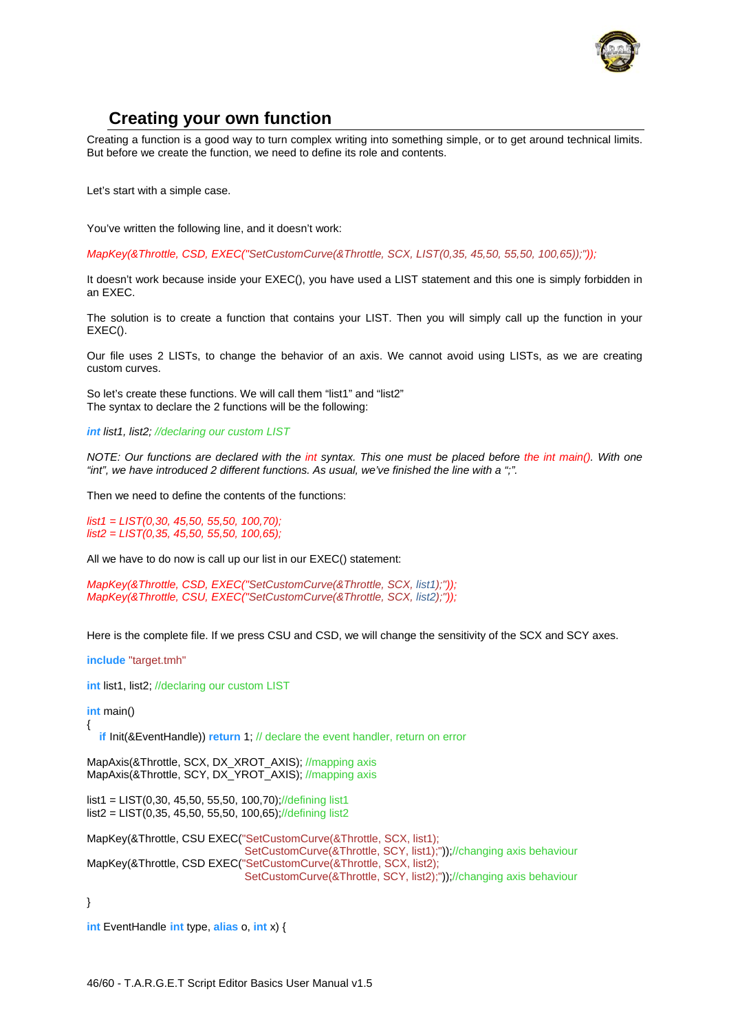## Creating your own function

Creating a function is a good way to turn complex writing into something simple, or to get around technical limits. But before we create the function, we need to define its role and contents.

Let's start with a simple case.

You've written the following line, and it doesn't work:

*MapKey(&Throttle, CSD, EXEC("SetCustomCurve(&Throttle, SCX, LIST(0,35, 45,50, 55,50, 100,65));"));*

It doesn't work because inside your EXEC(), you have used a LIST statement and this one is simply forbidden in an EXEC.

The solution is to create a function that contains your LIST. Then you will simply call up the function in your EXEC().

Our file uses 2 LISTs, to change the behavior of an axis. We cannot avoid using LISTs, as we are creating custom curves.

So let's create these functions. We will call them "list1" and "list2"
The syntax to declare the 2 functions will be the following:

***int** list1, list2; //declaring our custom LIST*

*NOTE: Our functions are declared with the int syntax. This one must be placed before the int main(). With one "int", we have introduced 2 different functions. As usual, we've finished the line with a ";".*

Then we need to define the contents of the functions:

*list1 = LIST(0,30, 45,50, 55,50, 100,70);*
*list2 = LIST(0,35, 45,50, 55,50, 100,65);*

All we have to do now is call up our list in our EXEC() statement:

*MapKey(&Throttle, CSD, EXEC("SetCustomCurve(&Throttle, SCX, list1);"));*
*MapKey(&Throttle, CSU, EXEC("SetCustomCurve(&Throttle, SCX, list2);"));*

Here is the complete file. If we press CSU and CSD, we will change the sensitivity of the SCX and SCY axes.

```
include "target.tmh"

int list1, list2; //declaring our custom LIST

int main()
{
   if Init(&EventHandle)) return 1; // declare the event handler, return on error

MapAxis(&Throttle, SCX, DX_XROT_AXIS); //mapping axis
MapAxis(&Throttle, SCY, DX_YROT_AXIS); //mapping axis

list1 = LIST(0,30, 45,50, 55,50, 100,70);//defining list1
list2 = LIST(0,35, 45,50, 55,50, 100,65);//defining list2

MapKey(&Throttle, CSU EXEC("SetCustomCurve(&Throttle, SCX, list1);
                            SetCustomCurve(&Throttle, SCY, list1);"));//changing axis behaviour
MapKey(&Throttle, CSD EXEC("SetCustomCurve(&Throttle, SCX, list2);
                            SetCustomCurve(&Throttle, SCY, list2);"));//changing axis behaviour

}

int EventHandle int type, alias o, int x) {
```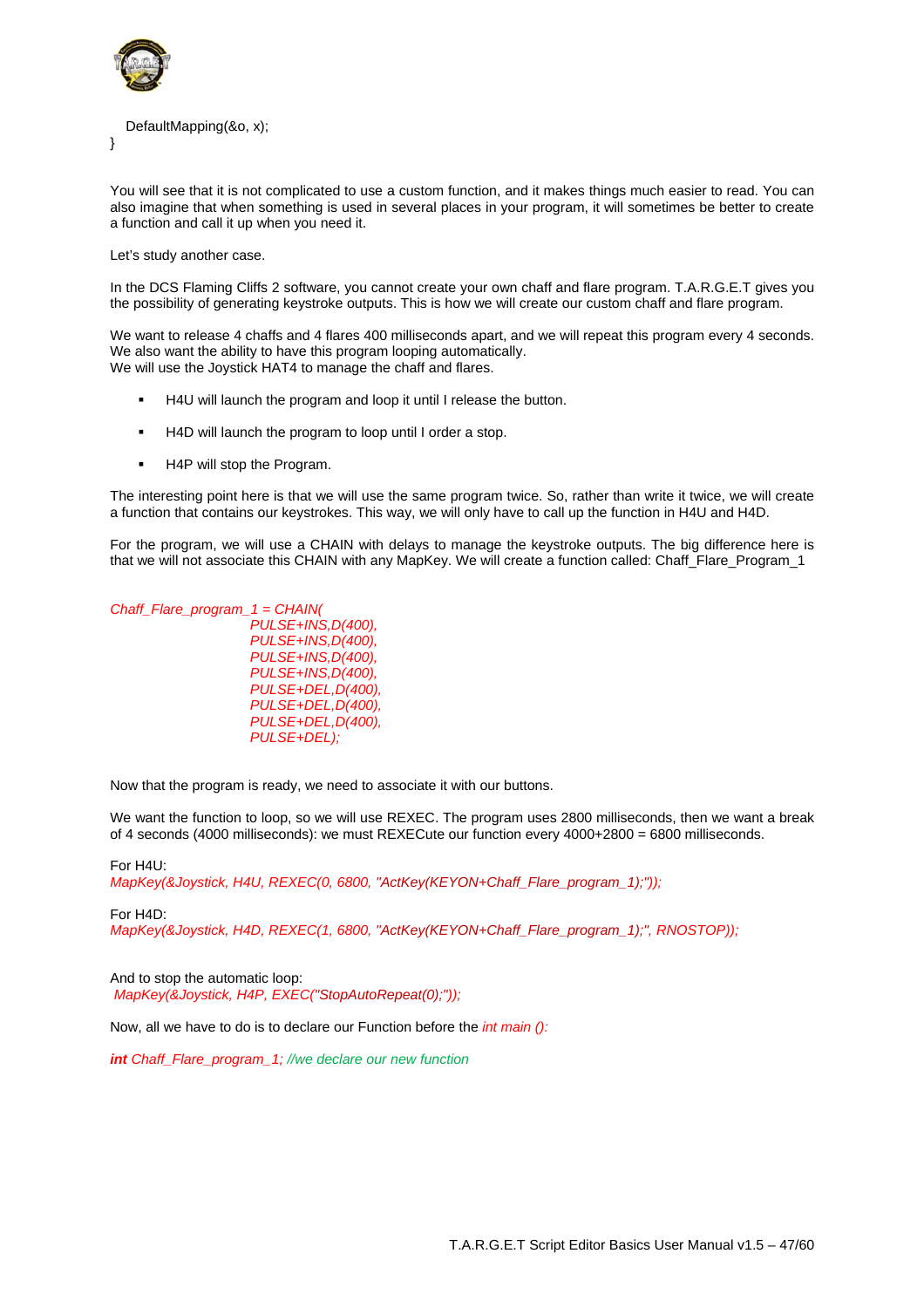```
   DefaultMapping(&o, x);
}
```

You will see that it is not complicated to use a custom function, and it makes things much easier to read. You can also imagine that when something is used in several places in your program, it will sometimes be better to create a function and call it up when you need it.

Let's study another case.

In the DCS Flaming Cliffs 2 software, you cannot create your own chaff and flare program. T.A.R.G.E.T gives you the possibility of generating keystroke outputs. This is how we will create our custom chaff and flare program.

We want to release 4 chaffs and 4 flares 400 milliseconds apart, and we will repeat this program every 4 seconds. We also want the ability to have this program looping automatically.
We will use the Joystick HAT4 to manage the chaff and flares.

- H4U will launch the program and loop it until I release the button.
- H4D will launch the program to loop until I order a stop.
- H4P will stop the Program.

The interesting point here is that we will use the same program twice. So, rather than write it twice, we will create a function that contains our keystrokes. This way, we will only have to call up the function in H4U and H4D.

For the program, we will use a CHAIN with delays to manage the keystroke outputs. The big difference here is that we will not associate this CHAIN with any MapKey. We will create a function called: Chaff_Flare_Program_1

```
Chaff_Flare_program_1 = CHAIN(
                        PULSE+INS,D(400),
                        PULSE+INS,D(400),
                        PULSE+INS,D(400),
                        PULSE+INS,D(400),
                        PULSE+DEL,D(400),
                        PULSE+DEL,D(400),
                        PULSE+DEL,D(400),
                        PULSE+DEL);
```

Now that the program is ready, we need to associate it with our buttons.

We want the function to loop, so we will use REXEC. The program uses 2800 milliseconds, then we want a break of 4 seconds (4000 milliseconds): we must REXECute our function every 4000+2800 = 6800 milliseconds.

For H4U:

```
MapKey(&Joystick, H4U, REXEC(0, 6800, "ActKey(KEYON+Chaff_Flare_program_1);"));
```

For H4D:

```
MapKey(&Joystick, H4D, REXEC(1, 6800, "ActKey(KEYON+Chaff_Flare_program_1);", RNOSTOP));
```

And to stop the automatic loop:

```
MapKey(&Joystick, H4P, EXEC("StopAutoRepeat(0);"));
```

Now, all we have to do is to declare our Function before the *int main ():*

```
int Chaff_Flare_program_1; //we declare our new function
```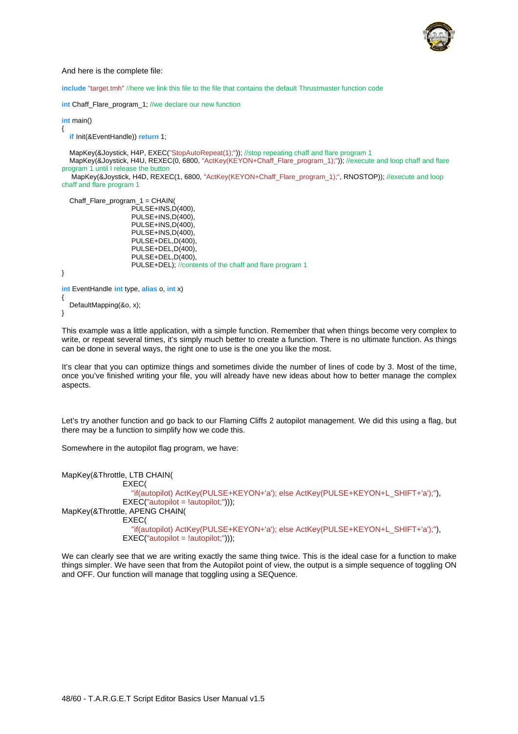And here is the complete file:

```
include "target.tmh" //here we link this file to the file that contains the default Thrustmaster function code

int Chaff_Flare_program_1; //we declare our new function

int main()
{
   if Init(&EventHandle)) return 1;

   MapKey(&Joystick, H4P, EXEC("StopAutoRepeat(1);")); //stop repeating chaff and flare program 1
   MapKey(&Joystick, H4U, REXEC(0, 6800, "ActKey(KEYON+Chaff_Flare_program_1);")); //execute and loop chaff and flare program 1 until I release the button
    MapKey(&Joystick, H4D, REXEC(1, 6800, "ActKey(KEYON+Chaff_Flare_program_1);", RNOSTOP)); //execute and loop chaff and flare program 1

   Chaff_Flare_program_1 = CHAIN(
                           PULSE+INS,D(400),
                           PULSE+INS,D(400),
                           PULSE+INS,D(400),
                           PULSE+INS,D(400),
                           PULSE+DEL,D(400),
                           PULSE+DEL,D(400),
                           PULSE+DEL,D(400),
                           PULSE+DEL); //contents of the chaff and flare program 1
}

int EventHandle int type, alias o, int x)
{
   DefaultMapping(&o, x);
}
```

This example was a little application, with a simple function. Remember that when things become very complex to write, or repeat several times, it's simply much better to create a function. There is no ultimate function. As things can be done in several ways, the right one to use is the one you like the most.

It's clear that you can optimize things and sometimes divide the number of lines of code by 3. Most of the time, once you've finished writing your file, you will already have new ideas about how to better manage the complex aspects.

Let's try another function and go back to our Flaming Cliffs 2 autopilot management. We did this using a flag, but there may be a function to simplify how we code this.

Somewhere in the autopilot flag program, we have:

```
MapKey(&Throttle, LTB CHAIN(
                        EXEC(
                           "if(autopilot) ActKey(PULSE+KEYON+'a'); else ActKey(PULSE+KEYON+L_SHIFT+'a');"),
                        EXEC("autopilot = !autopilot;")));
MapKey(&Throttle, APENG CHAIN(
                        EXEC(
                           "if(autopilot) ActKey(PULSE+KEYON+'a'); else ActKey(PULSE+KEYON+L_SHIFT+'a');"),
                        EXEC("autopilot = !autopilot;")));
```

We can clearly see that we are writing exactly the same thing twice. This is the ideal case for a function to make things simpler. We have seen that from the Autopilot point of view, the output is a simple sequence of toggling ON and OFF. Our function will manage that toggling using a SEQuence.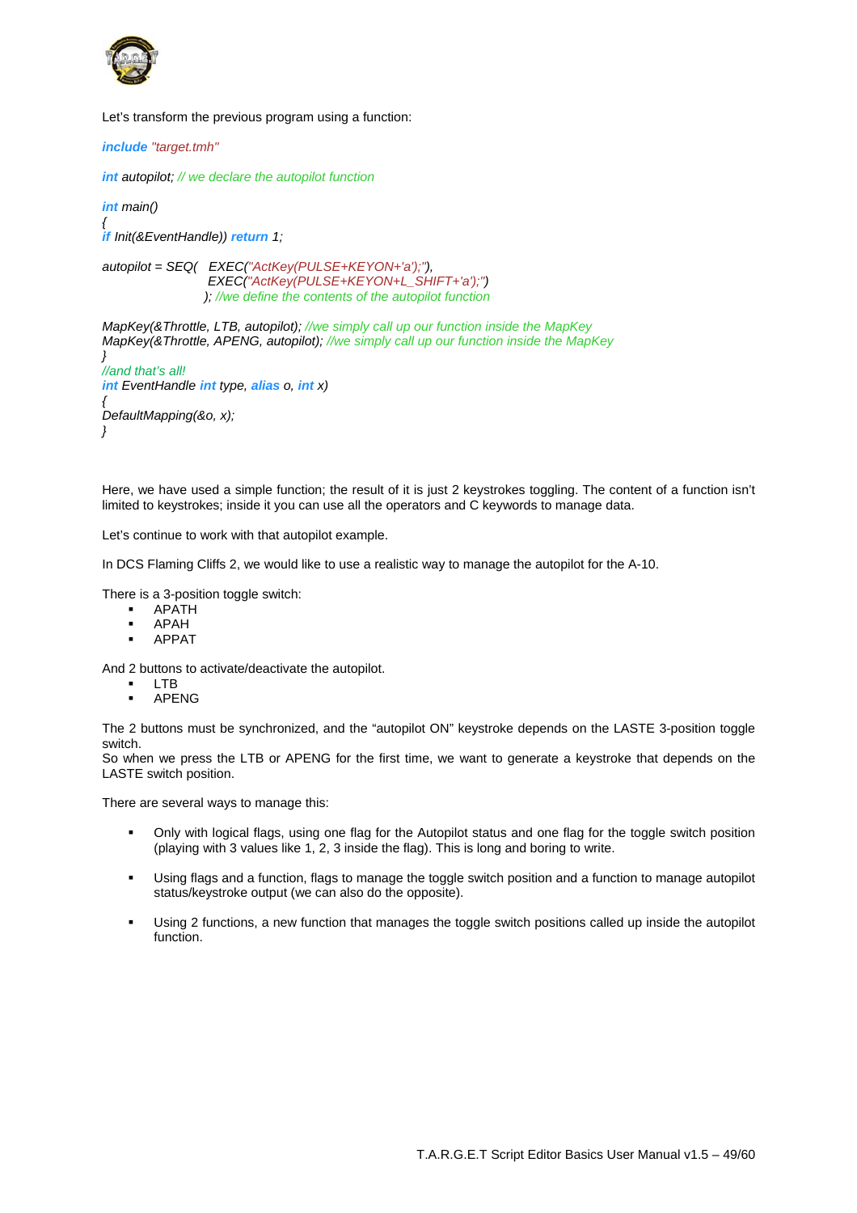Let's transform the previous program using a function:

```
include "target.tmh"

int autopilot; // we declare the autopilot function

int main()
{
if Init(&EventHandle)) return 1;

autopilot = SEQ(   EXEC("ActKey(PULSE+KEYON+'a');"),
                   EXEC("ActKey(PULSE+KEYON+L_SHIFT+'a');")
                  ); //we define the contents of the autopilot function

MapKey(&Throttle, LTB, autopilot); //we simply call up our function inside the MapKey
MapKey(&Throttle, APENG, autopilot); //we simply call up our function inside the MapKey
}
//and that's all!
int EventHandle int type, alias o, int x)
{
DefaultMapping(&o, x);
}
```

Here, we have used a simple function; the result of it is just 2 keystrokes toggling. The content of a function isn't limited to keystrokes; inside it you can use all the operators and C keywords to manage data.

Let's continue to work with that autopilot example.

In DCS Flaming Cliffs 2, we would like to use a realistic way to manage the autopilot for the A-10.

There is a 3-position toggle switch:

- APATH
- APAH
- APPAT

And 2 buttons to activate/deactivate the autopilot.

- LTB
- APENG

The 2 buttons must be synchronized, and the "autopilot ON" keystroke depends on the LASTE 3-position toggle switch.
So when we press the LTB or APENG for the first time, we want to generate a keystroke that depends on the LASTE switch position.

There are several ways to manage this:

- Only with logical flags, using one flag for the Autopilot status and one flag for the toggle switch position (playing with 3 values like 1, 2, 3 inside the flag). This is long and boring to write.
- Using flags and a function, flags to manage the toggle switch position and a function to manage autopilot status/keystroke output (we can also do the opposite).
- Using 2 functions, a new function that manages the toggle switch positions called up inside the autopilot function.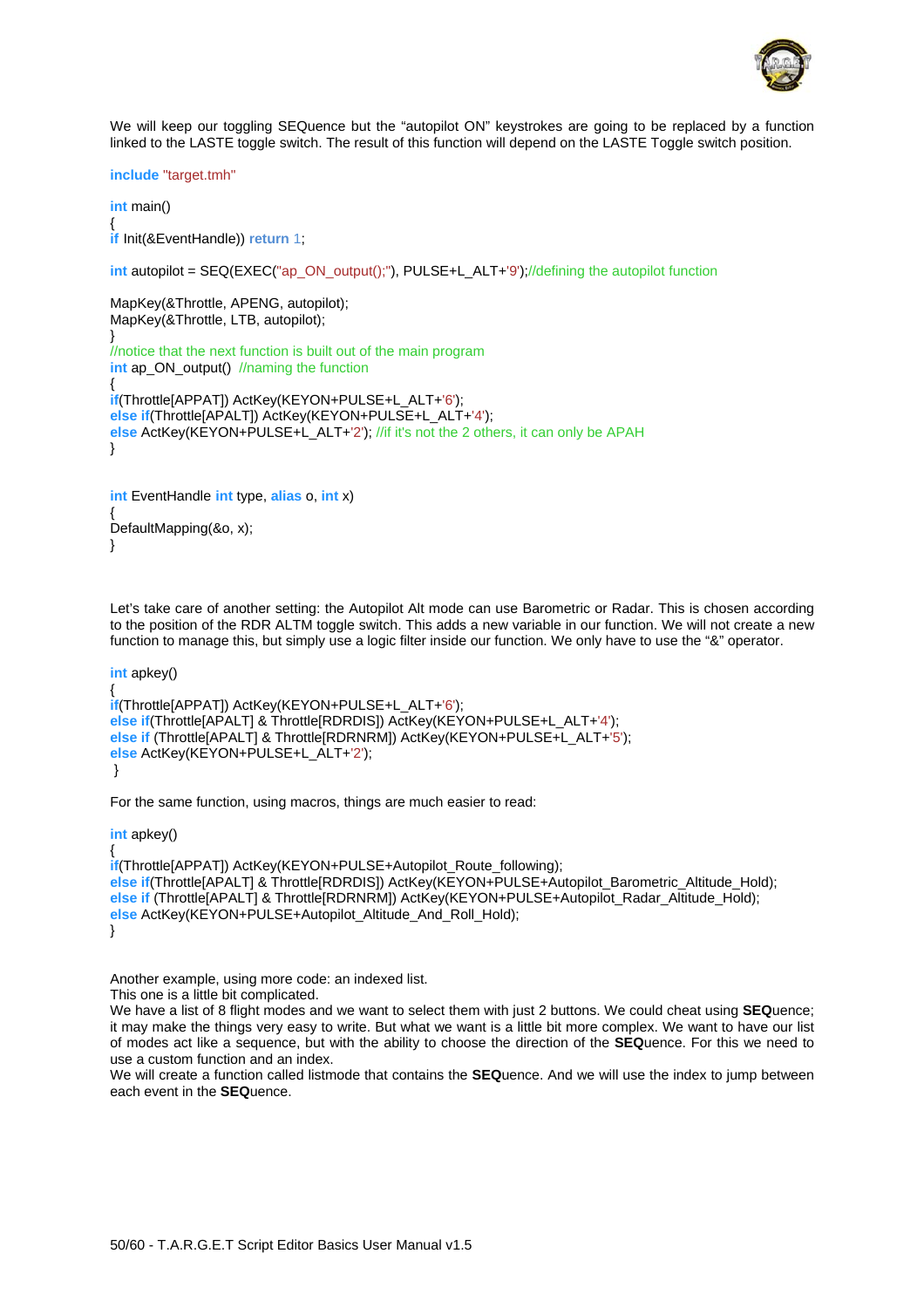We will keep our toggling SEQuence but the “autopilot ON” keystrokes are going to be replaced by a function linked to the LASTE toggle switch. The result of this function will depend on the LASTE Toggle switch position.

```
include "target.tmh"

int main()
{
if Init(&EventHandle)) return 1;

int autopilot = SEQ(EXEC("ap_ON_output();"), PULSE+L_ALT+'9');//defining the autopilot function

MapKey(&Throttle, APENG, autopilot);
MapKey(&Throttle, LTB, autopilot);
}
//notice that the next function is built out of the main program
int ap_ON_output()  //naming the function
{
if(Throttle[APPAT]) ActKey(KEYON+PULSE+L_ALT+'6');
else if(Throttle[APALT]) ActKey(KEYON+PULSE+L_ALT+'4');
else ActKey(KEYON+PULSE+L_ALT+'2'); //if it's not the 2 others, it can only be APAH
}


int EventHandle int type, alias o, int x)
{
DefaultMapping(&o, x);
}
```

Let’s take care of another setting: the Autopilot Alt mode can use Barometric or Radar. This is chosen according to the position of the RDR ALTM toggle switch. This adds a new variable in our function. We will not create a new function to manage this, but simply use a logic filter inside our function. We only have to use the “&” operator.

```
int apkey()
{
if(Throttle[APPAT]) ActKey(KEYON+PULSE+L_ALT+'6');
else if(Throttle[APALT] & Throttle[RDRDIS]) ActKey(KEYON+PULSE+L_ALT+'4');
else if (Throttle[APALT] & Throttle[RDRNRM]) ActKey(KEYON+PULSE+L_ALT+'5');
else ActKey(KEYON+PULSE+L_ALT+'2');
 }
```

For the same function, using macros, things are much easier to read:

```
int apkey()
{
if(Throttle[APPAT]) ActKey(KEYON+PULSE+Autopilot_Route_following);
else if(Throttle[APALT] & Throttle[RDRDIS]) ActKey(KEYON+PULSE+Autopilot_Barometric_Altitude_Hold);
else if (Throttle[APALT] & Throttle[RDRNRM]) ActKey(KEYON+PULSE+Autopilot_Radar_Altitude_Hold);
else ActKey(KEYON+PULSE+Autopilot_Altitude_And_Roll_Hold);
}
```

Another example, using more code: an indexed list.
This one is a little bit complicated.
We have a list of 8 flight modes and we want to select them with just 2 buttons. We could cheat using **SEQ**uence; it may make the things very easy to write. But what we want is a little bit more complex. We want to have our list of modes act like a sequence, but with the ability to choose the direction of the **SEQ**uence. For this we need to use a custom function and an index.
We will create a function called listmode that contains the **SEQ**uence. And we will use the index to jump between each event in the **SEQ**uence.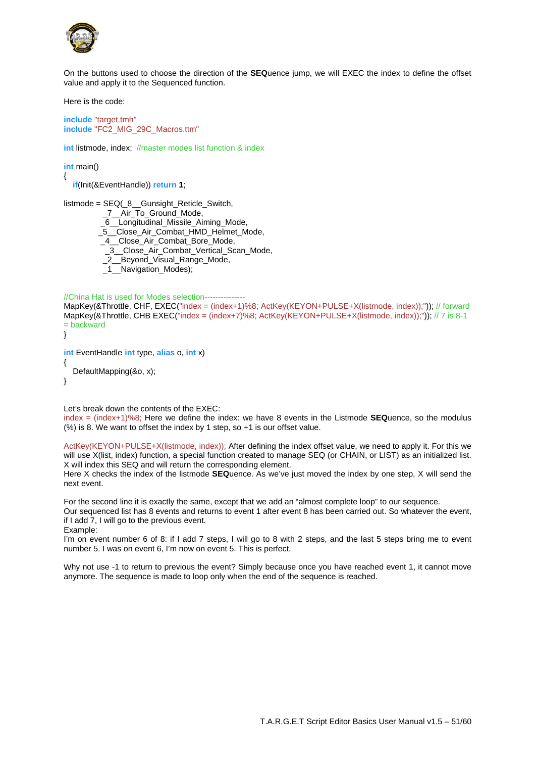On the buttons used to choose the direction of the **SEQ**uence jump, we will EXEC the index to define the offset value and apply it to the Sequenced function.

Here is the code:

```
include "target.tmh"
include "FC2_MIG_29C_Macros.ttm"

int listmode, index;  //master modes list function & index

int main()
{
   if(Init(&EventHandle)) return 1;

listmode = SEQ(_8__Gunsight_Reticle_Switch,
               _7__Air_To_Ground_Mode,
              _6__Longitudinal_Missile_Aiming_Mode,
             _5__Close_Air_Combat_HMD_Helmet_Mode,
              _4__Close_Air_Combat_Bore_Mode,
                _3__Close_Air_Combat_Vertical_Scan_Mode,
               _2__Beyond_Visual_Range_Mode,
               _1__Navigation_Modes);


//China Hat is used for Modes selection---------------
MapKey(&Throttle, CHF, EXEC("index = (index+1)%8; ActKey(KEYON+PULSE+X(listmode, index));")); // forward
MapKey(&Throttle, CHB EXEC("index = (index+7)%8; ActKey(KEYON+PULSE+X(listmode, index));")); // 7 is 8-1
= backward
}

int EventHandle int type, alias o, int x)
{
   DefaultMapping(&o, x);
}
```

Let's break down the contents of the EXEC:
index = (index+1)%8; Here we define the index: we have 8 events in the Listmode **SEQ**uence, so the modulus (%) is 8. We want to offset the index by 1 step, so +1 is our offset value.

ActKey(KEYON+PULSE+X(listmode, index)); After defining the index offset value, we need to apply it. For this we will use X(list, index) function, a special function created to manage SEQ (or CHAIN, or LIST) as an initialized list. X will index this SEQ and will return the corresponding element.
Here X checks the index of the listmode **SEQ**uence. As we've just moved the index by one step, X will send the next event.

For the second line it is exactly the same, except that we add an "almost complete loop" to our sequence.
Our sequenced list has 8 events and returns to event 1 after event 8 has been carried out. So whatever the event, if I add 7, I will go to the previous event.
Example:
I'm on event number 6 of 8: if I add 7 steps, I will go to 8 with 2 steps, and the last 5 steps bring me to event number 5. I was on event 6, I'm now on event 5. This is perfect.

Why not use -1 to return to previous the event? Simply because once you have reached event 1, it cannot move anymore. The sequence is made to loop only when the end of the sequence is reached.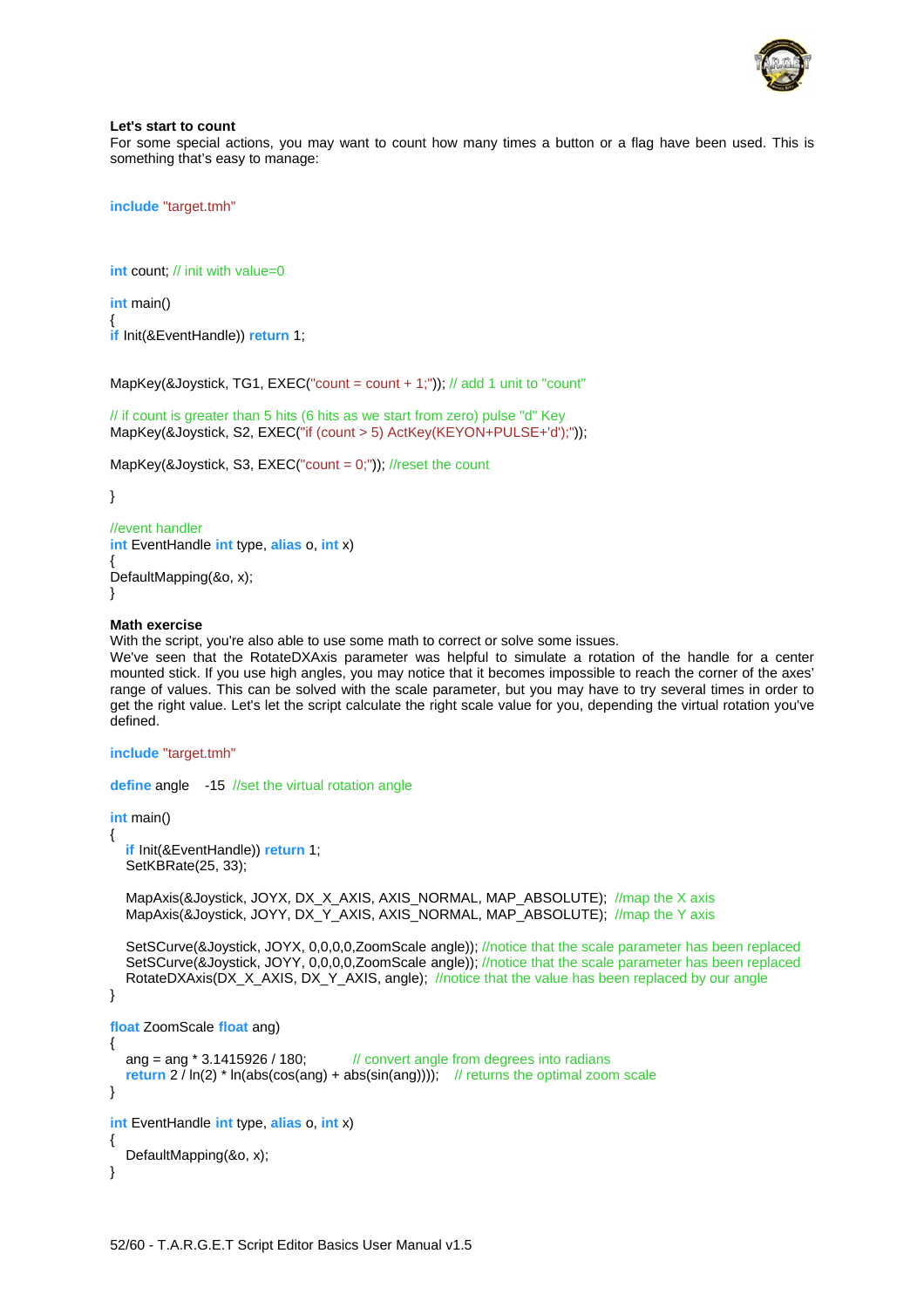**Let's start to count**

For some special actions, you may want to count how many times a button or a flag have been used. This is something that's easy to manage:

```
include "target.tmh"



int count; // init with value=0

int main()
{
if Init(&EventHandle)) return 1;


MapKey(&Joystick, TG1, EXEC("count = count + 1;")); // add 1 unit to "count"

// if count is greater than 5 hits (6 hits as we start from zero) pulse "d" Key
MapKey(&Joystick, S2, EXEC("if (count > 5) ActKey(KEYON+PULSE+'d');"));

MapKey(&Joystick, S3, EXEC("count = 0;")); //reset the count

}

//event handler
int EventHandle int type, alias o, int x)
{
DefaultMapping(&o, x);
}
```

**Math exercise**

With the script, you're also able to use some math to correct or solve some issues.
We've seen that the RotateDXAxis parameter was helpful to simulate a rotation of the handle for a center mounted stick. If you use high angles, you may notice that it becomes impossible to reach the corner of the axes' range of values. This can be solved with the scale parameter, but you may have to try several times in order to get the right value. Let's let the script calculate the right scale value for you, depending the virtual rotation you've defined.

```
include "target.tmh"

define angle    -15  //set the virtual rotation angle

int main()
{
   if Init(&EventHandle)) return 1;
   SetKBRate(25, 33);

   MapAxis(&Joystick, JOYX, DX_X_AXIS, AXIS_NORMAL, MAP_ABSOLUTE);  //map the X axis
   MapAxis(&Joystick, JOYY, DX_Y_AXIS, AXIS_NORMAL, MAP_ABSOLUTE);  //map the Y axis

   SetSCurve(&Joystick, JOYX, 0,0,0,0,ZoomScale angle)); //notice that the scale parameter has been replaced
   SetSCurve(&Joystick, JOYY, 0,0,0,0,ZoomScale angle)); //notice that the scale parameter has been replaced
   RotateDXAxis(DX_X_AXIS, DX_Y_AXIS, angle);  //notice that the value has been replaced by our angle
}

float ZoomScale float ang)
{
   ang = ang * 3.1415926 / 180;           // convert angle from degrees into radians
   return 2 / ln(2) * ln(abs(cos(ang) + abs(sin(ang))));    // returns the optimal zoom scale
}

int EventHandle int type, alias o, int x)
{
   DefaultMapping(&o, x);
}
```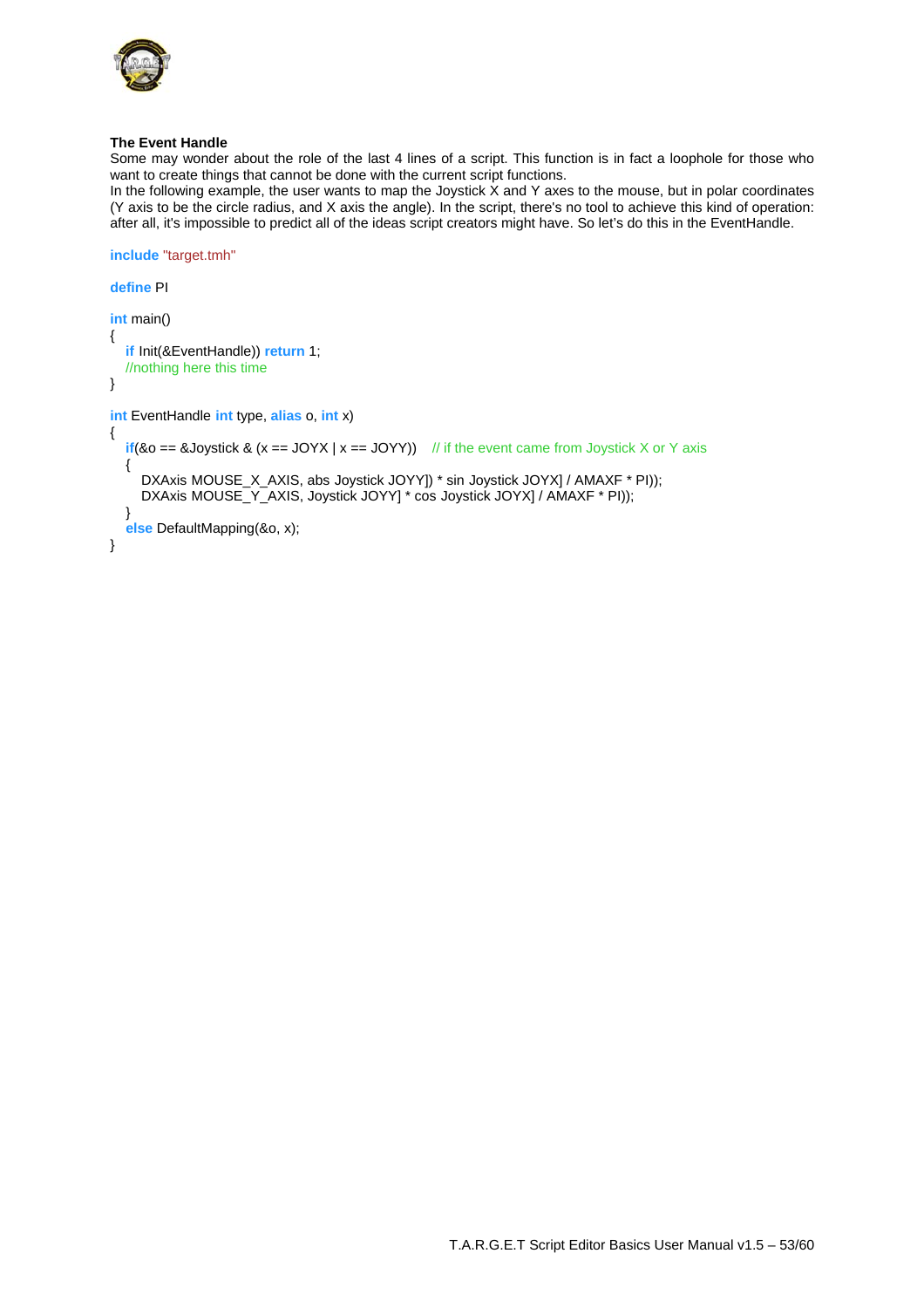**The Event Handle**

Some may wonder about the role of the last 4 lines of a script. This function is in fact a loophole for those who want to create things that cannot be done with the current script functions.

In the following example, the user wants to map the Joystick X and Y axes to the mouse, but in polar coordinates (Y axis to be the circle radius, and X axis the angle). In the script, there's no tool to achieve this kind of operation: after all, it's impossible to predict all of the ideas script creators might have. So let's do this in the EventHandle.

```
include "target.tmh"

define PI

int main()
{
   if Init(&EventHandle)) return 1;
   //nothing here this time
}

int EventHandle int type, alias o, int x)
{
   if(&o == &Joystick & (x == JOYX | x == JOYY))    // if the event came from Joystick X or Y axis
   {
      DXAxis MOUSE_X_AXIS, abs Joystick JOYY]) * sin Joystick JOYX] / AMAXF * PI));
      DXAxis MOUSE_Y_AXIS, Joystick JOYY] * cos Joystick JOYX] / AMAXF * PI));
   }
   else DefaultMapping(&o, x);
}
```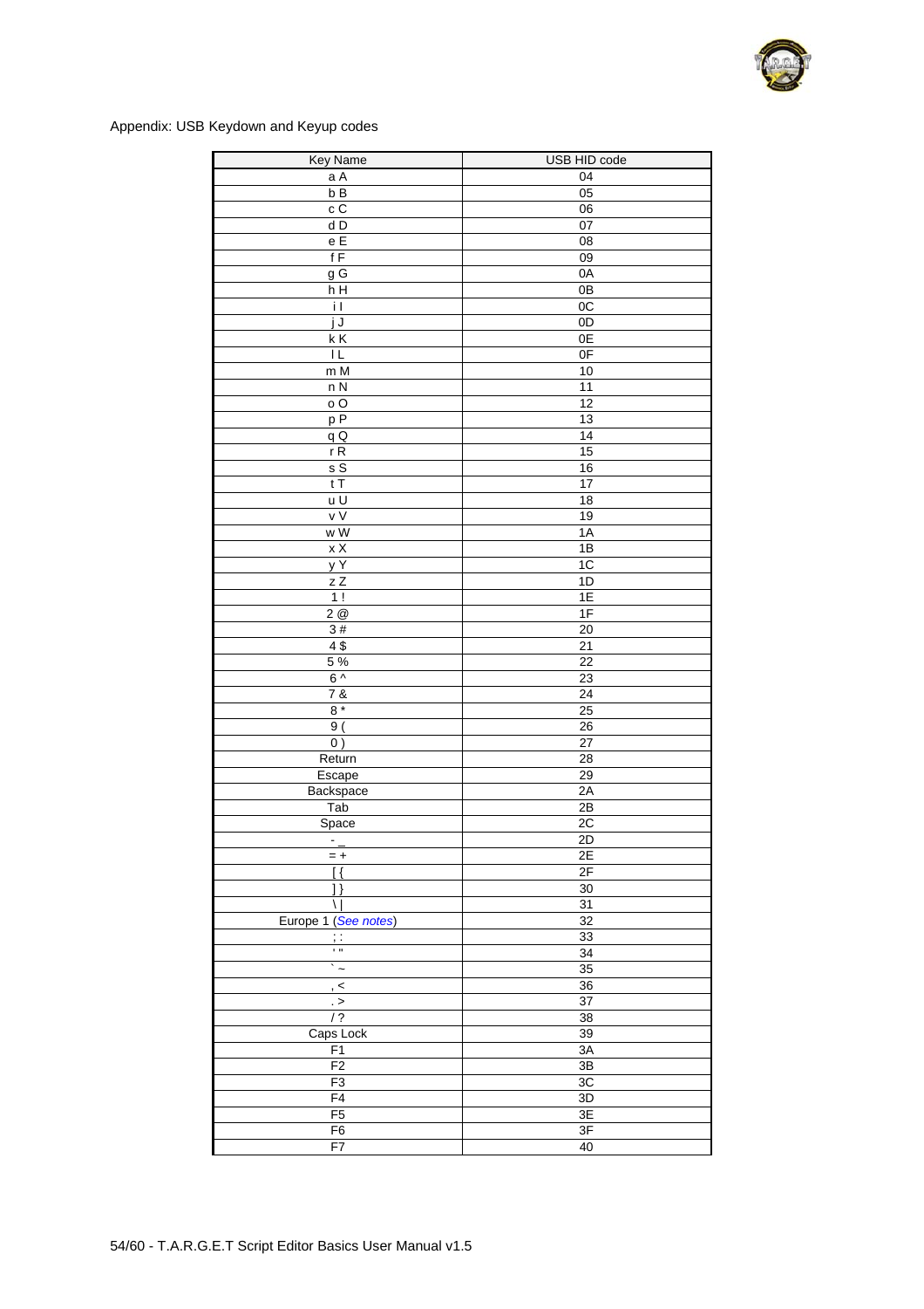Appendix: USB Keydown and Keyup codes

| Key Name | USB HID code |
|---|---|
| a A | 04 |
| b B | 05 |
| c C | 06 |
| d D | 07 |
| e E | 08 |
| f F | 09 |
| g G | 0A |
| h H | 0B |
| i I | 0C |
| j J | 0D |
| k K | 0E |
| l L | 0F |
| m M | 10 |
| n N | 11 |
| o O | 12 |
| p P | 13 |
| q Q | 14 |
| r R | 15 |
| s S | 16 |
| t T | 17 |
| u U | 18 |
| v V | 19 |
| w W | 1A |
| x X | 1B |
| y Y | 1C |
| z Z | 1D |
| 1 ! | 1E |
| 2 @ | 1F |
| 3 # | 20 |
| 4 $ | 21 |
| 5 % | 22 |
| 6 ^ | 23 |
| 7 & | 24 |
| 8 * | 25 |
| 9 ( | 26 |
| 0 ) | 27 |
| Return | 28 |
| Escape | 29 |
| Backspace | 2A |
| Tab | 2B |
| Space | 2C |
| - _ | 2D |
| = + | 2E |
| [ { | 2F |
| ] } | 30 |
| \ \| | 31 |
| Europe 1 (*See notes*) | 32 |
| ; : | 33 |
| ' " | 34 |
| ` ~ | 35 |
| , < | 36 |
| . > | 37 |
| / ? | 38 |
| Caps Lock | 39 |
| F1 | 3A |
| F2 | 3B |
| F3 | 3C |
| F4 | 3D |
| F5 | 3E |
| F6 | 3F |
| F7 | 40 |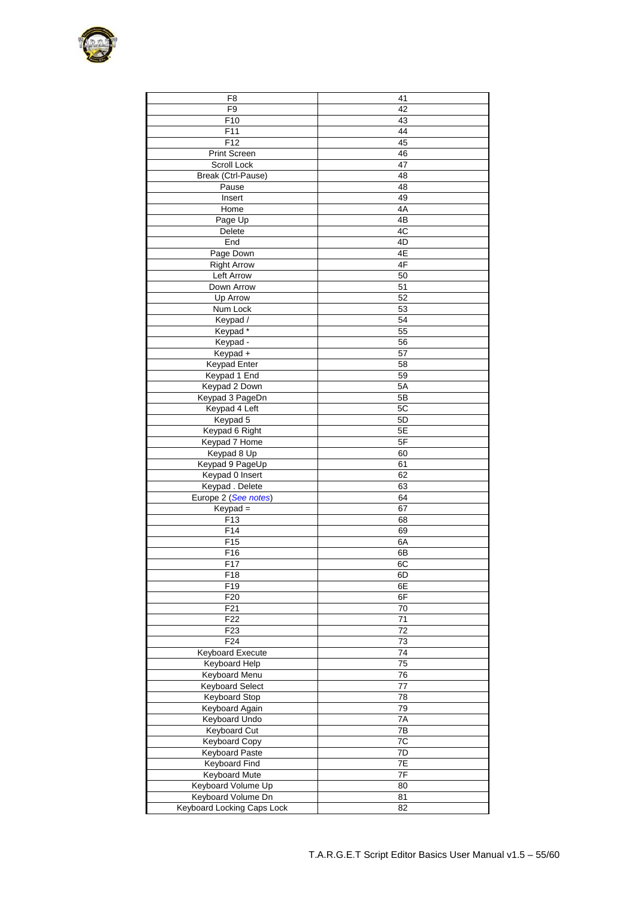| F8 | 41 |
|---|---|
| F9 | 42 |
| F10 | 43 |
| F11 | 44 |
| F12 | 45 |
| Print Screen | 46 |
| Scroll Lock | 47 |
| Break (Ctrl-Pause) | 48 |
| Pause | 48 |
| Insert | 49 |
| Home | 4A |
| Page Up | 4B |
| Delete | 4C |
| End | 4D |
| Page Down | 4E |
| Right Arrow | 4F |
| Left Arrow | 50 |
| Down Arrow | 51 |
| Up Arrow | 52 |
| Num Lock | 53 |
| Keypad / | 54 |
| Keypad * | 55 |
| Keypad - | 56 |
| Keypad + | 57 |
| Keypad Enter | 58 |
| Keypad 1 End | 59 |
| Keypad 2 Down | 5A |
| Keypad 3 PageDn | 5B |
| Keypad 4 Left | 5C |
| Keypad 5 | 5D |
| Keypad 6 Right | 5E |
| Keypad 7 Home | 5F |
| Keypad 8 Up | 60 |
| Keypad 9 PageUp | 61 |
| Keypad 0 Insert | 62 |
| Keypad . Delete | 63 |
| Europe 2 (*See notes*) | 64 |
| Keypad = | 67 |
| F13 | 68 |
| F14 | 69 |
| F15 | 6A |
| F16 | 6B |
| F17 | 6C |
| F18 | 6D |
| F19 | 6E |
| F20 | 6F |
| F21 | 70 |
| F22 | 71 |
| F23 | 72 |
| F24 | 73 |
| Keyboard Execute | 74 |
| Keyboard Help | 75 |
| Keyboard Menu | 76 |
| Keyboard Select | 77 |
| Keyboard Stop | 78 |
| Keyboard Again | 79 |
| Keyboard Undo | 7A |
| Keyboard Cut | 7B |
| Keyboard Copy | 7C |
| Keyboard Paste | 7D |
| Keyboard Find | 7E |
| Keyboard Mute | 7F |
| Keyboard Volume Up | 80 |
| Keyboard Volume Dn | 81 |
| Keyboard Locking Caps Lock | 82 |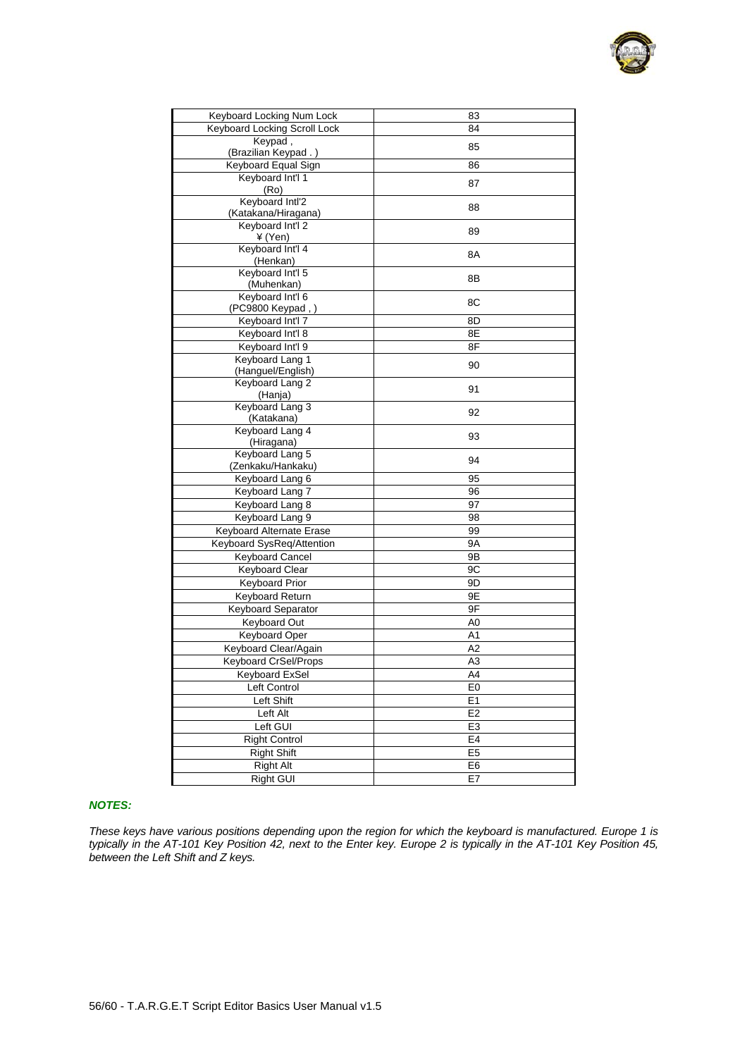| Keyboard Locking Num Lock | 83 |
|---|---|
| Keyboard Locking Scroll Lock | 84 |
| Keypad , (Brazilian Keypad . ) | 85 |
| Keyboard Equal Sign | 86 |
| Keyboard Int'l 1 (Ro) | 87 |
| Keyboard Intl'2 (Katakana/Hiragana) | 88 |
| Keyboard Int'l 2 ¥ (Yen) | 89 |
| Keyboard Int'l 4 (Henkan) | 8A |
| Keyboard Int'l 5 (Muhenkan) | 8B |
| Keyboard Int'l 6 (PC9800 Keypad , ) | 8C |
| Keyboard Int'l 7 | 8D |
| Keyboard Int'l 8 | 8E |
| Keyboard Int'l 9 | 8F |
| Keyboard Lang 1 (Hanguel/English) | 90 |
| Keyboard Lang 2 (Hanja) | 91 |
| Keyboard Lang 3 (Katakana) | 92 |
| Keyboard Lang 4 (Hiragana) | 93 |
| Keyboard Lang 5 (Zenkaku/Hankaku) | 94 |
| Keyboard Lang 6 | 95 |
| Keyboard Lang 7 | 96 |
| Keyboard Lang 8 | 97 |
| Keyboard Lang 9 | 98 |
| Keyboard Alternate Erase | 99 |
| Keyboard SysReq/Attention | 9A |
| Keyboard Cancel | 9B |
| Keyboard Clear | 9C |
| Keyboard Prior | 9D |
| Keyboard Return | 9E |
| Keyboard Separator | 9F |
| Keyboard Out | A0 |
| Keyboard Oper | A1 |
| Keyboard Clear/Again | A2 |
| Keyboard CrSel/Props | A3 |
| Keyboard ExSel | A4 |
| Left Control | E0 |
| Left Shift | E1 |
| Left Alt | E2 |
| Left GUI | E3 |
| Right Control | E4 |
| Right Shift | E5 |
| Right Alt | E6 |
| Right GUI | E7 |

***NOTES:***

*These keys have various positions depending upon the region for which the keyboard is manufactured. Europe 1 is typically in the AT-101 Key Position 42, next to the Enter key. Europe 2 is typically in the AT-101 Key Position 45, between the Left Shift and Z keys.*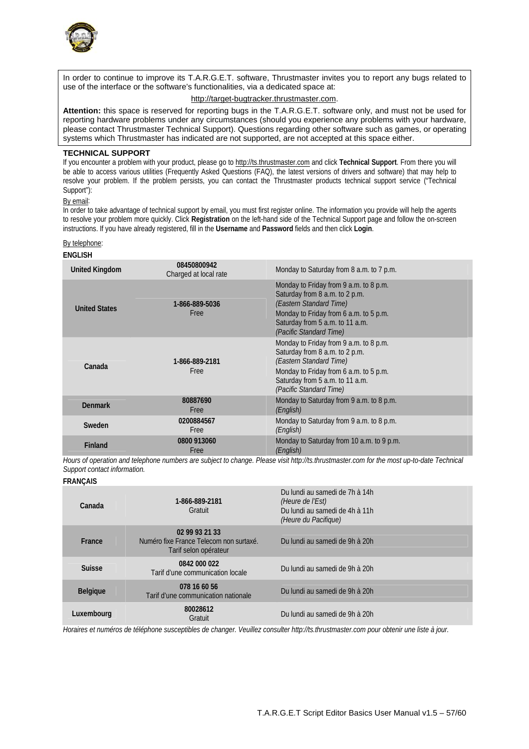In order to continue to improve its T.A.R.G.E.T. software, Thrustmaster invites you to report any bugs related to use of the interface or the software's functionalities, via a dedicated space at:

http://target-bugtracker.thrustmaster.com.

**Attention:** this space is reserved for reporting bugs in the T.A.R.G.E.T. software only, and must not be used for reporting hardware problems under any circumstances (should you experience any problems with your hardware, please contact Thrustmaster Technical Support). Questions regarding other software such as games, or operating systems which Thrustmaster has indicated are not supported, are not accepted at this space either.

**TECHNICAL SUPPORT**

If you encounter a problem with your product, please go to http://ts.thrustmaster.com and click **Technical Support**. From there you will be able to access various utilities (Frequently Asked Questions (FAQ), the latest versions of drivers and software) that may help to resolve your problem. If the problem persists, you can contact the Thrustmaster products technical support service ("Technical Support"):

By email:

In order to take advantage of technical support by email, you must first register online. The information you provide will help the agents to resolve your problem more quickly. Click **Registration** on the left-hand side of the Technical Support page and follow the on-screen instructions. If you have already registered, fill in the **Username** and **Password** fields and then click **Login**.

By telephone:

**ENGLISH**

| | | |
|---|---|---|
| **United Kingdom** | **08450800942**<br>Charged at local rate | Monday to Saturday from 8 a.m. to 7 p.m. |
| **United States** | **1-866-889-5036**<br>Free | Monday to Friday from 9 a.m. to 8 p.m.<br>Saturday from 8 a.m. to 2 p.m.<br>*(Eastern Standard Time)*<br>Monday to Friday from 6 a.m. to 5 p.m.<br>Saturday from 5 a.m. to 11 a.m.<br>*(Pacific Standard Time)* |
| **Canada** | **1-866-889-2181**<br>Free | Monday to Friday from 9 a.m. to 8 p.m.<br>Saturday from 8 a.m. to 2 p.m.<br>*(Eastern Standard Time)*<br>Monday to Friday from 6 a.m. to 5 p.m.<br>Saturday from 5 a.m. to 11 a.m.<br>*(Pacific Standard Time)* |
| **Denmark** | **80887690**<br>Free | Monday to Saturday from 9 a.m. to 8 p.m.<br>*(English)* |
| **Sweden** | **0200884567**<br>Free | Monday to Saturday from 9 a.m. to 8 p.m.<br>*(English)* |
| **Finland** | **0800 913060**<br>Free | Monday to Saturday from 10 a.m. to 9 p.m.<br>*(English)* |

*Hours of operation and telephone numbers are subject to change. Please visit http://ts.thrustmaster.com for the most up-to-date Technical Support contact information.*

**FRANÇAIS**

| | | |
|---|---|---|
| **Canada** | **1-866-889-2181**<br>Gratuit | Du lundi au samedi de 7h à 14h<br>*(Heure de l'Est)*<br>Du lundi au samedi de 4h à 11h<br>*(Heure du Pacifique)* |
| **France** | **02 99 93 21 33**<br>Numéro fixe France Telecom non surtaxé.<br>Tarif selon opérateur | Du lundi au samedi de 9h à 20h |
| **Suisse** | **0842 000 022**<br>Tarif d'une communication locale | Du lundi au samedi de 9h à 20h |
| **Belgique** | **078 16 60 56**<br>Tarif d'une communication nationale | Du lundi au samedi de 9h à 20h |
| **Luxembourg** | **80028612**<br>Gratuit | Du lundi au samedi de 9h à 20h |

*Horaires et numéros de téléphone susceptibles de changer. Veuillez consulter http://ts.thrustmaster.com pour obtenir une liste à jour.*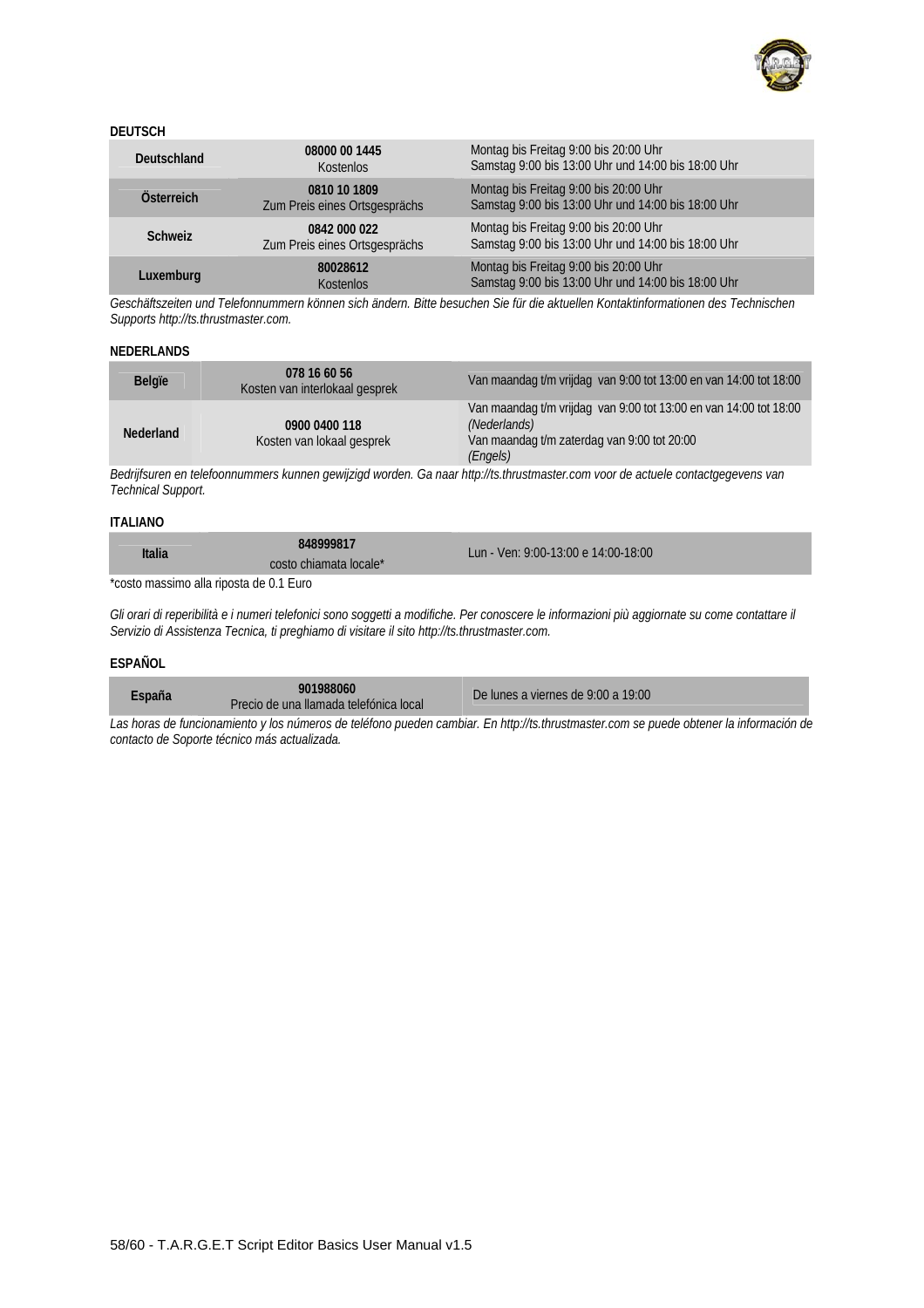**DEUTSCH**

| | | |
|---|---|---|
| **Deutschland** | **08000 00 1445**<br>Kostenlos | Montag bis Freitag 9:00 bis 20:00 Uhr<br>Samstag 9:00 bis 13:00 Uhr und 14:00 bis 18:00 Uhr |
| **Österreich** | **0810 10 1809**<br>Zum Preis eines Ortsgesprächs | Montag bis Freitag 9:00 bis 20:00 Uhr<br>Samstag 9:00 bis 13:00 Uhr und 14:00 bis 18:00 Uhr |
| **Schweiz** | **0842 000 022**<br>Zum Preis eines Ortsgesprächs | Montag bis Freitag 9:00 bis 20:00 Uhr<br>Samstag 9:00 bis 13:00 Uhr und 14:00 bis 18:00 Uhr |
| **Luxemburg** | **80028612**<br>Kostenlos | Montag bis Freitag 9:00 bis 20:00 Uhr<br>Samstag 9:00 bis 13:00 Uhr und 14:00 bis 18:00 Uhr |

*Geschäftszeiten und Telefonnummern können sich ändern. Bitte besuchen Sie für die aktuellen Kontaktinformationen des Technischen Supports http://ts.thrustmaster.com.*

**NEDERLANDS**

| | | |
|---|---|---|
| **Belgïe** | **078 16 60 56**<br>Kosten van interlokaal gesprek | Van maandag t/m vrijdag van 9:00 tot 13:00 en van 14:00 tot 18:00 |
| **Nederland** | **0900 0400 118**<br>Kosten van lokaal gesprek | Van maandag t/m vrijdag van 9:00 tot 13:00 en van 14:00 tot 18:00<br>*(Nederlands)*<br>Van maandag t/m zaterdag van 9:00 tot 20:00<br>*(Engels)* |

*Bedrijfsuren en telefoonnummers kunnen gewijzigd worden. Ga naar http://ts.thrustmaster.com voor de actuele contactgegevens van Technical Support.*

**ITALIANO**

| | | |
|---|---|---|
| **Italia** | **848999817**<br>costo chiamata locale* | Lun - Ven: 9:00-13:00 e 14:00-18:00 |

*costo massimo alla riposta de 0.1 Euro

*Gli orari di reperibilità e i numeri telefonici sono soggetti a modifiche. Per conoscere le informazioni più aggiornate su come contattare il Servizio di Assistenza Tecnica, ti preghiamo di visitare il sito http://ts.thrustmaster.com.*

**ESPAÑOL**

| | | |
|---|---|---|
| **España** | **901988060**<br>Precio de una llamada telefónica local | De lunes a viernes de 9:00 a 19:00 |

*Las horas de funcionamiento y los números de teléfono pueden cambiar. En http://ts.thrustmaster.com se puede obtener la información de contacto de Soporte técnico más actualizada.*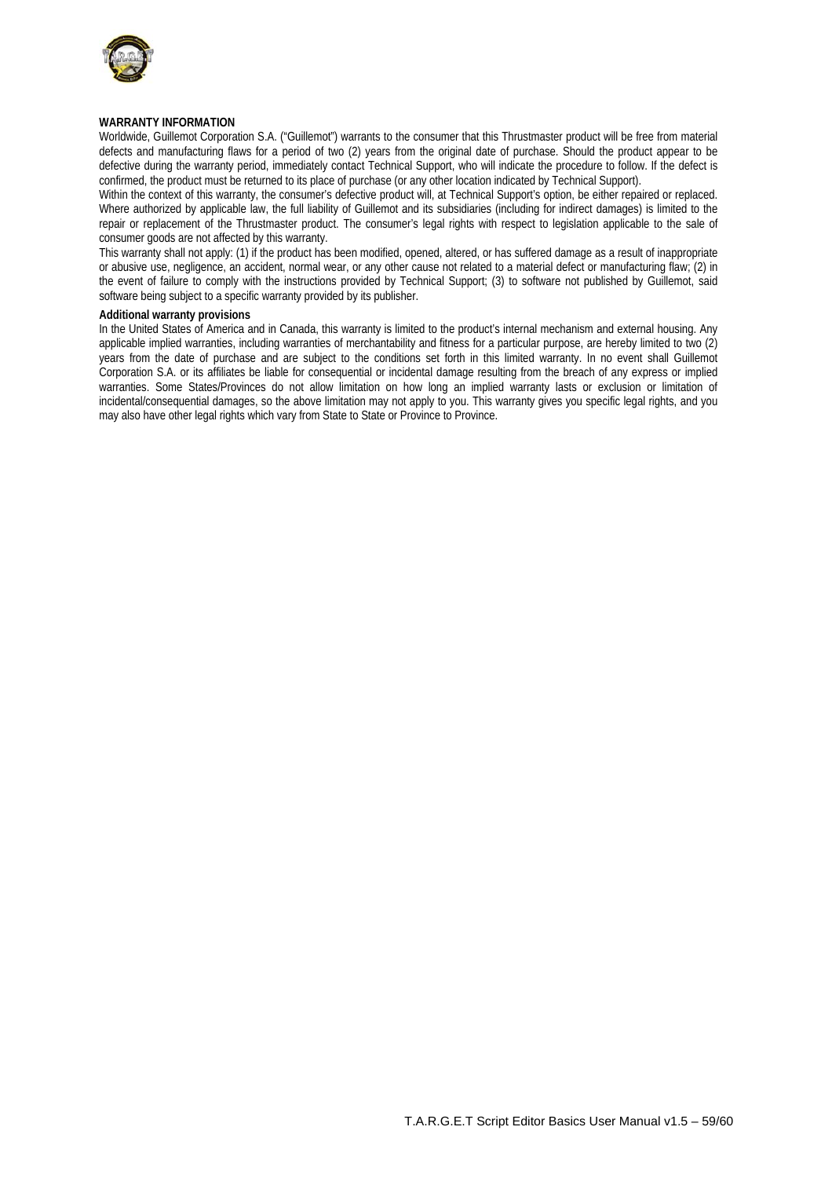**WARRANTY INFORMATION**

Worldwide, Guillemot Corporation S.A. ("Guillemot") warrants to the consumer that this Thrustmaster product will be free from material defects and manufacturing flaws for a period of two (2) years from the original date of purchase. Should the product appear to be defective during the warranty period, immediately contact Technical Support, who will indicate the procedure to follow. If the defect is confirmed, the product must be returned to its place of purchase (or any other location indicated by Technical Support).

Within the context of this warranty, the consumer's defective product will, at Technical Support's option, be either repaired or replaced. Where authorized by applicable law, the full liability of Guillemot and its subsidiaries (including for indirect damages) is limited to the repair or replacement of the Thrustmaster product. The consumer's legal rights with respect to legislation applicable to the sale of consumer goods are not affected by this warranty.

This warranty shall not apply: (1) if the product has been modified, opened, altered, or has suffered damage as a result of inappropriate or abusive use, negligence, an accident, normal wear, or any other cause not related to a material defect or manufacturing flaw; (2) in the event of failure to comply with the instructions provided by Technical Support; (3) to software not published by Guillemot, said software being subject to a specific warranty provided by its publisher.

**Additional warranty provisions**

In the United States of America and in Canada, this warranty is limited to the product's internal mechanism and external housing. Any applicable implied warranties, including warranties of merchantability and fitness for a particular purpose, are hereby limited to two (2) years from the date of purchase and are subject to the conditions set forth in this limited warranty. In no event shall Guillemot Corporation S.A. or its affiliates be liable for consequential or incidental damage resulting from the breach of any express or implied warranties. Some States/Provinces do not allow limitation on how long an implied warranty lasts or exclusion or limitation of incidental/consequential damages, so the above limitation may not apply to you. This warranty gives you specific legal rights, and you may also have other legal rights which vary from State to State or Province to Province.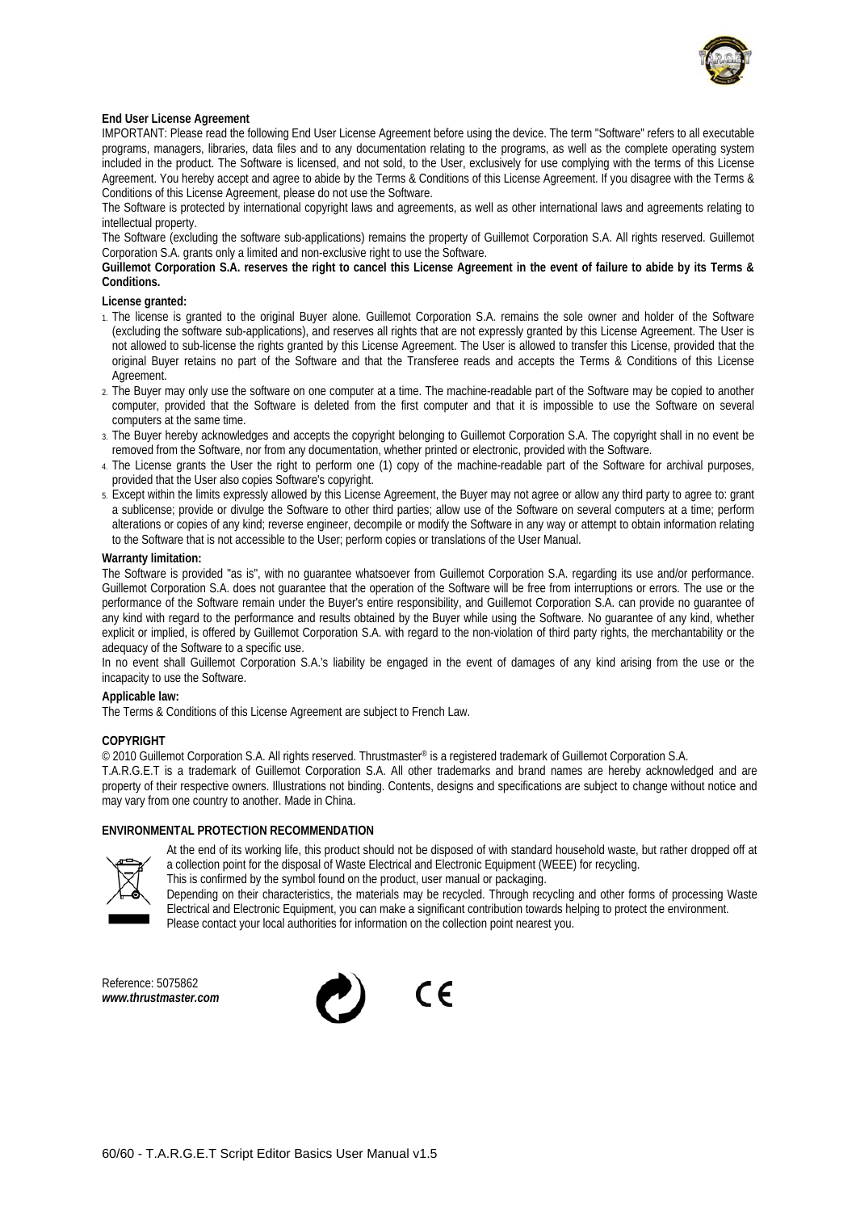**End User License Agreement**

IMPORTANT: Please read the following End User License Agreement before using the device. The term "Software" refers to all executable programs, managers, libraries, data files and to any documentation relating to the programs, as well as the complete operating system included in the product. The Software is licensed, and not sold, to the User, exclusively for use complying with the terms of this License Agreement. You hereby accept and agree to abide by the Terms & Conditions of this License Agreement. If you disagree with the Terms & Conditions of this License Agreement, please do not use the Software.

The Software is protected by international copyright laws and agreements, as well as other international laws and agreements relating to intellectual property.

The Software (excluding the software sub-applications) remains the property of Guillemot Corporation S.A. All rights reserved. Guillemot Corporation S.A. grants only a limited and non-exclusive right to use the Software.

**Guillemot Corporation S.A. reserves the right to cancel this License Agreement in the event of failure to abide by its Terms & Conditions.**

**License granted:**

1. The license is granted to the original Buyer alone. Guillemot Corporation S.A. remains the sole owner and holder of the Software (excluding the software sub-applications), and reserves all rights that are not expressly granted by this License Agreement. The User is not allowed to sub-license the rights granted by this License Agreement. The User is allowed to transfer this License, provided that the original Buyer retains no part of the Software and that the Transferee reads and accepts the Terms & Conditions of this License Agreement.
2. The Buyer may only use the software on one computer at a time. The machine-readable part of the Software may be copied to another computer, provided that the Software is deleted from the first computer and that it is impossible to use the Software on several computers at the same time.
3. The Buyer hereby acknowledges and accepts the copyright belonging to Guillemot Corporation S.A. The copyright shall in no event be removed from the Software, nor from any documentation, whether printed or electronic, provided with the Software.
4. The License grants the User the right to perform one (1) copy of the machine-readable part of the Software for archival purposes, provided that the User also copies Software's copyright.
5. Except within the limits expressly allowed by this License Agreement, the Buyer may not agree or allow any third party to agree to: grant a sublicense; provide or divulge the Software to other third parties; allow use of the Software on several computers at a time; perform alterations or copies of any kind; reverse engineer, decompile or modify the Software in any way or attempt to obtain information relating to the Software that is not accessible to the User; perform copies or translations of the User Manual.

**Warranty limitation:**

The Software is provided "as is", with no guarantee whatsoever from Guillemot Corporation S.A. regarding its use and/or performance. Guillemot Corporation S.A. does not guarantee that the operation of the Software will be free from interruptions or errors. The use or the performance of the Software remain under the Buyer's entire responsibility, and Guillemot Corporation S.A. can provide no guarantee of any kind with regard to the performance and results obtained by the Buyer while using the Software. No guarantee of any kind, whether explicit or implied, is offered by Guillemot Corporation S.A. with regard to the non-violation of third party rights, the merchantability or the adequacy of the Software to a specific use.

In no event shall Guillemot Corporation S.A.'s liability be engaged in the event of damages of any kind arising from the use or the incapacity to use the Software.

**Applicable law:**

The Terms & Conditions of this License Agreement are subject to French Law.

**COPYRIGHT**

© 2010 Guillemot Corporation S.A. All rights reserved. Thrustmaster® is a registered trademark of Guillemot Corporation S.A.

T.A.R.G.E.T is a trademark of Guillemot Corporation S.A. All other trademarks and brand names are hereby acknowledged and are property of their respective owners. Illustrations not binding. Contents, designs and specifications are subject to change without notice and may vary from one country to another. Made in China.

**ENVIRONMENTAL PROTECTION RECOMMENDATION**

At the end of its working life, this product should not be disposed of with standard household waste, but rather dropped off at a collection point for the disposal of Waste Electrical and Electronic Equipment (WEEE) for recycling.

This is confirmed by the symbol found on the product, user manual or packaging.

Depending on their characteristics, the materials may be recycled. Through recycling and other forms of processing Waste Electrical and Electronic Equipment, you can make a significant contribution towards helping to protect the environment.

Please contact your local authorities for information on the collection point nearest you.

Reference: 5075862
***www.thrustmaster.com***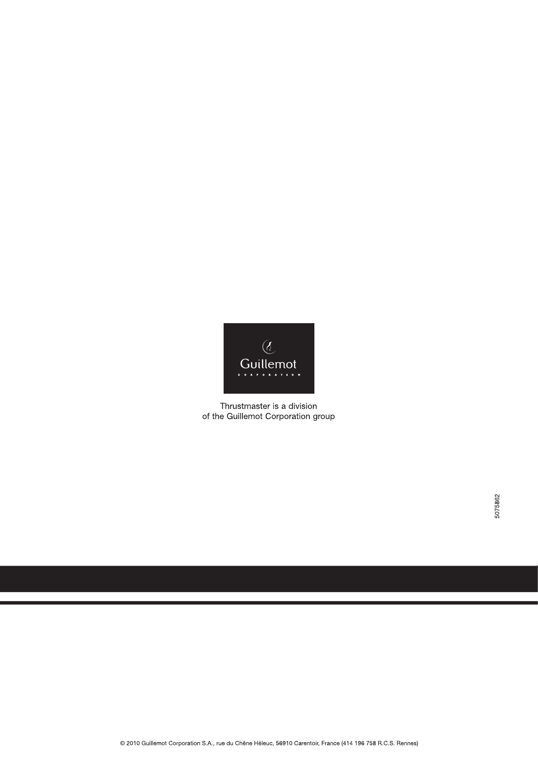Guillemot

CORPORATION

Thrustmaster is a division
of the Guillemot Corporation group

5075862

© 2010 Guillemot Corporation S.A., rue du Chêne Héleuc, 56910 Carentoir, France (414 196 758 R.C.S. Rennes)